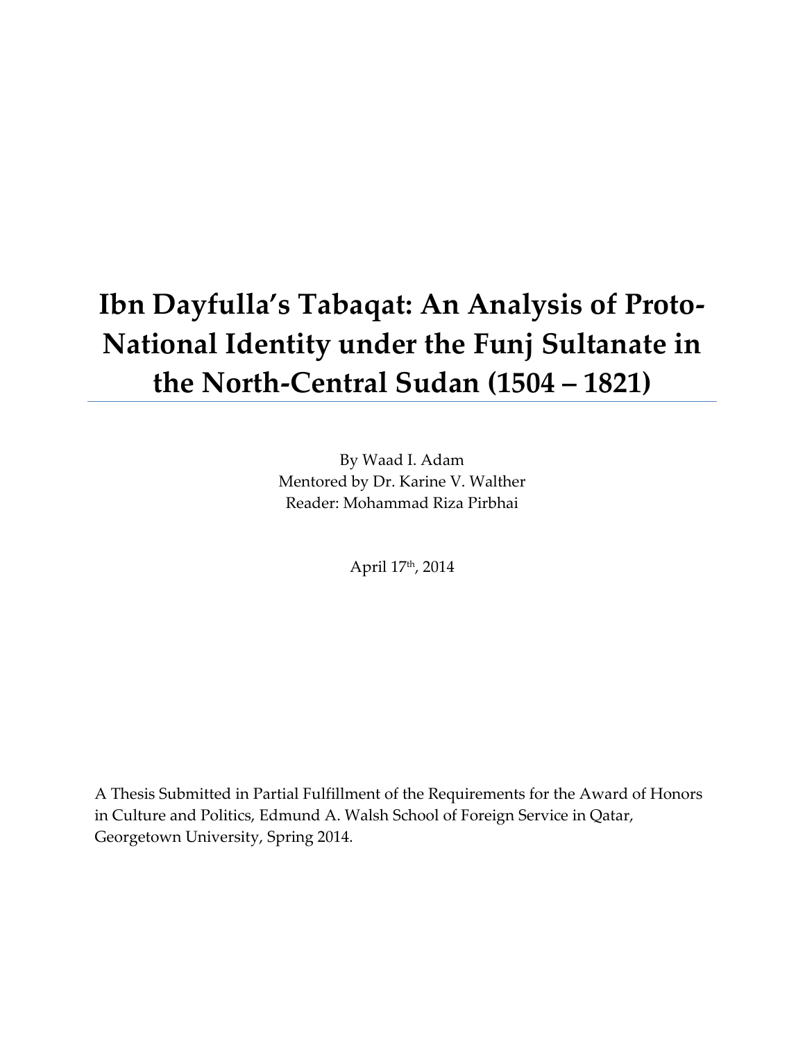# Ibn Dayfulla's Tabaqat: An Analysis of Proto-National Identity under the Funj Sultanate in the North-Central Sudan (1504 – 1821)

By Waad I. Adam
Mentored by Dr. Karine V. Walther
Reader: Mohammad Riza Pirbhai

April 17th, 2014

A Thesis Submitted in Partial Fulfillment of the Requirements for the Award of Honors in Culture and Politics, Edmund A. Walsh School of Foreign Service in Qatar, Georgetown University, Spring 2014.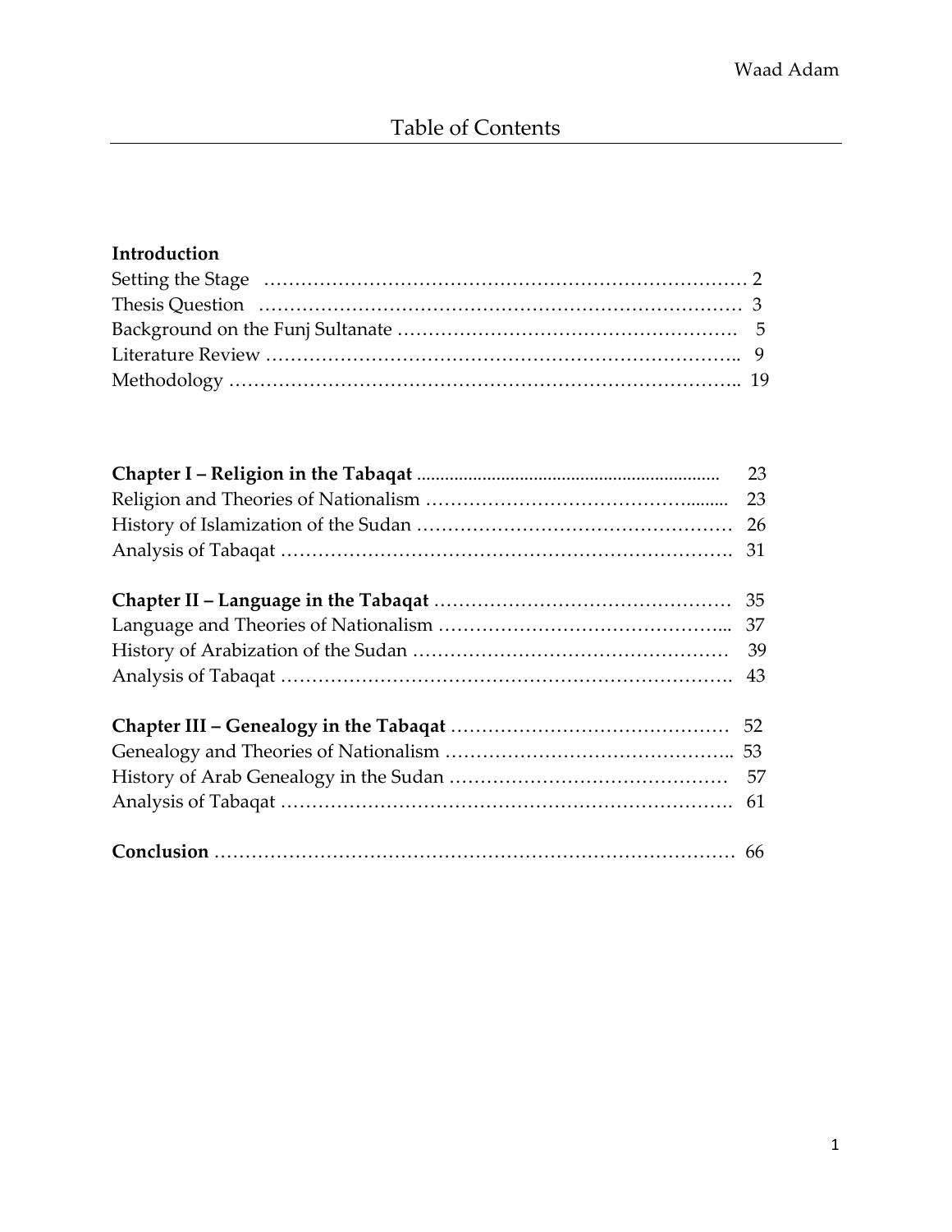# Table of Contents

**Introduction**

Setting the Stage …………………………………………………………………… 2
Thesis Question …………………………………………………………………… 3
Background on the Funj Sultanate ……………………………………………. 5
Literature Review ………………………………………………………………. 9
Methodology ……………………………………………………………………….. 19

**Chapter I – Religion in the Tabaqat** ……………………………………… 23
Religion and Theories of Nationalism ……………………………………........ 23
History of Islamization of the Sudan …………………………………………… 26
Analysis of Tabaqat ……………………………………………………………. 31

**Chapter II – Language in the Tabaqat** ………………………………………… 35
Language and Theories of Nationalism ……………………………………... 37
History of Arabization of the Sudan …………………………………………… 39
Analysis of Tabaqat ……………………………………………………………. 43

**Chapter III – Genealogy in the Tabaqat** …………………………………… 52
Genealogy and Theories of Nationalism ……………………………………….. 53
History of Arab Genealogy in the Sudan ……………………………………… 57
Analysis of Tabaqat ……………………………………………………………. 61

**Conclusion** ………………………………………………………………………… 66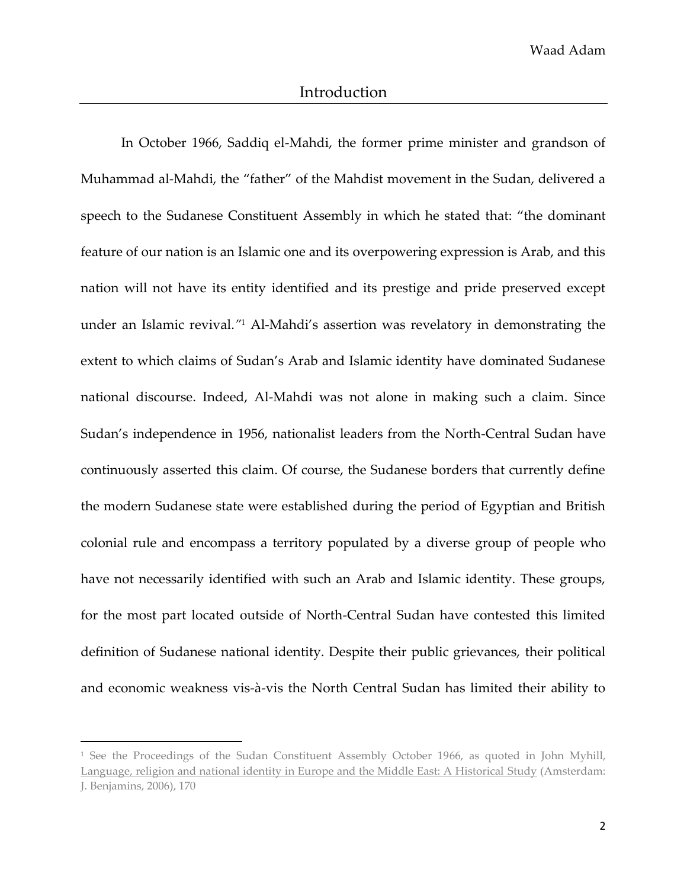# Introduction

In October 1966, Saddiq el-Mahdi, the former prime minister and grandson of Muhammad al-Mahdi, the "father" of the Mahdist movement in the Sudan, delivered a speech to the Sudanese Constituent Assembly in which he stated that: "the dominant feature of our nation is an Islamic one and its overpowering expression is Arab, and this nation will not have its entity identified and its prestige and pride preserved except under an Islamic revival."[1] Al-Mahdi's assertion was revelatory in demonstrating the extent to which claims of Sudan's Arab and Islamic identity have dominated Sudanese national discourse. Indeed, Al-Mahdi was not alone in making such a claim. Since Sudan's independence in 1956, nationalist leaders from the North-Central Sudan have continuously asserted this claim. Of course, the Sudanese borders that currently define the modern Sudanese state were established during the period of Egyptian and British colonial rule and encompass a territory populated by a diverse group of people who have not necessarily identified with such an Arab and Islamic identity. These groups, for the most part located outside of North-Central Sudan have contested this limited definition of Sudanese national identity. Despite their public grievances, their political and economic weakness vis-à-vis the North Central Sudan has limited their ability to

---

[1] See the Proceedings of the Sudan Constituent Assembly October 1966, as quoted in John Myhill, Language, religion and national identity in Europe and the Middle East: A Historical Study (Amsterdam: J. Benjamins, 2006), 170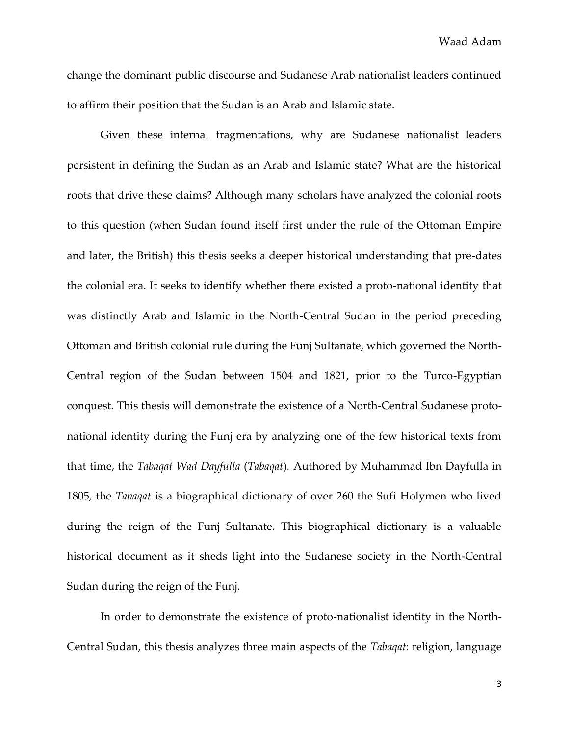change the dominant public discourse and Sudanese Arab nationalist leaders continued to affirm their position that the Sudan is an Arab and Islamic state.

Given these internal fragmentations, why are Sudanese nationalist leaders persistent in defining the Sudan as an Arab and Islamic state? What are the historical roots that drive these claims? Although many scholars have analyzed the colonial roots to this question (when Sudan found itself first under the rule of the Ottoman Empire and later, the British) this thesis seeks a deeper historical understanding that pre-dates the colonial era. It seeks to identify whether there existed a proto-national identity that was distinctly Arab and Islamic in the North-Central Sudan in the period preceding Ottoman and British colonial rule during the Funj Sultanate, which governed the North-Central region of the Sudan between 1504 and 1821, prior to the Turco-Egyptian conquest. This thesis will demonstrate the existence of a North-Central Sudanese proto-national identity during the Funj era by analyzing one of the few historical texts from that time, the *Tabaqat Wad Dayfulla* (*Tabaqat*). Authored by Muhammad Ibn Dayfulla in 1805, the *Tabaqat* is a biographical dictionary of over 260 the Sufi Holymen who lived during the reign of the Funj Sultanate. This biographical dictionary is a valuable historical document as it sheds light into the Sudanese society in the North-Central Sudan during the reign of the Funj.

In order to demonstrate the existence of proto-nationalist identity in the North-Central Sudan, this thesis analyzes three main aspects of the *Tabaqat*: religion, language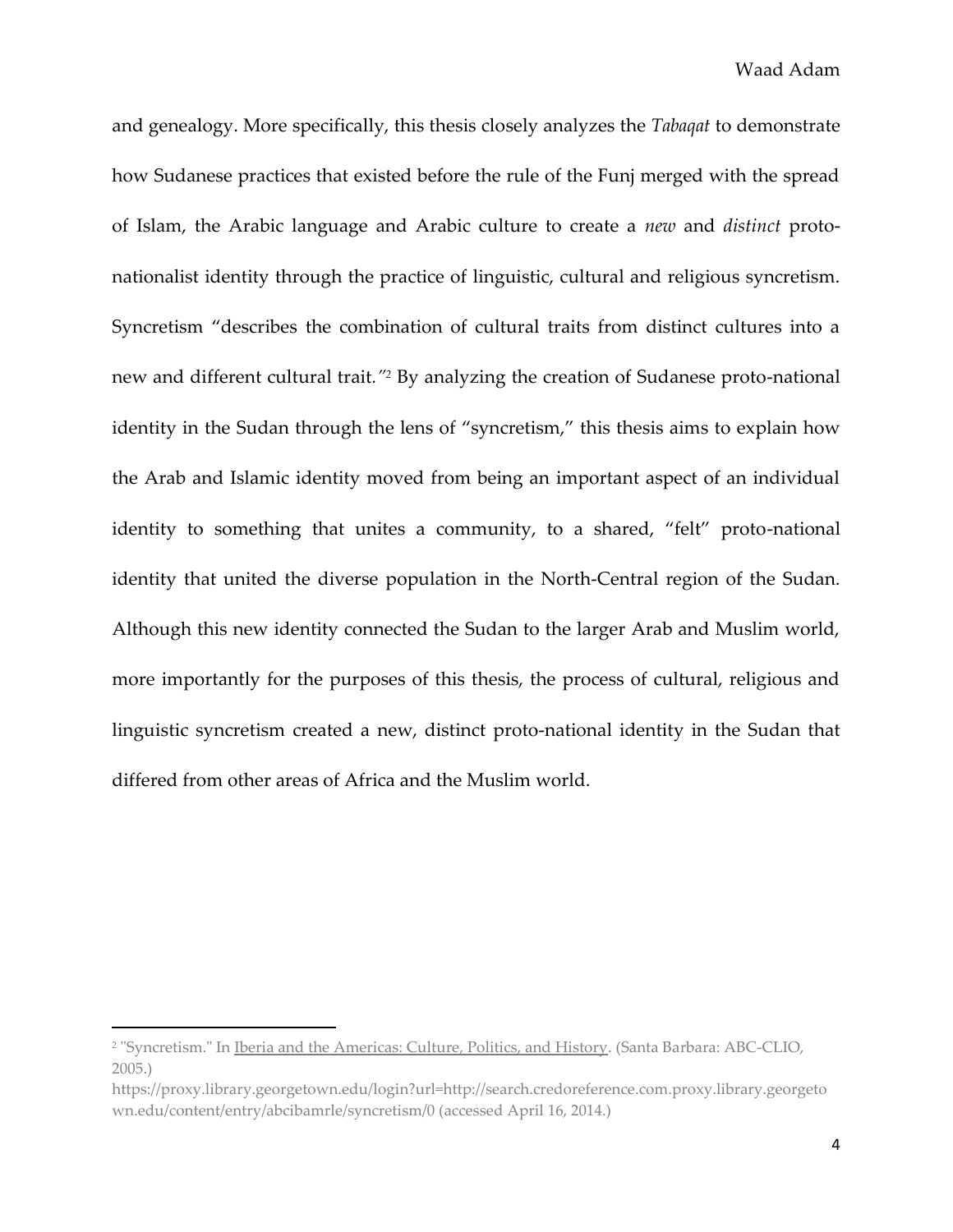and genealogy. More specifically, this thesis closely analyzes the *Tabaqat* to demonstrate how Sudanese practices that existed before the rule of the Funj merged with the spread of Islam, the Arabic language and Arabic culture to create a *new* and *distinct* proto-nationalist identity through the practice of linguistic, cultural and religious syncretism. Syncretism "describes the combination of cultural traits from distinct cultures into a new and different cultural trait."[2] By analyzing the creation of Sudanese proto-national identity in the Sudan through the lens of "syncretism," this thesis aims to explain how the Arab and Islamic identity moved from being an important aspect of an individual identity to something that unites a community, to a shared, "felt" proto-national identity that united the diverse population in the North-Central region of the Sudan. Although this new identity connected the Sudan to the larger Arab and Muslim world, more importantly for the purposes of this thesis, the process of cultural, religious and linguistic syncretism created a new, distinct proto-national identity in the Sudan that differed from other areas of Africa and the Muslim world.

---

[2] "Syncretism." In Iberia and the Americas: Culture, Politics, and History. (Santa Barbara: ABC-CLIO, 2005.) https://proxy.library.georgetown.edu/login?url=http://search.credoreference.com.proxy.library.georgetown.edu/content/entry/abcibamrle/syncretism/0 (accessed April 16, 2014.)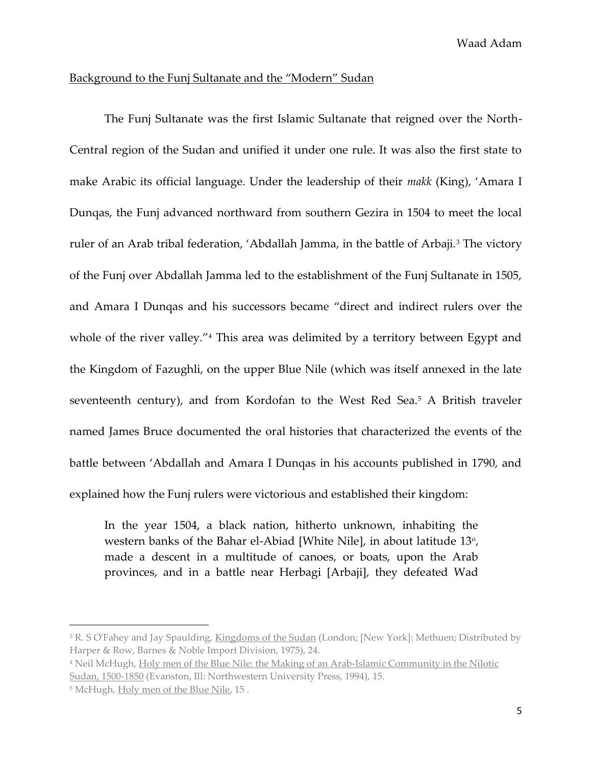<u>Background to the Funj Sultanate and the "Modern" Sudan</u>

The Funj Sultanate was the first Islamic Sultanate that reigned over the North-Central region of the Sudan and unified it under one rule. It was also the first state to make Arabic its official language. Under the leadership of their *makk* (King), 'Amara I Dunqas, the Funj advanced northward from southern Gezira in 1504 to meet the local ruler of an Arab tribal federation, 'Abdallah Jamma, in the battle of Arbaji.[3] The victory of the Funj over Abdallah Jamma led to the establishment of the Funj Sultanate in 1505, and Amara I Dunqas and his successors became "direct and indirect rulers over the whole of the river valley."[4] This area was delimited by a territory between Egypt and the Kingdom of Fazughli, on the upper Blue Nile (which was itself annexed in the late seventeenth century), and from Kordofan to the West Red Sea.[5] A British traveler named James Bruce documented the oral histories that characterized the events of the battle between 'Abdallah and Amara I Dunqas in his accounts published in 1790, and explained how the Funj rulers were victorious and established their kingdom:

> In the year 1504, a black nation, hitherto unknown, inhabiting the western banks of the Bahar el-Abiad [White Nile], in about latitude 13°, made a descent in a multitude of canoes, or boats, upon the Arab provinces, and in a battle near Herbagi [Arbaji], they defeated Wad

---

[3] R. S O'Fahey and Jay Spaulding, <u>Kingdoms of the Sudan</u> (London; [New York]: Methuen; Distributed by Harper & Row, Barnes & Noble Import Division, 1975), 24.

[4] Neil McHugh, <u>Holy men of the Blue Nile: the Making of an Arab-Islamic Community in the Nilotic Sudan, 1500-1850</u> (Evanston, Ill: Northwestern University Press, 1994), 15.

[5] McHugh, <u>Holy men of the Blue Nile</u>, 15 .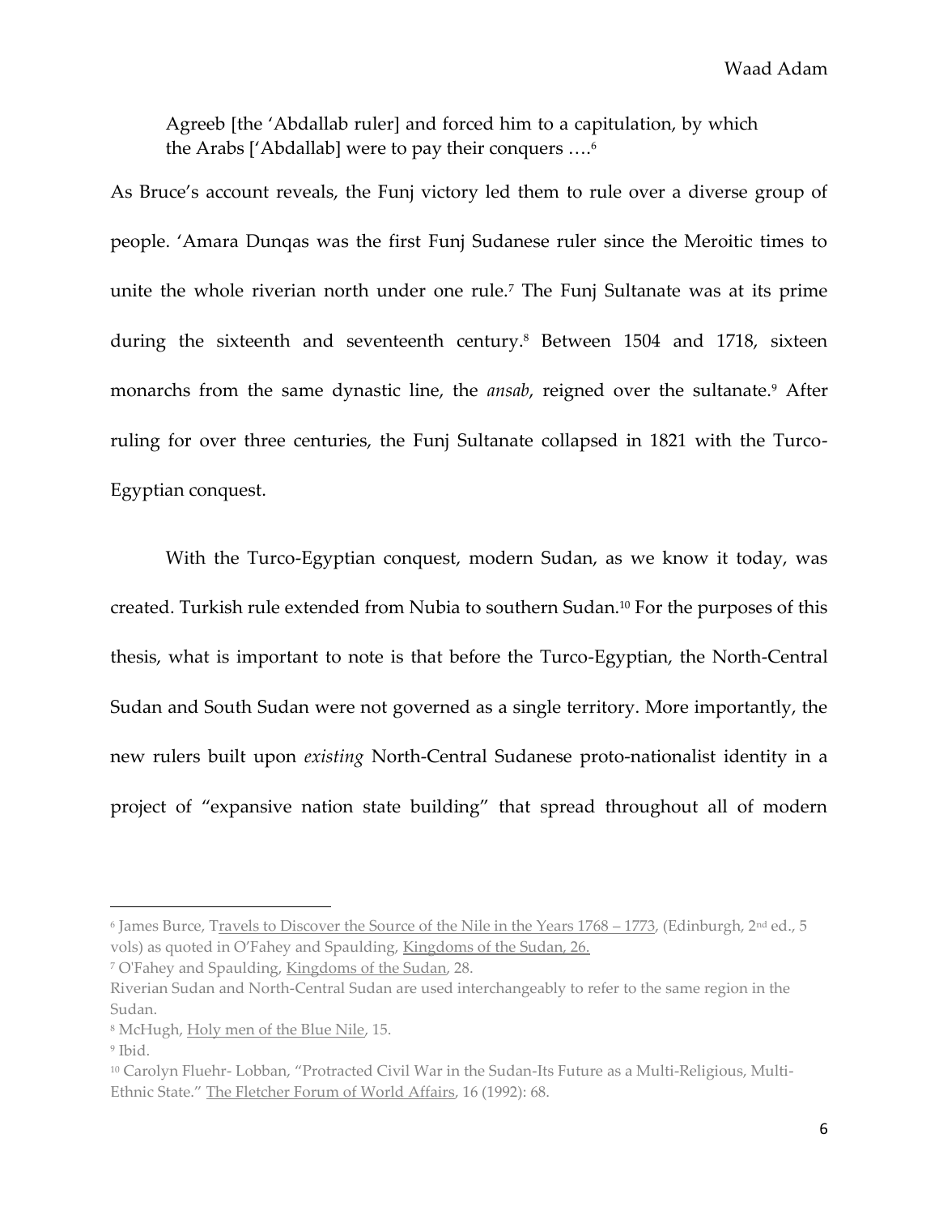> Agreeb [the 'Abdallab ruler] and forced him to a capitulation, by which the Arabs ['Abdallab] were to pay their conquers ….[6]

As Bruce's account reveals, the Funj victory led them to rule over a diverse group of people. 'Amara Dunqas was the first Funj Sudanese ruler since the Meroitic times to unite the whole riverian north under one rule.[7] The Funj Sultanate was at its prime during the sixteenth and seventeenth century.[8] Between 1504 and 1718, sixteen monarchs from the same dynastic line, the *ansab*, reigned over the sultanate.[9] After ruling for over three centuries, the Funj Sultanate collapsed in 1821 with the Turco-Egyptian conquest.

With the Turco-Egyptian conquest, modern Sudan, as we know it today, was created. Turkish rule extended from Nubia to southern Sudan.[10] For the purposes of this thesis, what is important to note is that before the Turco-Egyptian, the North-Central Sudan and South Sudan were not governed as a single territory. More importantly, the new rulers built upon *existing* North-Central Sudanese proto-nationalist identity in a project of "expansive nation state building" that spread throughout all of modern

---

[6] James Burce, Travels to Discover the Source of the Nile in the Years 1768 – 1773, (Edinburgh, 2nd ed., 5 vols) as quoted in O'Fahey and Spaulding, Kingdoms of the Sudan, 26.

[7] O'Fahey and Spaulding, Kingdoms of the Sudan, 28.

Riverian Sudan and North-Central Sudan are used interchangeably to refer to the same region in the Sudan.

[8] McHugh, Holy men of the Blue Nile, 15.

[9] Ibid.

[10] Carolyn Fluehr- Lobban, "Protracted Civil War in the Sudan-Its Future as a Multi-Religious, Multi-Ethnic State." The Fletcher Forum of World Affairs, 16 (1992): 68.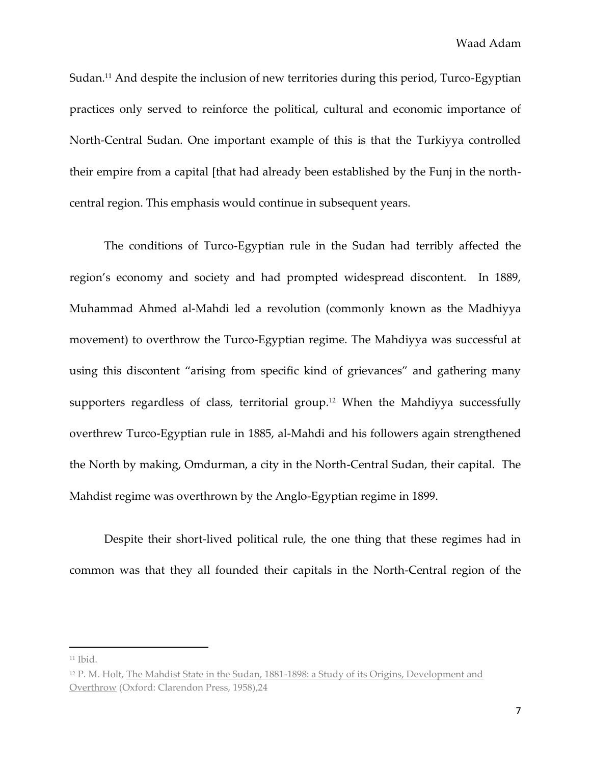Sudan.[11] And despite the inclusion of new territories during this period, Turco-Egyptian practices only served to reinforce the political, cultural and economic importance of North-Central Sudan. One important example of this is that the Turkiyya controlled their empire from a capital [that had already been established by the Funj in the north-central region. This emphasis would continue in subsequent years.

The conditions of Turco-Egyptian rule in the Sudan had terribly affected the region's economy and society and had prompted widespread discontent. In 1889, Muhammad Ahmed al-Mahdi led a revolution (commonly known as the Madhiyya movement) to overthrow the Turco-Egyptian regime. The Mahdiyya was successful at using this discontent "arising from specific kind of grievances" and gathering many supporters regardless of class, territorial group.[12] When the Mahdiyya successfully overthrew Turco-Egyptian rule in 1885, al-Mahdi and his followers again strengthened the North by making, Omdurman, a city in the North-Central Sudan, their capital. The Mahdist regime was overthrown by the Anglo-Egyptian regime in 1899.

Despite their short-lived political rule, the one thing that these regimes had in common was that they all founded their capitals in the North-Central region of the

---

[11] Ibid.

[12] P. M. Holt, The Mahdist State in the Sudan, 1881-1898: a Study of its Origins, Development and Overthrow (Oxford: Clarendon Press, 1958),24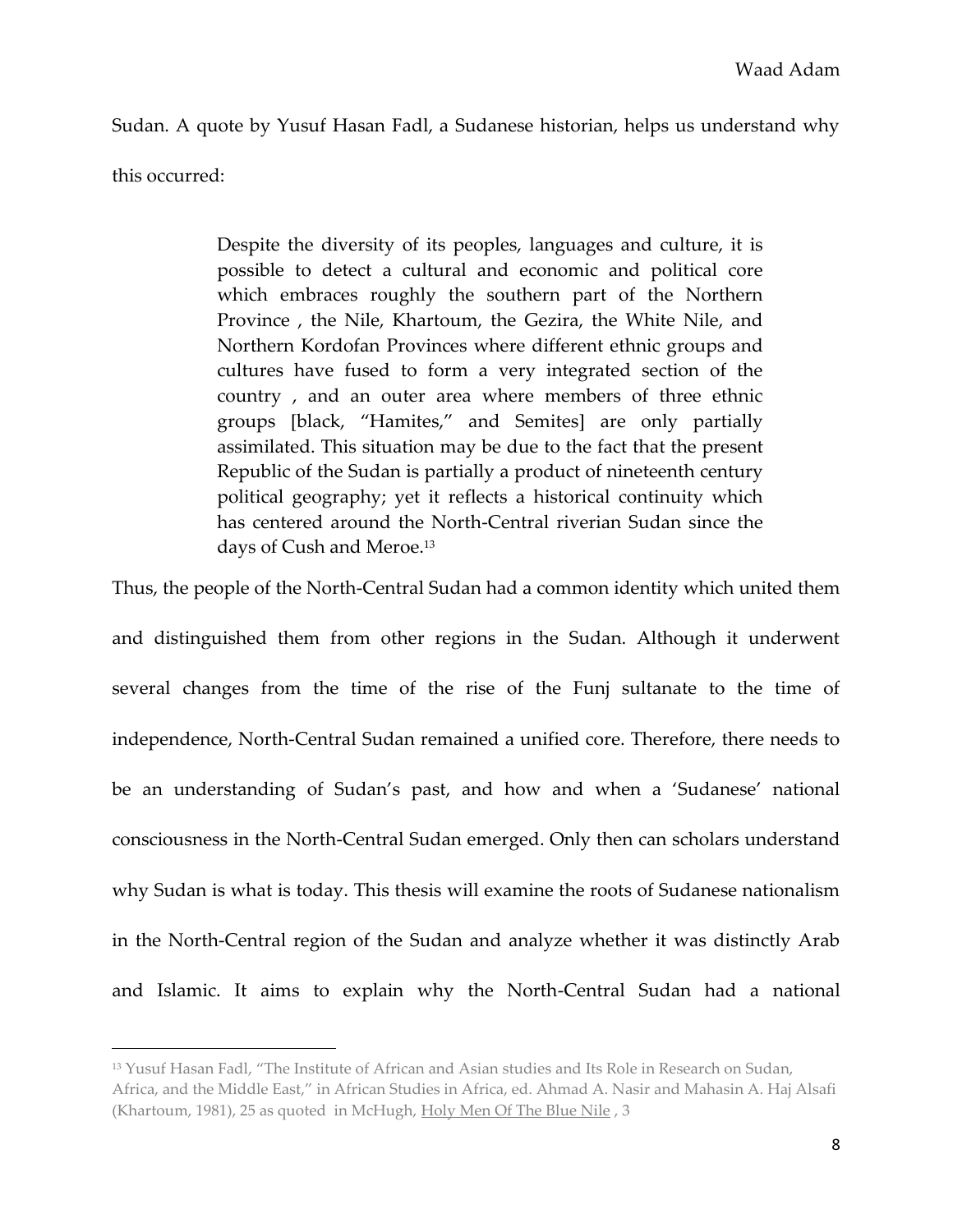Sudan. A quote by Yusuf Hasan Fadl, a Sudanese historian, helps us understand why this occurred:

> Despite the diversity of its peoples, languages and culture, it is possible to detect a cultural and economic and political core which embraces roughly the southern part of the Northern Province , the Nile, Khartoum, the Gezira, the White Nile, and Northern Kordofan Provinces where different ethnic groups and cultures have fused to form a very integrated section of the country , and an outer area where members of three ethnic groups [black, "Hamites," and Semites] are only partially assimilated. This situation may be due to the fact that the present Republic of the Sudan is partially a product of nineteenth century political geography; yet it reflects a historical continuity which has centered around the North-Central riverian Sudan since the days of Cush and Meroe.[13]

Thus, the people of the North-Central Sudan had a common identity which united them and distinguished them from other regions in the Sudan. Although it underwent several changes from the time of the rise of the Funj sultanate to the time of independence, North-Central Sudan remained a unified core. Therefore, there needs to be an understanding of Sudan's past, and how and when a 'Sudanese' national consciousness in the North-Central Sudan emerged. Only then can scholars understand why Sudan is what is today. This thesis will examine the roots of Sudanese nationalism in the North-Central region of the Sudan and analyze whether it was distinctly Arab and Islamic. It aims to explain why the North-Central Sudan had a national

---

[13] Yusuf Hasan Fadl, "The Institute of African and Asian studies and Its Role in Research on Sudan, Africa, and the Middle East," in African Studies in Africa, ed. Ahmad A. Nasir and Mahasin A. Haj Alsafi (Khartoum, 1981), 25 as quoted in McHugh, Holy Men Of The Blue Nile , 3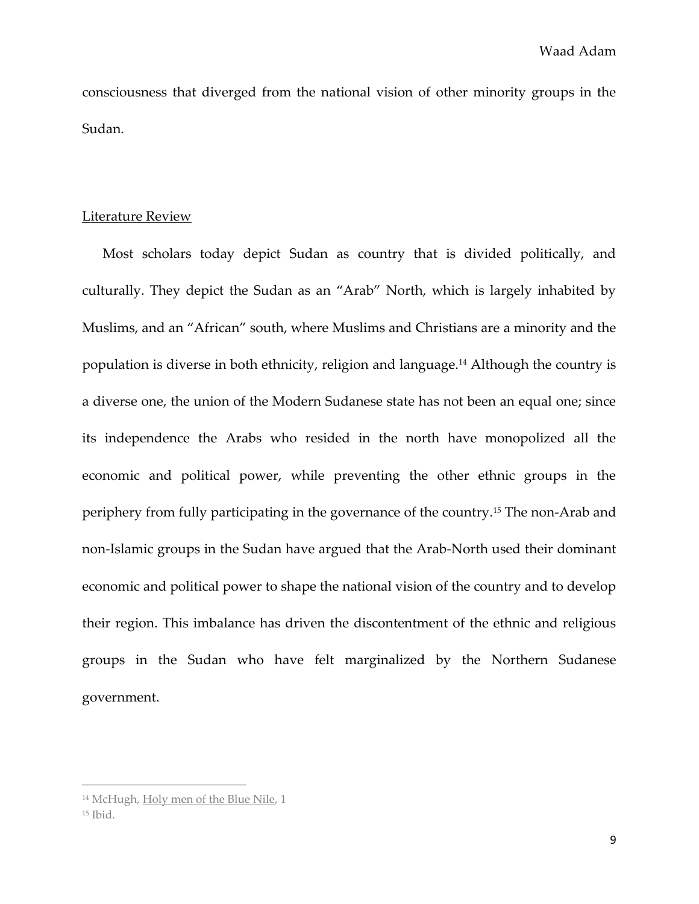consciousness that diverged from the national vision of other minority groups in the Sudan.

## Literature Review

Most scholars today depict Sudan as country that is divided politically, and culturally. They depict the Sudan as an "Arab" North, which is largely inhabited by Muslims, and an "African" south, where Muslims and Christians are a minority and the population is diverse in both ethnicity, religion and language.[14] Although the country is a diverse one, the union of the Modern Sudanese state has not been an equal one; since its independence the Arabs who resided in the north have monopolized all the economic and political power, while preventing the other ethnic groups in the periphery from fully participating in the governance of the country.[15] The non-Arab and non-Islamic groups in the Sudan have argued that the Arab-North used their dominant economic and political power to shape the national vision of the country and to develop their region. This imbalance has driven the discontentment of the ethnic and religious groups in the Sudan who have felt marginalized by the Northern Sudanese government.

---

[14] McHugh, Holy men of the Blue Nile, 1

[15] Ibid.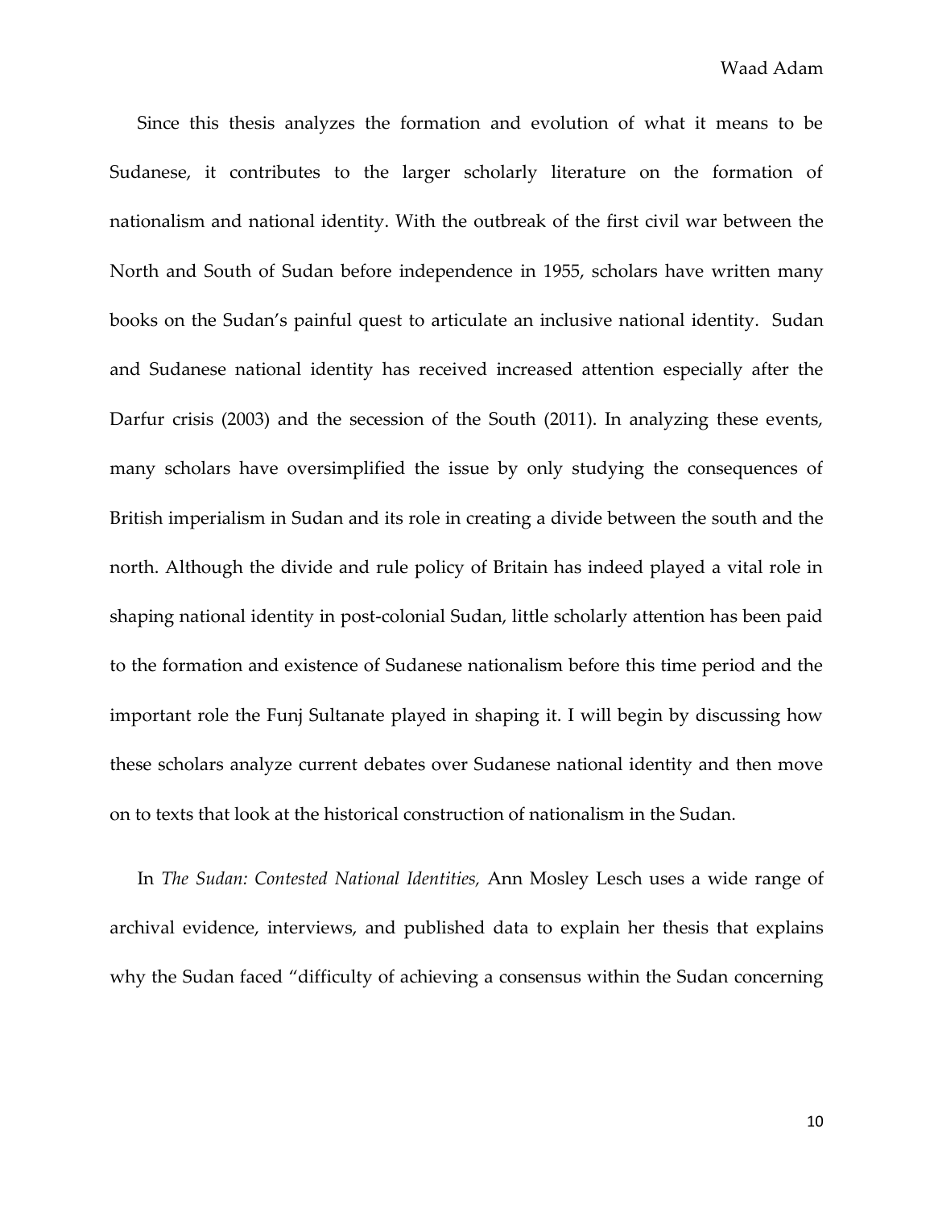Since this thesis analyzes the formation and evolution of what it means to be Sudanese, it contributes to the larger scholarly literature on the formation of nationalism and national identity. With the outbreak of the first civil war between the North and South of Sudan before independence in 1955, scholars have written many books on the Sudan's painful quest to articulate an inclusive national identity. Sudan and Sudanese national identity has received increased attention especially after the Darfur crisis (2003) and the secession of the South (2011). In analyzing these events, many scholars have oversimplified the issue by only studying the consequences of British imperialism in Sudan and its role in creating a divide between the south and the north. Although the divide and rule policy of Britain has indeed played a vital role in shaping national identity in post-colonial Sudan, little scholarly attention has been paid to the formation and existence of Sudanese nationalism before this time period and the important role the Funj Sultanate played in shaping it. I will begin by discussing how these scholars analyze current debates over Sudanese national identity and then move on to texts that look at the historical construction of nationalism in the Sudan.

In *The Sudan: Contested National Identities,* Ann Mosley Lesch uses a wide range of archival evidence, interviews, and published data to explain her thesis that explains why the Sudan faced "difficulty of achieving a consensus within the Sudan concerning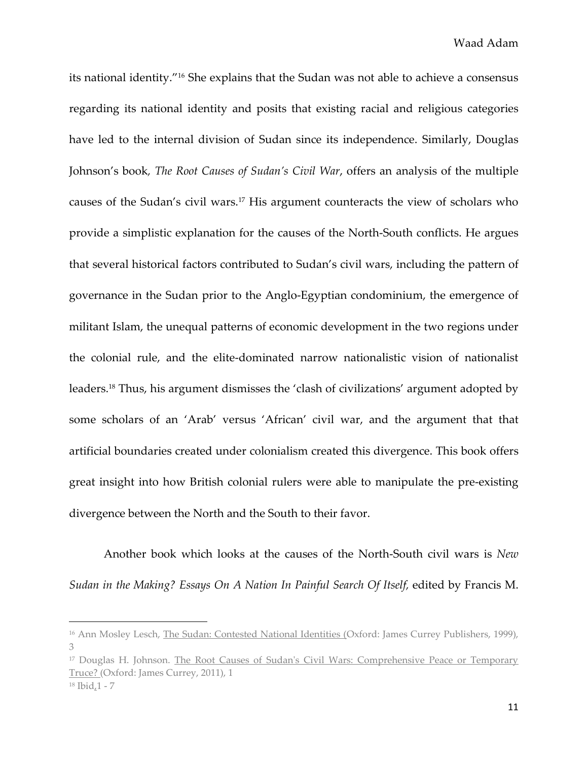its national identity."[16] She explains that the Sudan was not able to achieve a consensus regarding its national identity and posits that existing racial and religious categories have led to the internal division of Sudan since its independence. Similarly, Douglas Johnson's book, *The Root Causes of Sudan's Civil War*, offers an analysis of the multiple causes of the Sudan's civil wars.[17] His argument counteracts the view of scholars who provide a simplistic explanation for the causes of the North-South conflicts. He argues that several historical factors contributed to Sudan's civil wars, including the pattern of governance in the Sudan prior to the Anglo-Egyptian condominium, the emergence of militant Islam, the unequal patterns of economic development in the two regions under the colonial rule, and the elite-dominated narrow nationalistic vision of nationalist leaders.[18] Thus, his argument dismisses the 'clash of civilizations' argument adopted by some scholars of an 'Arab' versus 'African' civil war, and the argument that that artificial boundaries created under colonialism created this divergence. This book offers great insight into how British colonial rulers were able to manipulate the pre-existing divergence between the North and the South to their favor.

Another book which looks at the causes of the North-South civil wars is *New Sudan in the Making? Essays On A Nation In Painful Search Of Itself*, edited by Francis M.

---

[16] Ann Mosley Lesch, The Sudan: Contested National Identities (Oxford: James Currey Publishers, 1999), 3

[17] Douglas H. Johnson. The Root Causes of Sudan's Civil Wars: Comprehensive Peace or Temporary Truce? (Oxford: James Currey, 2011), 1

[18] Ibid,1 - 7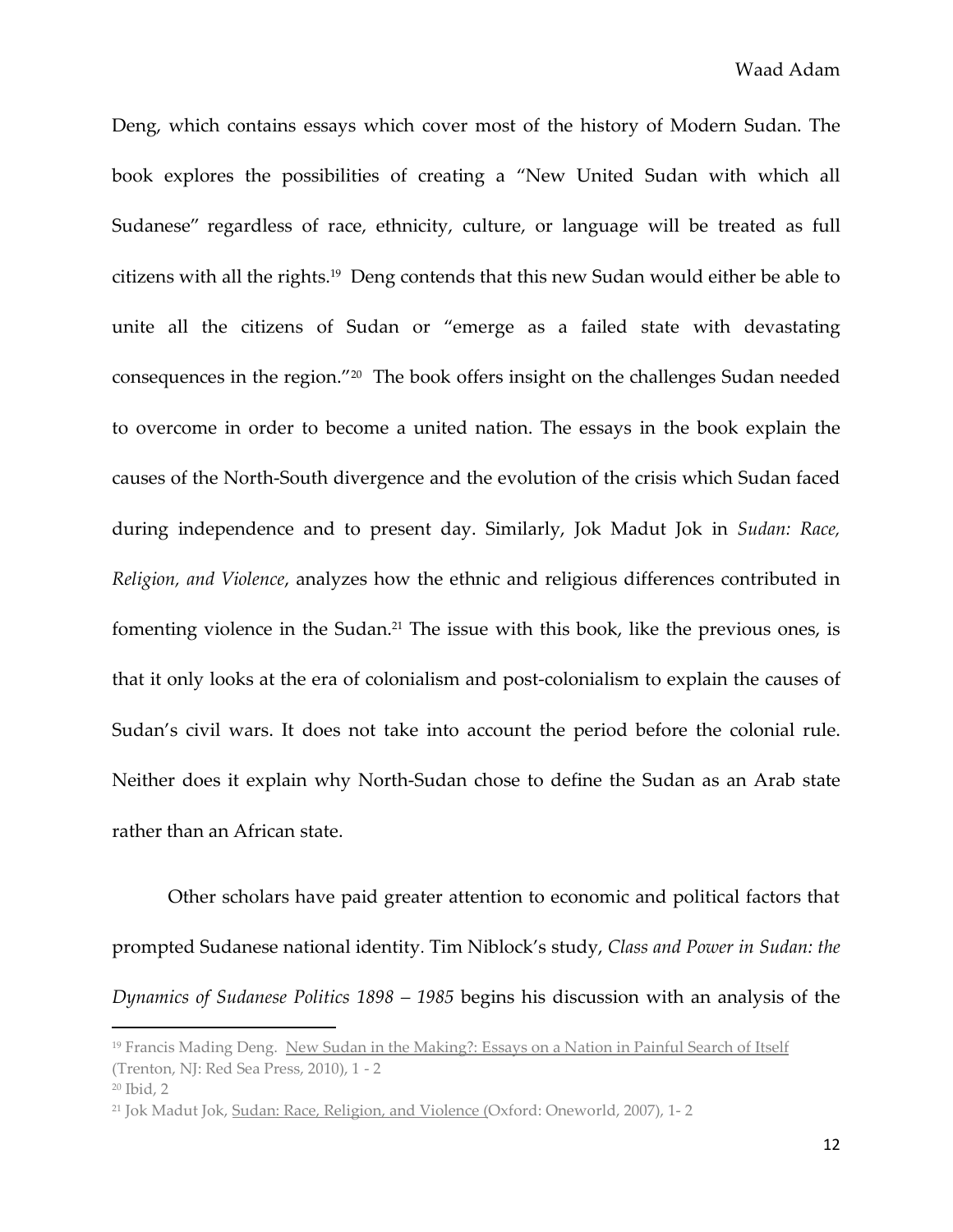Deng, which contains essays which cover most of the history of Modern Sudan. The book explores the possibilities of creating a "New United Sudan with which all Sudanese" regardless of race, ethnicity, culture, or language will be treated as full citizens with all the rights.[19] Deng contends that this new Sudan would either be able to unite all the citizens of Sudan or "emerge as a failed state with devastating consequences in the region."[20] The book offers insight on the challenges Sudan needed to overcome in order to become a united nation. The essays in the book explain the causes of the North-South divergence and the evolution of the crisis which Sudan faced during independence and to present day. Similarly, Jok Madut Jok in *Sudan: Race, Religion, and Violence*, analyzes how the ethnic and religious differences contributed in fomenting violence in the Sudan.[21] The issue with this book, like the previous ones, is that it only looks at the era of colonialism and post-colonialism to explain the causes of Sudan's civil wars. It does not take into account the period before the colonial rule. Neither does it explain why North-Sudan chose to define the Sudan as an Arab state rather than an African state.

Other scholars have paid greater attention to economic and political factors that prompted Sudanese national identity. Tim Niblock's study, *Class and Power in Sudan: the Dynamics of Sudanese Politics 1898 – 1985* begins his discussion with an analysis of the

---

[19] Francis Mading Deng. New Sudan in the Making?: Essays on a Nation in Painful Search of Itself (Trenton, NJ: Red Sea Press, 2010), 1 - 2

[20] Ibid, 2

[21] Jok Madut Jok, Sudan: Race, Religion, and Violence (Oxford: Oneworld, 2007), 1- 2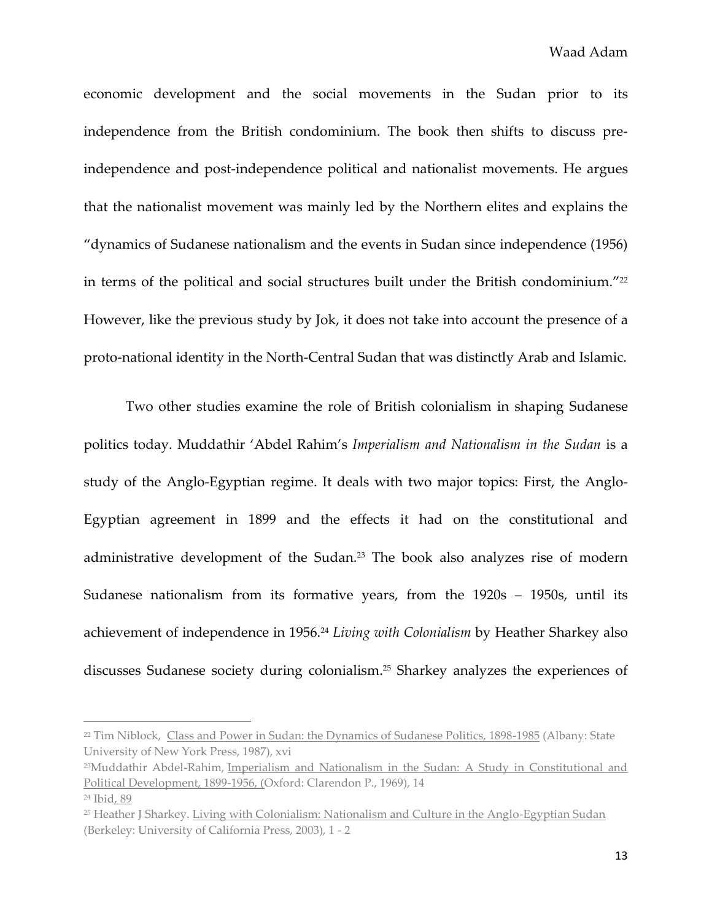economic development and the social movements in the Sudan prior to its independence from the British condominium. The book then shifts to discuss pre-independence and post-independence political and nationalist movements. He argues that the nationalist movement was mainly led by the Northern elites and explains the "dynamics of Sudanese nationalism and the events in Sudan since independence (1956) in terms of the political and social structures built under the British condominium."[22] However, like the previous study by Jok, it does not take into account the presence of a proto-national identity in the North-Central Sudan that was distinctly Arab and Islamic.

Two other studies examine the role of British colonialism in shaping Sudanese politics today. Muddathir 'Abdel Rahim's *Imperialism and Nationalism in the Sudan* is a study of the Anglo-Egyptian regime. It deals with two major topics: First, the Anglo-Egyptian agreement in 1899 and the effects it had on the constitutional and administrative development of the Sudan.[23] The book also analyzes rise of modern Sudanese nationalism from its formative years, from the 1920s – 1950s, until its achievement of independence in 1956.[24] *Living with Colonialism* by Heather Sharkey also discusses Sudanese society during colonialism.[25] Sharkey analyzes the experiences of

---

[22] Tim Niblock, Class and Power in Sudan: the Dynamics of Sudanese Politics, 1898-1985 (Albany: State University of New York Press, 1987), xvi

[23] Muddathir Abdel-Rahim, Imperialism and Nationalism in the Sudan: A Study in Constitutional and Political Development, 1899-1956, (Oxford: Clarendon P., 1969), 14

[24] Ibid, 89

[25] Heather J Sharkey. Living with Colonialism: Nationalism and Culture in the Anglo-Egyptian Sudan (Berkeley: University of California Press, 2003), 1 - 2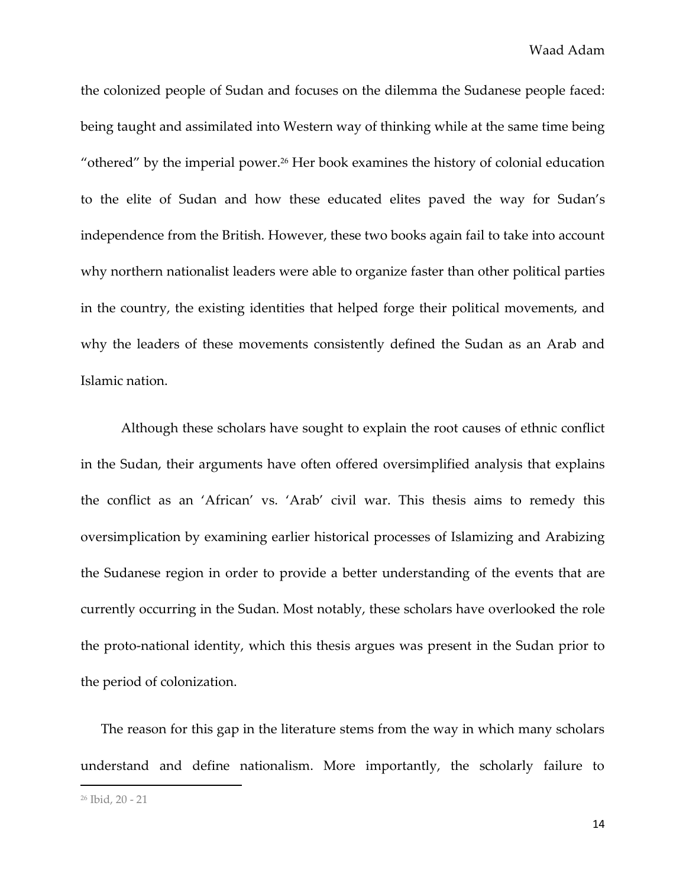the colonized people of Sudan and focuses on the dilemma the Sudanese people faced: being taught and assimilated into Western way of thinking while at the same time being "othered" by the imperial power.[26] Her book examines the history of colonial education to the elite of Sudan and how these educated elites paved the way for Sudan's independence from the British. However, these two books again fail to take into account why northern nationalist leaders were able to organize faster than other political parties in the country, the existing identities that helped forge their political movements, and why the leaders of these movements consistently defined the Sudan as an Arab and Islamic nation.

Although these scholars have sought to explain the root causes of ethnic conflict in the Sudan, their arguments have often offered oversimplified analysis that explains the conflict as an 'African' vs. 'Arab' civil war. This thesis aims to remedy this oversimplication by examining earlier historical processes of Islamizing and Arabizing the Sudanese region in order to provide a better understanding of the events that are currently occurring in the Sudan. Most notably, these scholars have overlooked the role the proto-national identity, which this thesis argues was present in the Sudan prior to the period of colonization.

The reason for this gap in the literature stems from the way in which many scholars understand and define nationalism. More importantly, the scholarly failure to

[26] Ibid, 20 - 21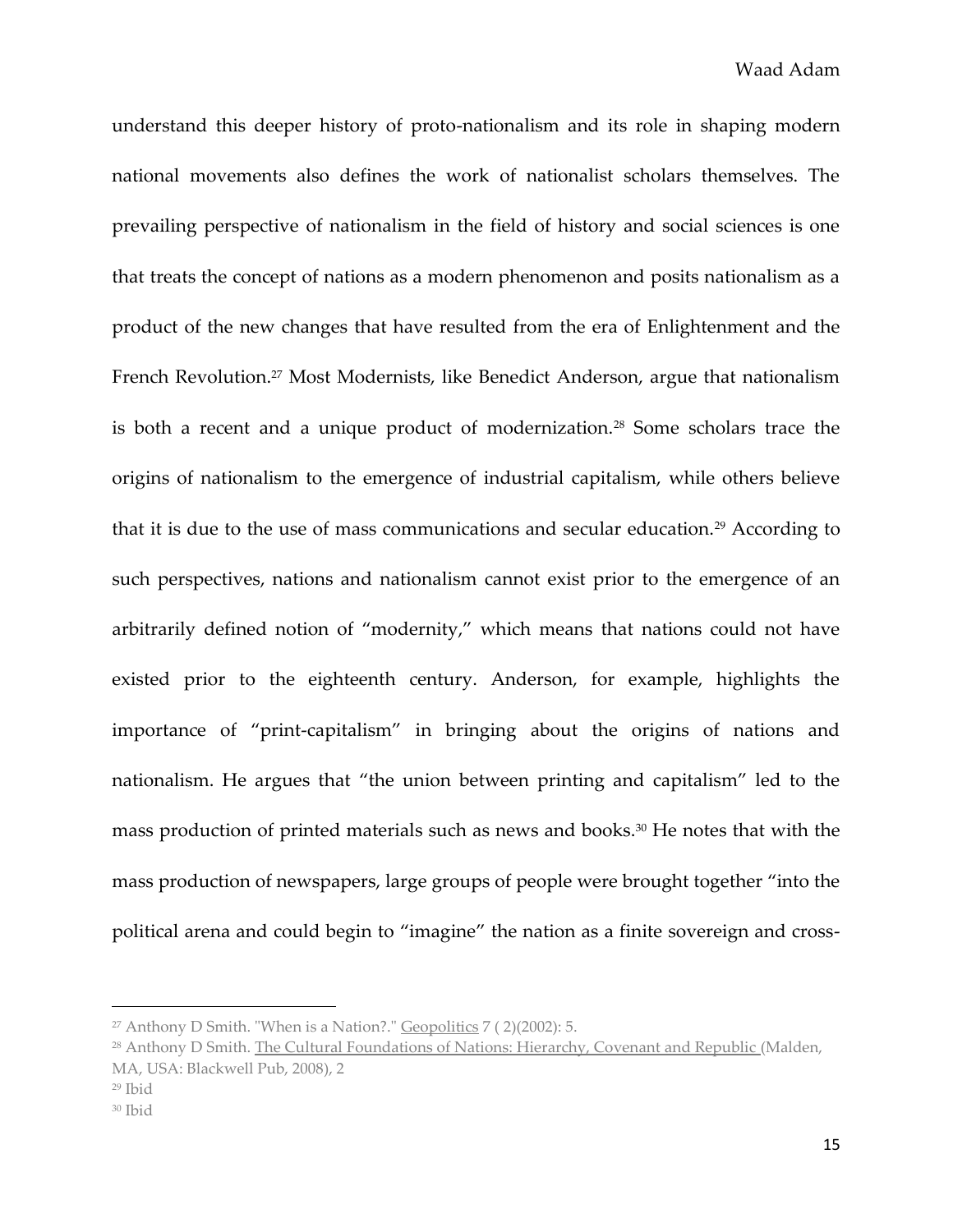understand this deeper history of proto-nationalism and its role in shaping modern national movements also defines the work of nationalist scholars themselves. The prevailing perspective of nationalism in the field of history and social sciences is one that treats the concept of nations as a modern phenomenon and posits nationalism as a product of the new changes that have resulted from the era of Enlightenment and the French Revolution.[27] Most Modernists, like Benedict Anderson, argue that nationalism is both a recent and a unique product of modernization.[28] Some scholars trace the origins of nationalism to the emergence of industrial capitalism, while others believe that it is due to the use of mass communications and secular education.[29] According to such perspectives, nations and nationalism cannot exist prior to the emergence of an arbitrarily defined notion of "modernity," which means that nations could not have existed prior to the eighteenth century. Anderson, for example, highlights the importance of "print-capitalism" in bringing about the origins of nations and nationalism. He argues that "the union between printing and capitalism" led to the mass production of printed materials such as news and books.[30] He notes that with the mass production of newspapers, large groups of people were brought together "into the political arena and could begin to "imagine" the nation as a finite sovereign and cross-

---

[27] Anthony D Smith. "When is a Nation?." Geopolitics 7 ( 2)(2002): 5.

[28] Anthony D Smith. The Cultural Foundations of Nations: Hierarchy, Covenant and Republic (Malden, MA, USA: Blackwell Pub, 2008), 2

[29] Ibid

[30] Ibid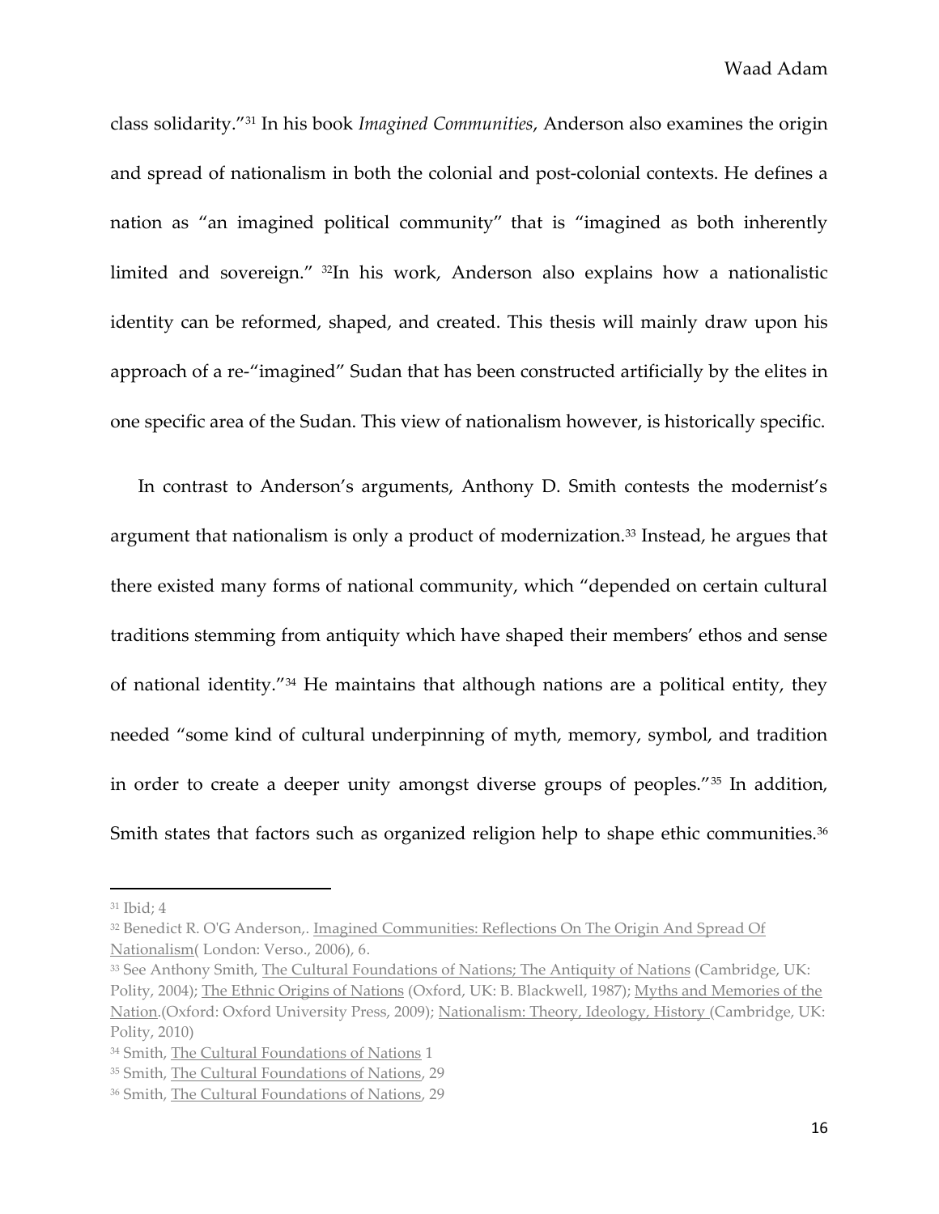class solidarity."[31] In his book *Imagined Communities*, Anderson also examines the origin and spread of nationalism in both the colonial and post-colonial contexts. He defines a nation as "an imagined political community" that is "imagined as both inherently limited and sovereign." [32]In his work, Anderson also explains how a nationalistic identity can be reformed, shaped, and created. This thesis will mainly draw upon his approach of a re-"imagined" Sudan that has been constructed artificially by the elites in one specific area of the Sudan. This view of nationalism however, is historically specific.

In contrast to Anderson's arguments, Anthony D. Smith contests the modernist's argument that nationalism is only a product of modernization.[33] Instead, he argues that there existed many forms of national community, which "depended on certain cultural traditions stemming from antiquity which have shaped their members' ethos and sense of national identity."[34] He maintains that although nations are a political entity, they needed "some kind of cultural underpinning of myth, memory, symbol, and tradition in order to create a deeper unity amongst diverse groups of peoples."[35] In addition, Smith states that factors such as organized religion help to shape ethic communities.[36]

---

[31] Ibid; 4

[32] Benedict R. O'G Anderson,. Imagined Communities: Reflections On The Origin And Spread Of Nationalism( London: Verso., 2006), 6.

[33] See Anthony Smith, The Cultural Foundations of Nations; The Antiquity of Nations (Cambridge, UK: Polity, 2004); The Ethnic Origins of Nations (Oxford, UK: B. Blackwell, 1987); Myths and Memories of the Nation.(Oxford: Oxford University Press, 2009); Nationalism: Theory, Ideology, History (Cambridge, UK: Polity, 2010)

[34] Smith, The Cultural Foundations of Nations 1

[35] Smith, The Cultural Foundations of Nations, 29

[36] Smith, The Cultural Foundations of Nations, 29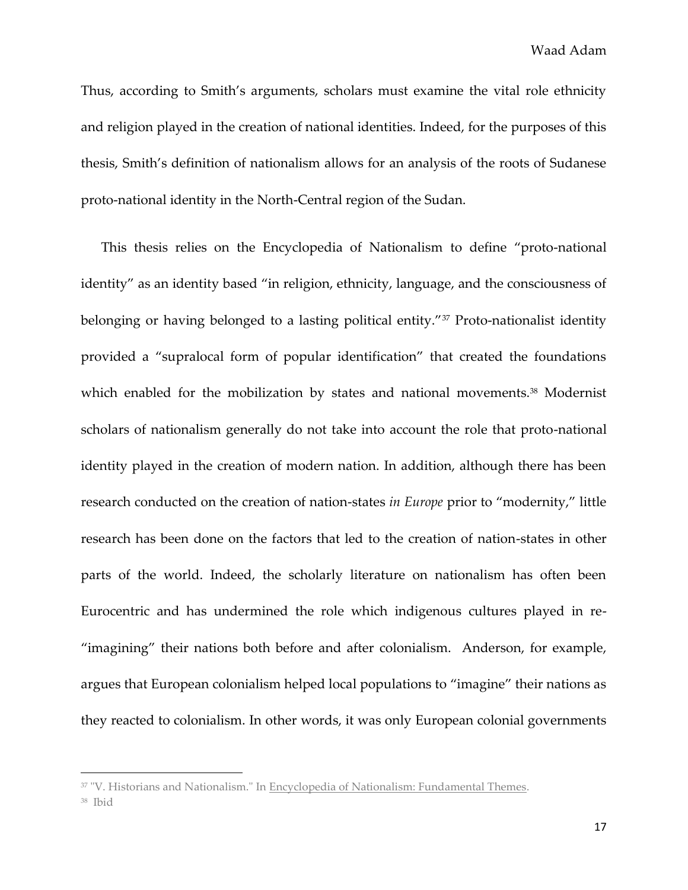Thus, according to Smith's arguments, scholars must examine the vital role ethnicity and religion played in the creation of national identities. Indeed, for the purposes of this thesis, Smith's definition of nationalism allows for an analysis of the roots of Sudanese proto-national identity in the North-Central region of the Sudan.

This thesis relies on the Encyclopedia of Nationalism to define "proto-national identity" as an identity based "in religion, ethnicity, language, and the consciousness of belonging or having belonged to a lasting political entity."[37] Proto-nationalist identity provided a "supralocal form of popular identification" that created the foundations which enabled for the mobilization by states and national movements.[38] Modernist scholars of nationalism generally do not take into account the role that proto-national identity played in the creation of modern nation. In addition, although there has been research conducted on the creation of nation-states *in Europe* prior to "modernity," little research has been done on the factors that led to the creation of nation-states in other parts of the world. Indeed, the scholarly literature on nationalism has often been Eurocentric and has undermined the role which indigenous cultures played in re-"imagining" their nations both before and after colonialism. Anderson, for example, argues that European colonialism helped local populations to "imagine" their nations as they reacted to colonialism. In other words, it was only European colonial governments

---

[37] "V. Historians and Nationalism." In Encyclopedia of Nationalism: Fundamental Themes.

[38] Ibid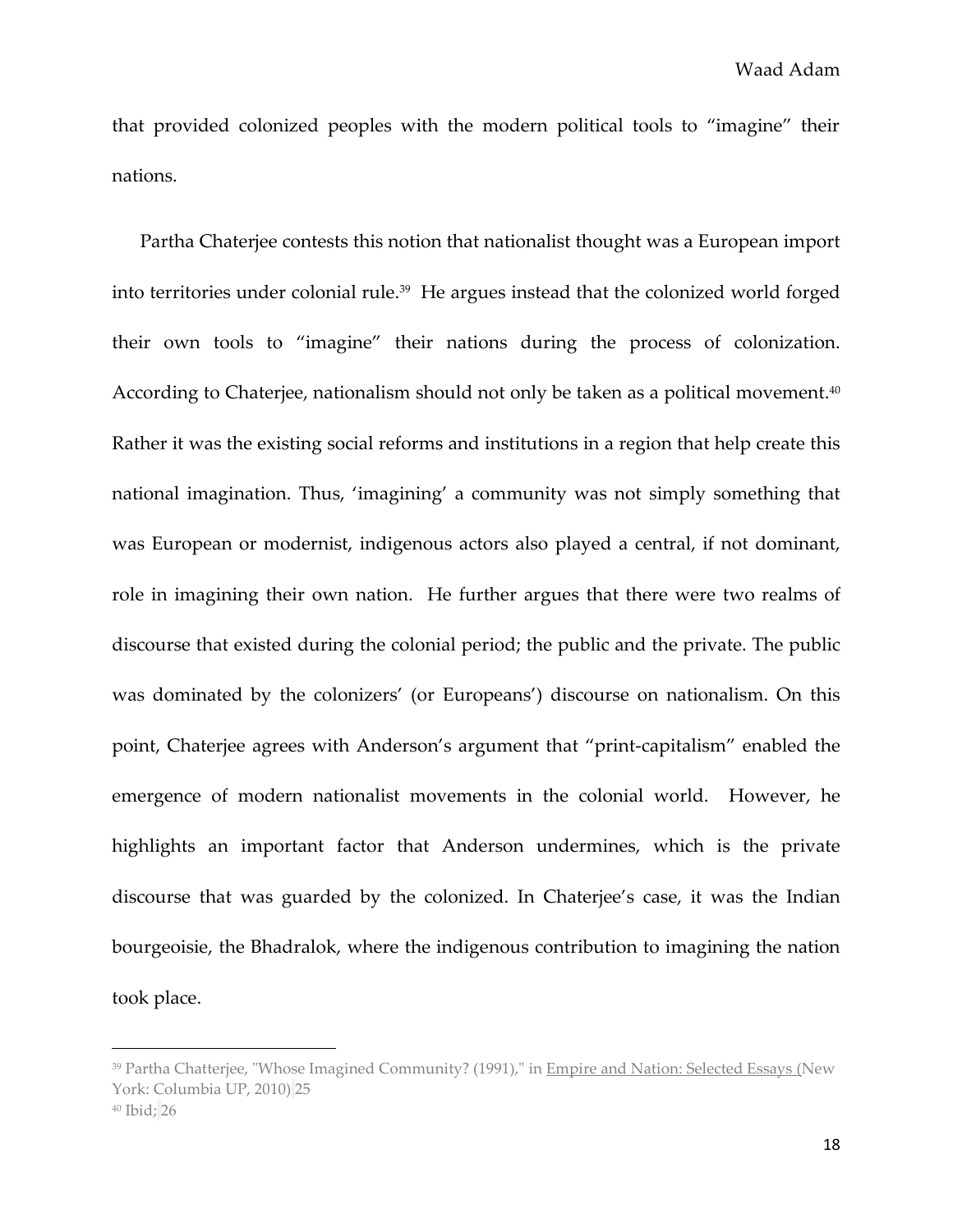that provided colonized peoples with the modern political tools to "imagine" their nations.

Partha Chaterjee contests this notion that nationalist thought was a European import into territories under colonial rule.[39] He argues instead that the colonized world forged their own tools to "imagine" their nations during the process of colonization. According to Chaterjee, nationalism should not only be taken as a political movement.[40] Rather it was the existing social reforms and institutions in a region that help create this national imagination. Thus, 'imagining' a community was not simply something that was European or modernist, indigenous actors also played a central, if not dominant, role in imagining their own nation. He further argues that there were two realms of discourse that existed during the colonial period; the public and the private. The public was dominated by the colonizers' (or Europeans') discourse on nationalism. On this point, Chaterjee agrees with Anderson's argument that "print-capitalism" enabled the emergence of modern nationalist movements in the colonial world. However, he highlights an important factor that Anderson undermines, which is the private discourse that was guarded by the colonized. In Chaterjee's case, it was the Indian bourgeoisie, the Bhadralok, where the indigenous contribution to imagining the nation took place.

---

[39] Partha Chatterjee, "Whose Imagined Community? (1991)," in Empire and Nation: Selected Essays (New York: Columbia UP, 2010) 25

[40] Ibid; 26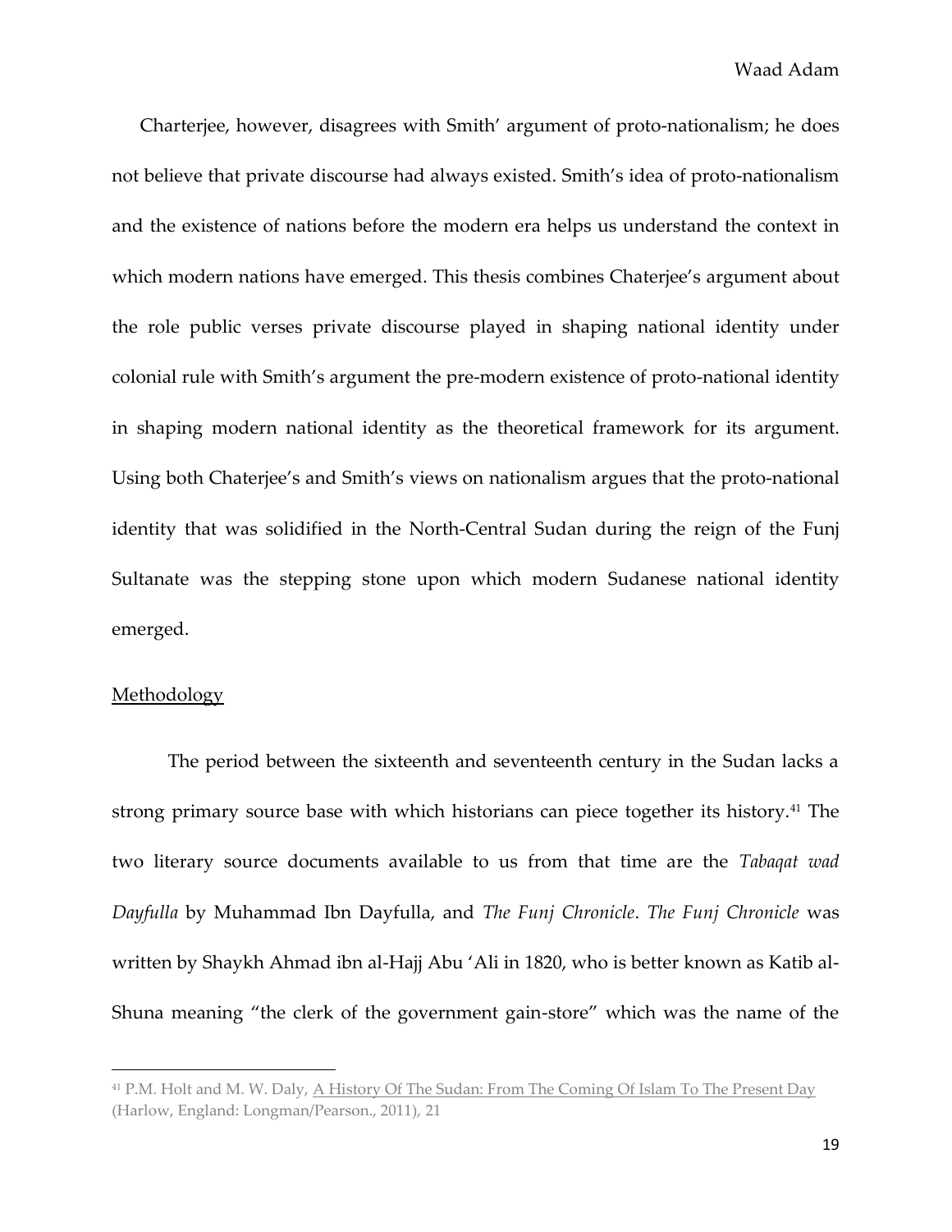Charterjee, however, disagrees with Smith' argument of proto-nationalism; he does not believe that private discourse had always existed. Smith's idea of proto-nationalism and the existence of nations before the modern era helps us understand the context in which modern nations have emerged. This thesis combines Chaterjee's argument about the role public verses private discourse played in shaping national identity under colonial rule with Smith's argument the pre-modern existence of proto-national identity in shaping modern national identity as the theoretical framework for its argument. Using both Chaterjee's and Smith's views on nationalism argues that the proto-national identity that was solidified in the North-Central Sudan during the reign of the Funj Sultanate was the stepping stone upon which modern Sudanese national identity emerged.

## Methodology

The period between the sixteenth and seventeenth century in the Sudan lacks a strong primary source base with which historians can piece together its history.[41] The two literary source documents available to us from that time are the *Tabaqat wad Dayfulla* by Muhammad Ibn Dayfulla, and *The Funj Chronicle*. *The Funj Chronicle* was written by Shaykh Ahmad ibn al-Hajj Abu 'Ali in 1820, who is better known as Katib al-Shuna meaning "the clerk of the government gain-store" which was the name of the

---

[41] P.M. Holt and M. W. Daly, A History Of The Sudan: From The Coming Of Islam To The Present Day (Harlow, England: Longman/Pearson., 2011), 21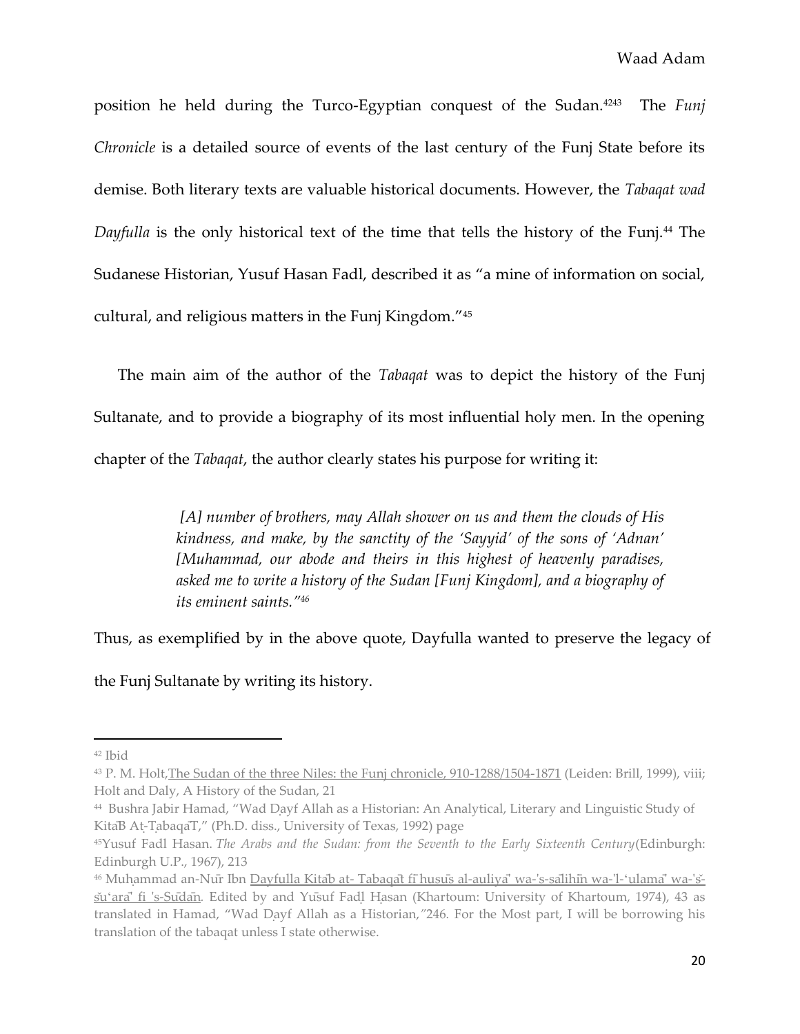position he held during the Turco-Egyptian conquest of the Sudan.[42][43] The *Funj Chronicle* is a detailed source of events of the last century of the Funj State before its demise. Both literary texts are valuable historical documents. However, the *Tabaqat wad Dayfulla* is the only historical text of the time that tells the history of the Funj.[44] The Sudanese Historian, Yusuf Hasan Fadl, described it as "a mine of information on social, cultural, and religious matters in the Funj Kingdom."[45]

The main aim of the author of the *Tabaqat* was to depict the history of the Funj Sultanate, and to provide a biography of its most influential holy men. In the opening chapter of the *Tabaqat*, the author clearly states his purpose for writing it:

> *[A] number of brothers, may Allah shower on us and them the clouds of His kindness, and make, by the sanctity of the 'Sayyid' of the sons of 'Adnan' [Muhammad, our abode and theirs in this highest of heavenly paradises, asked me to write a history of the Sudan [Funj Kingdom], and a biography of its eminent saints."*[46]

Thus, as exemplified by in the above quote, Dayfulla wanted to preserve the legacy of the Funj Sultanate by writing its history.

---

[42] Ibid

[43] P. M. Holt, The Sudan of the three Niles: the Funj chronicle, 910-1288/1504-1871 (Leiden: Brill, 1999), viii; Holt and Daly, A History of the Sudan, 21

[44] Bushra Jabir Hamad, "Wad Ḍayf Allah as a Historian: An Analytical, Literary and Linguistic Study of Kitāb Aṭ-Ṭabaqāt," (Ph.D. diss., University of Texas, 1992) page

[45] Yusuf Fadl Hasan. *The Arabs and the Sudan: from the Seventh to the Early Sixteenth Century* (Edinburgh: Edinburgh U.P., 1967), 213

[46] Muḥammad an-Nūr Ibn Dayfulla Kitāb at- Tabaqāt fī husūs al-auliyā' wa-'s-sālihīn wa-'l-'ulamā' wa-'š-šu'arā' fi 's-Sūdān. Edited by and Yūsuf Faḍl Ḥasan (Khartoum: University of Khartoum, 1974), 43 as translated in Hamad, "Wad Ḍayf Allah as a Historian,"246. For the Most part, I will be borrowing his translation of the tabaqat unless I state otherwise.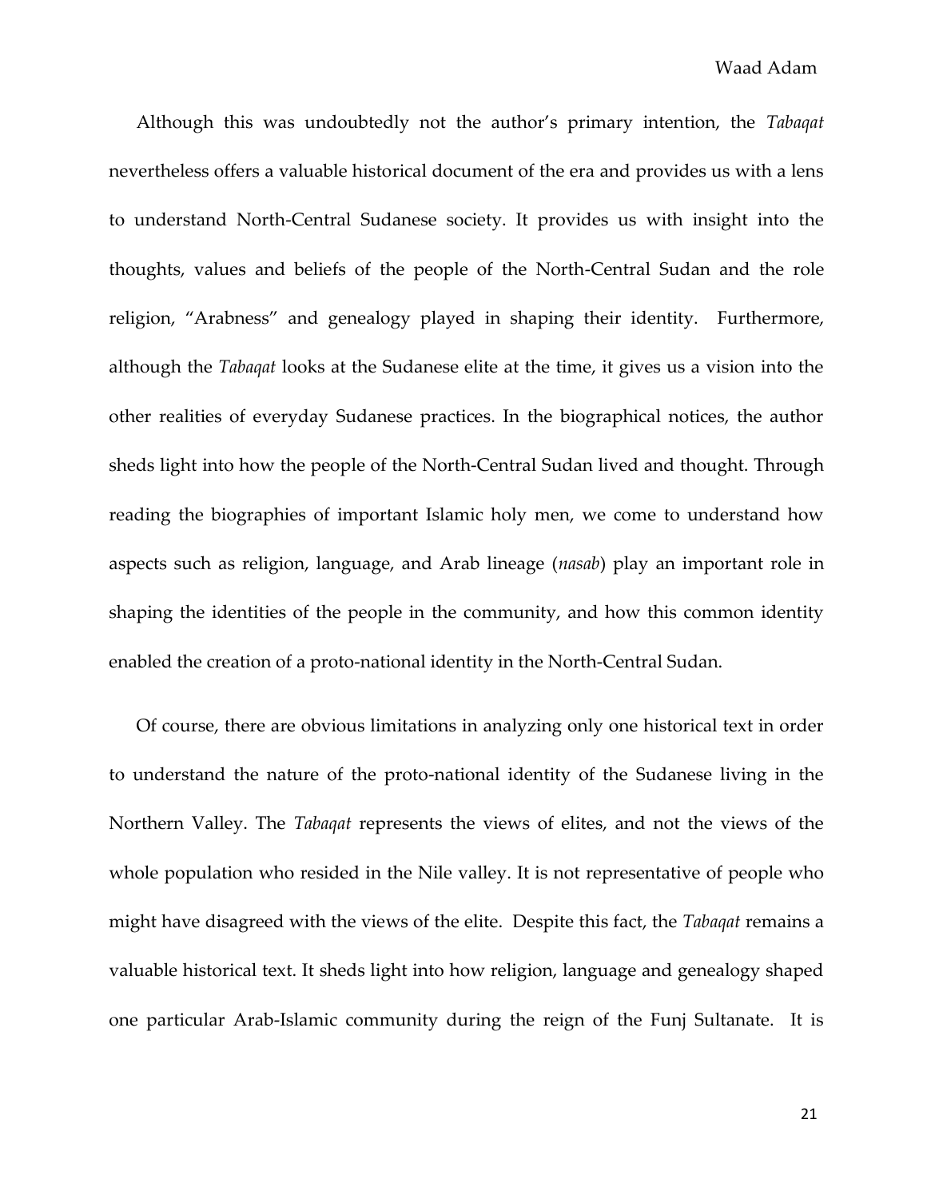Although this was undoubtedly not the author's primary intention, the *Tabaqat* nevertheless offers a valuable historical document of the era and provides us with a lens to understand North-Central Sudanese society. It provides us with insight into the thoughts, values and beliefs of the people of the North-Central Sudan and the role religion, "Arabness" and genealogy played in shaping their identity. Furthermore, although the *Tabaqat* looks at the Sudanese elite at the time, it gives us a vision into the other realities of everyday Sudanese practices. In the biographical notices, the author sheds light into how the people of the North-Central Sudan lived and thought. Through reading the biographies of important Islamic holy men, we come to understand how aspects such as religion, language, and Arab lineage (*nasab*) play an important role in shaping the identities of the people in the community, and how this common identity enabled the creation of a proto-national identity in the North-Central Sudan.

Of course, there are obvious limitations in analyzing only one historical text in order to understand the nature of the proto-national identity of the Sudanese living in the Northern Valley. The *Tabaqat* represents the views of elites, and not the views of the whole population who resided in the Nile valley. It is not representative of people who might have disagreed with the views of the elite. Despite this fact, the *Tabaqat* remains a valuable historical text. It sheds light into how religion, language and genealogy shaped one particular Arab-Islamic community during the reign of the Funj Sultanate. It is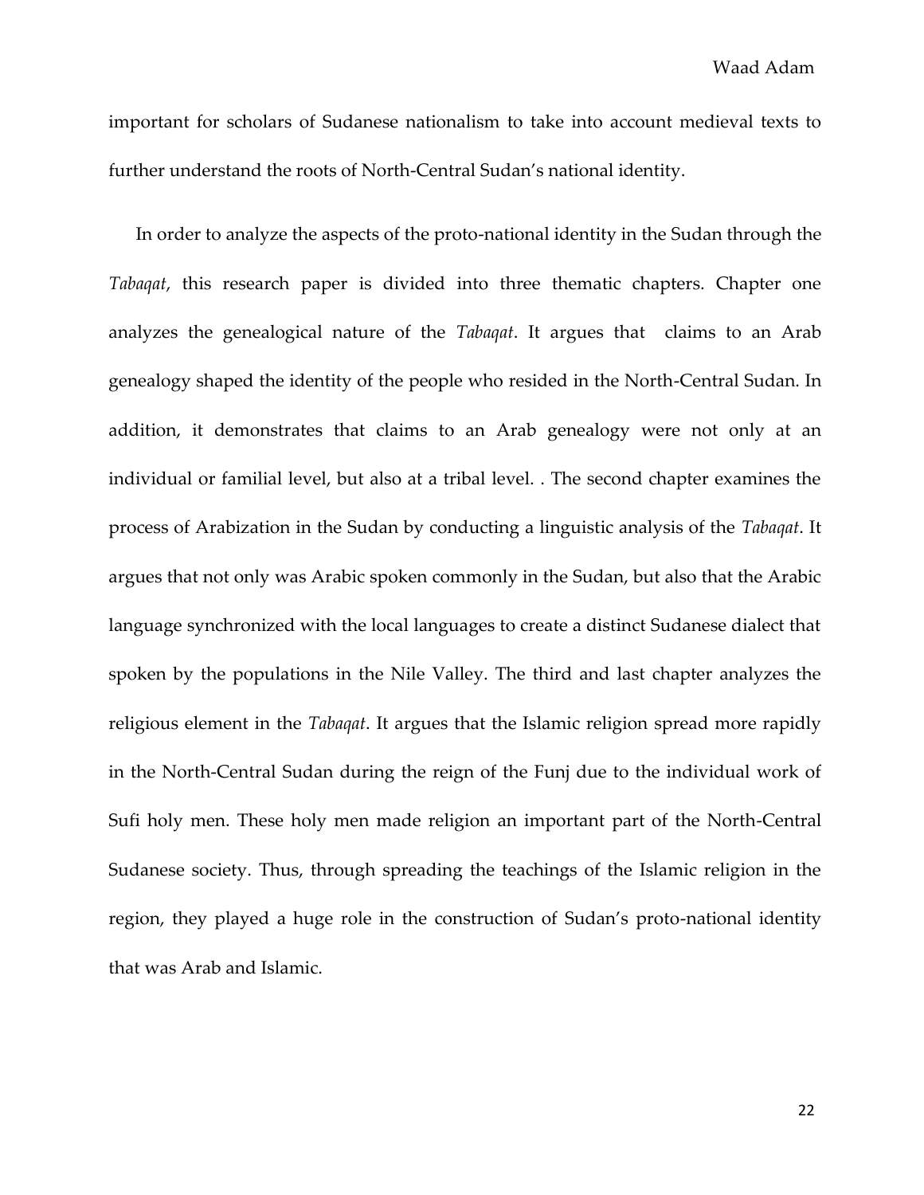important for scholars of Sudanese nationalism to take into account medieval texts to further understand the roots of North-Central Sudan's national identity.

In order to analyze the aspects of the proto-national identity in the Sudan through the *Tabaqat*, this research paper is divided into three thematic chapters. Chapter one analyzes the genealogical nature of the *Tabaqat*. It argues that claims to an Arab genealogy shaped the identity of the people who resided in the North-Central Sudan. In addition, it demonstrates that claims to an Arab genealogy were not only at an individual or familial level, but also at a tribal level. . The second chapter examines the process of Arabization in the Sudan by conducting a linguistic analysis of the *Tabaqat*. It argues that not only was Arabic spoken commonly in the Sudan, but also that the Arabic language synchronized with the local languages to create a distinct Sudanese dialect that spoken by the populations in the Nile Valley. The third and last chapter analyzes the religious element in the *Tabaqat*. It argues that the Islamic religion spread more rapidly in the North-Central Sudan during the reign of the Funj due to the individual work of Sufi holy men. These holy men made religion an important part of the North-Central Sudanese society. Thus, through spreading the teachings of the Islamic religion in the region, they played a huge role in the construction of Sudan's proto-national identity that was Arab and Islamic.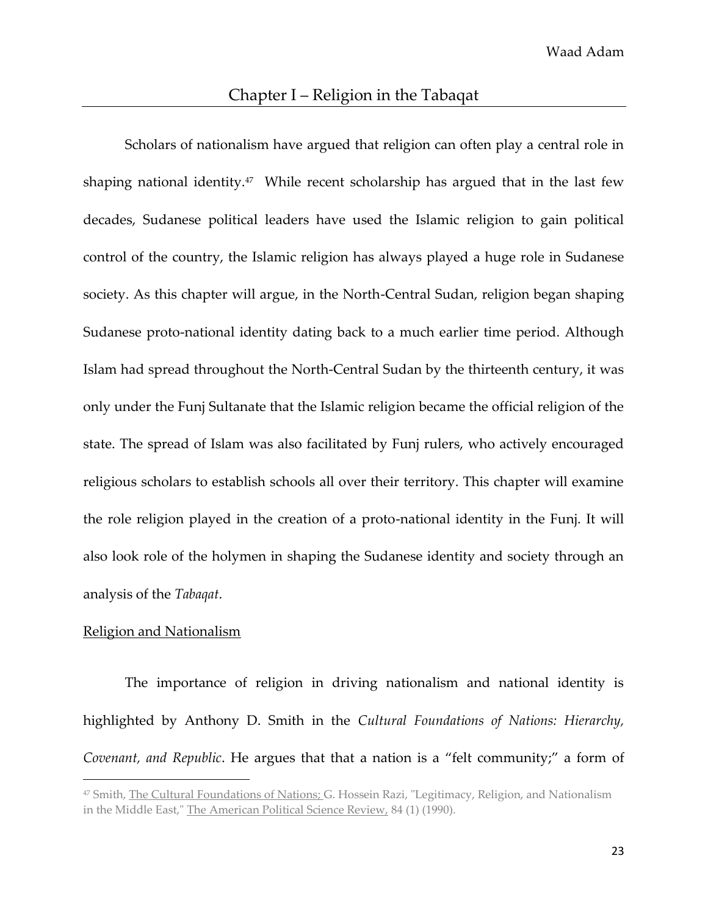## Chapter I – Religion in the Tabaqat

Scholars of nationalism have argued that religion can often play a central role in shaping national identity.[47] While recent scholarship has argued that in the last few decades, Sudanese political leaders have used the Islamic religion to gain political control of the country, the Islamic religion has always played a huge role in Sudanese society. As this chapter will argue, in the North-Central Sudan, religion began shaping Sudanese proto-national identity dating back to a much earlier time period. Although Islam had spread throughout the North-Central Sudan by the thirteenth century, it was only under the Funj Sultanate that the Islamic religion became the official religion of the state. The spread of Islam was also facilitated by Funj rulers, who actively encouraged religious scholars to establish schools all over their territory. This chapter will examine the role religion played in the creation of a proto-national identity in the Funj. It will also look role of the holymen in shaping the Sudanese identity and society through an analysis of the *Tabaqat*.

### Religion and Nationalism

The importance of religion in driving nationalism and national identity is highlighted by Anthony D. Smith in the *Cultural Foundations of Nations: Hierarchy, Covenant, and Republic*. He argues that that a nation is a "felt community;" a form of

---

[47] Smith, The Cultural Foundations of Nations; G. Hossein Razi, "Legitimacy, Religion, and Nationalism in the Middle East," The American Political Science Review, 84 (1) (1990).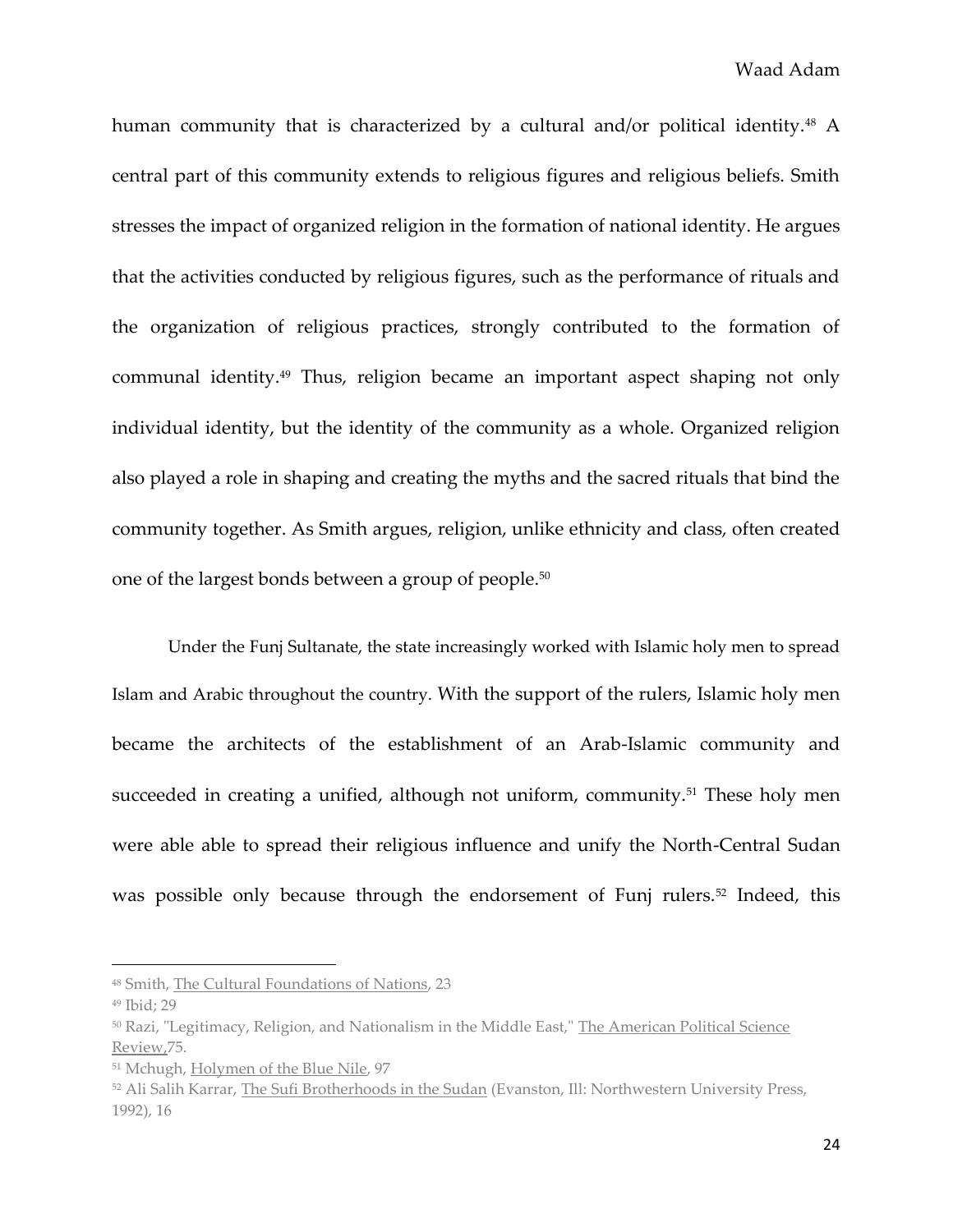human community that is characterized by a cultural and/or political identity.[48] A central part of this community extends to religious figures and religious beliefs. Smith stresses the impact of organized religion in the formation of national identity. He argues that the activities conducted by religious figures, such as the performance of rituals and the organization of religious practices, strongly contributed to the formation of communal identity.[49] Thus, religion became an important aspect shaping not only individual identity, but the identity of the community as a whole. Organized religion also played a role in shaping and creating the myths and the sacred rituals that bind the community together. As Smith argues, religion, unlike ethnicity and class, often created one of the largest bonds between a group of people.[50]

Under the Funj Sultanate, the state increasingly worked with Islamic holy men to spread Islam and Arabic throughout the country. With the support of the rulers, Islamic holy men became the architects of the establishment of an Arab-Islamic community and succeeded in creating a unified, although not uniform, community.[51] These holy men were able able to spread their religious influence and unify the North-Central Sudan was possible only because through the endorsement of Funj rulers.[52] Indeed, this

---

[48] Smith, The Cultural Foundations of Nations, 23

[49] Ibid; 29

[50] Razi, "Legitimacy, Religion, and Nationalism in the Middle East," The American Political Science Review,75.

[51] Mchugh, Holymen of the Blue Nile, 97

[52] Ali Salih Karrar, The Sufi Brotherhoods in the Sudan (Evanston, Ill: Northwestern University Press, 1992), 16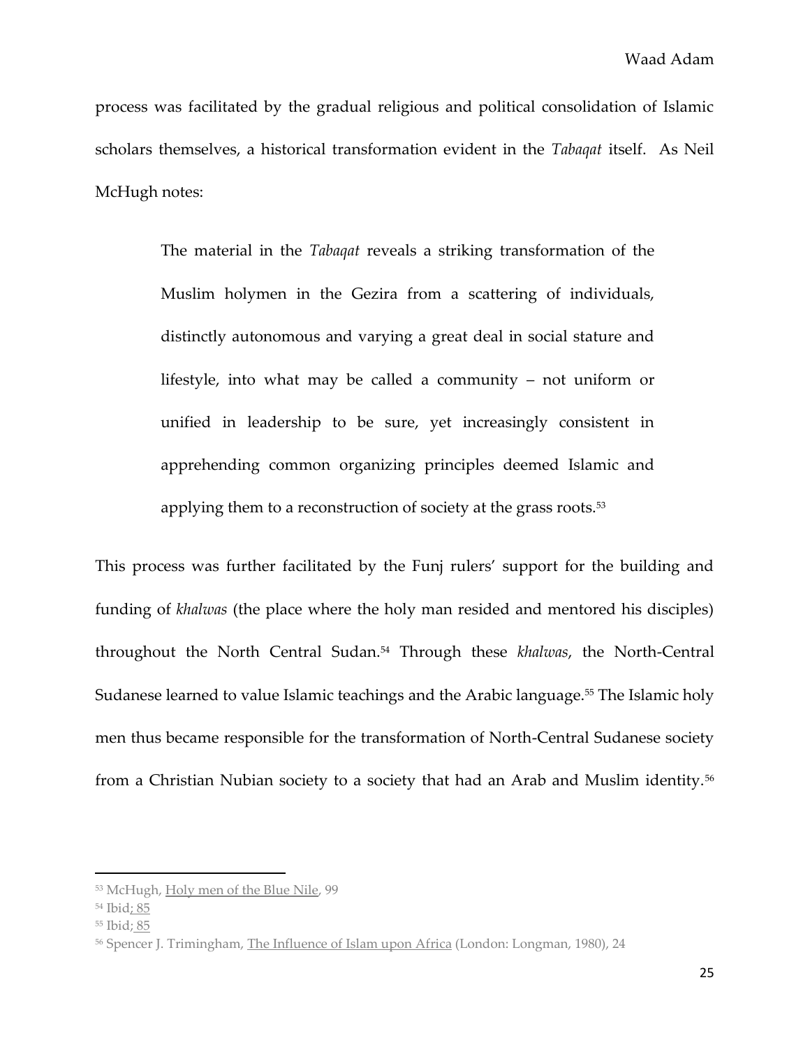process was facilitated by the gradual religious and political consolidation of Islamic scholars themselves, a historical transformation evident in the *Tabaqat* itself. As Neil McHugh notes:

> The material in the *Tabaqat* reveals a striking transformation of the Muslim holymen in the Gezira from a scattering of individuals, distinctly autonomous and varying a great deal in social stature and lifestyle, into what may be called a community – not uniform or unified in leadership to be sure, yet increasingly consistent in apprehending common organizing principles deemed Islamic and applying them to a reconstruction of society at the grass roots.[53]

This process was further facilitated by the Funj rulers' support for the building and funding of *khalwas* (the place where the holy man resided and mentored his disciples) throughout the North Central Sudan.[54] Through these *khalwas*, the North-Central Sudanese learned to value Islamic teachings and the Arabic language.[55] The Islamic holy men thus became responsible for the transformation of North-Central Sudanese society from a Christian Nubian society to a society that had an Arab and Muslim identity.[56]

---

[53] McHugh, Holy men of the Blue Nile, 99

[54] Ibid; 85

[55] Ibid; 85

[56] Spencer J. Trimingham, The Influence of Islam upon Africa (London: Longman, 1980), 24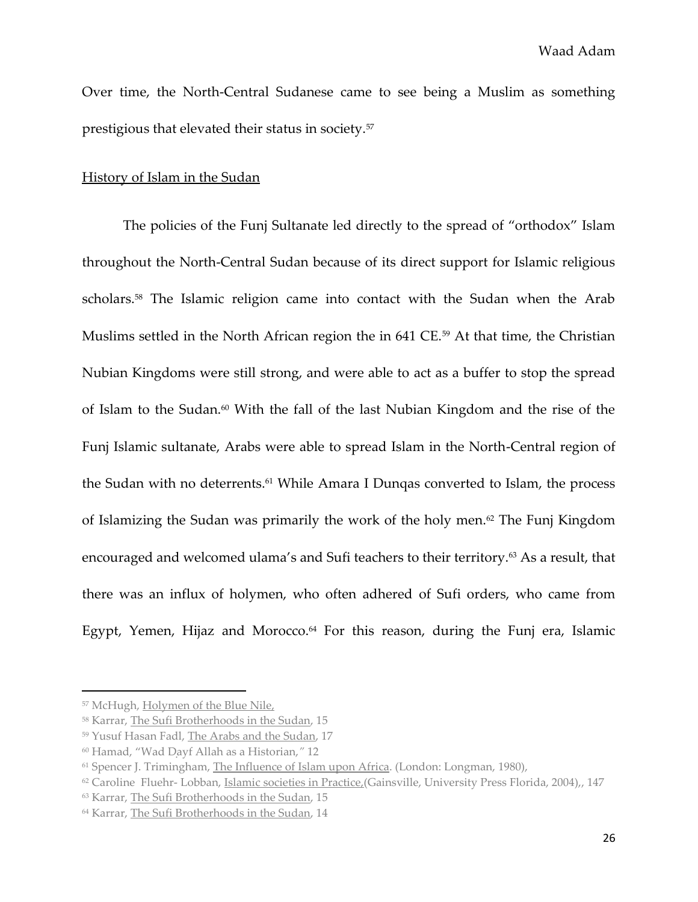Over time, the North-Central Sudanese came to see being a Muslim as something prestigious that elevated their status in society.[57]

## History of Islam in the Sudan

The policies of the Funj Sultanate led directly to the spread of "orthodox" Islam throughout the North-Central Sudan because of its direct support for Islamic religious scholars.[58] The Islamic religion came into contact with the Sudan when the Arab Muslims settled in the North African region the in 641 CE.[59] At that time, the Christian Nubian Kingdoms were still strong, and were able to act as a buffer to stop the spread of Islam to the Sudan.[60] With the fall of the last Nubian Kingdom and the rise of the Funj Islamic sultanate, Arabs were able to spread Islam in the North-Central region of the Sudan with no deterrents.[61] While Amara I Dunqas converted to Islam, the process of Islamizing the Sudan was primarily the work of the holy men.[62] The Funj Kingdom encouraged and welcomed ulama's and Sufi teachers to their territory.[63] As a result, that there was an influx of holymen, who often adhered of Sufi orders, who came from Egypt, Yemen, Hijaz and Morocco.[64] For this reason, during the Funj era, Islamic

---

[57] McHugh, Holymen of the Blue Nile,

[58] Karrar, The Sufi Brotherhoods in the Sudan, 15

[59] Yusuf Hasan Fadl, The Arabs and the Sudan, 17

[60] Hamad, "Wad Dayf Allah as a Historian," 12

[61] Spencer J. Trimingham, The Influence of Islam upon Africa. (London: Longman, 1980),

[62] Caroline Fluehr- Lobban, Islamic societies in Practice,(Gainsville, University Press Florida, 2004),, 147

[63] Karrar, The Sufi Brotherhoods in the Sudan, 15

[64] Karrar, The Sufi Brotherhoods in the Sudan, 14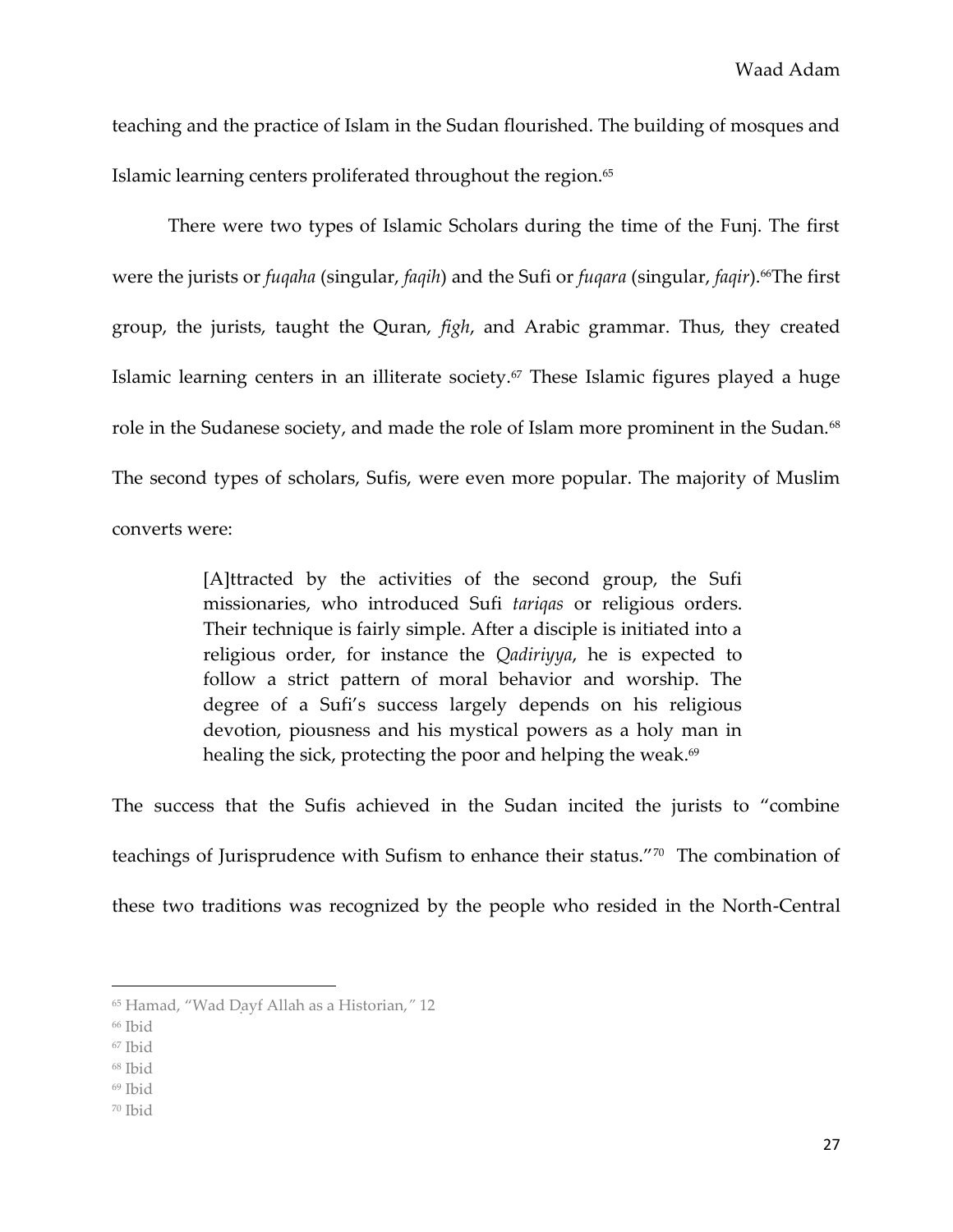teaching and the practice of Islam in the Sudan flourished. The building of mosques and Islamic learning centers proliferated throughout the region.[65]

There were two types of Islamic Scholars during the time of the Funj. The first were the jurists or *fuqaha* (singular, *faqih*) and the Sufi or *fuqara* (singular, *faqir*).[66]The first group, the jurists, taught the Quran, *figh*, and Arabic grammar. Thus, they created Islamic learning centers in an illiterate society.[67] These Islamic figures played a huge role in the Sudanese society, and made the role of Islam more prominent in the Sudan.[68] The second types of scholars, Sufis, were even more popular. The majority of Muslim converts were:

> [A]ttracted by the activities of the second group, the Sufi missionaries, who introduced Sufi *tariqas* or religious orders. Their technique is fairly simple. After a disciple is initiated into a religious order, for instance the *Qadiriyya*, he is expected to follow a strict pattern of moral behavior and worship. The degree of a Sufi's success largely depends on his religious devotion, piousness and his mystical powers as a holy man in healing the sick, protecting the poor and helping the weak.[69]

The success that the Sufis achieved in the Sudan incited the jurists to "combine teachings of Jurisprudence with Sufism to enhance their status."[70] The combination of these two traditions was recognized by the people who resided in the North-Central

---

[65] Hamad, "Wad Ḍayf Allah as a Historian," 12

[66] Ibid

[67] Ibid

[68] Ibid

[69] Ibid

[70] Ibid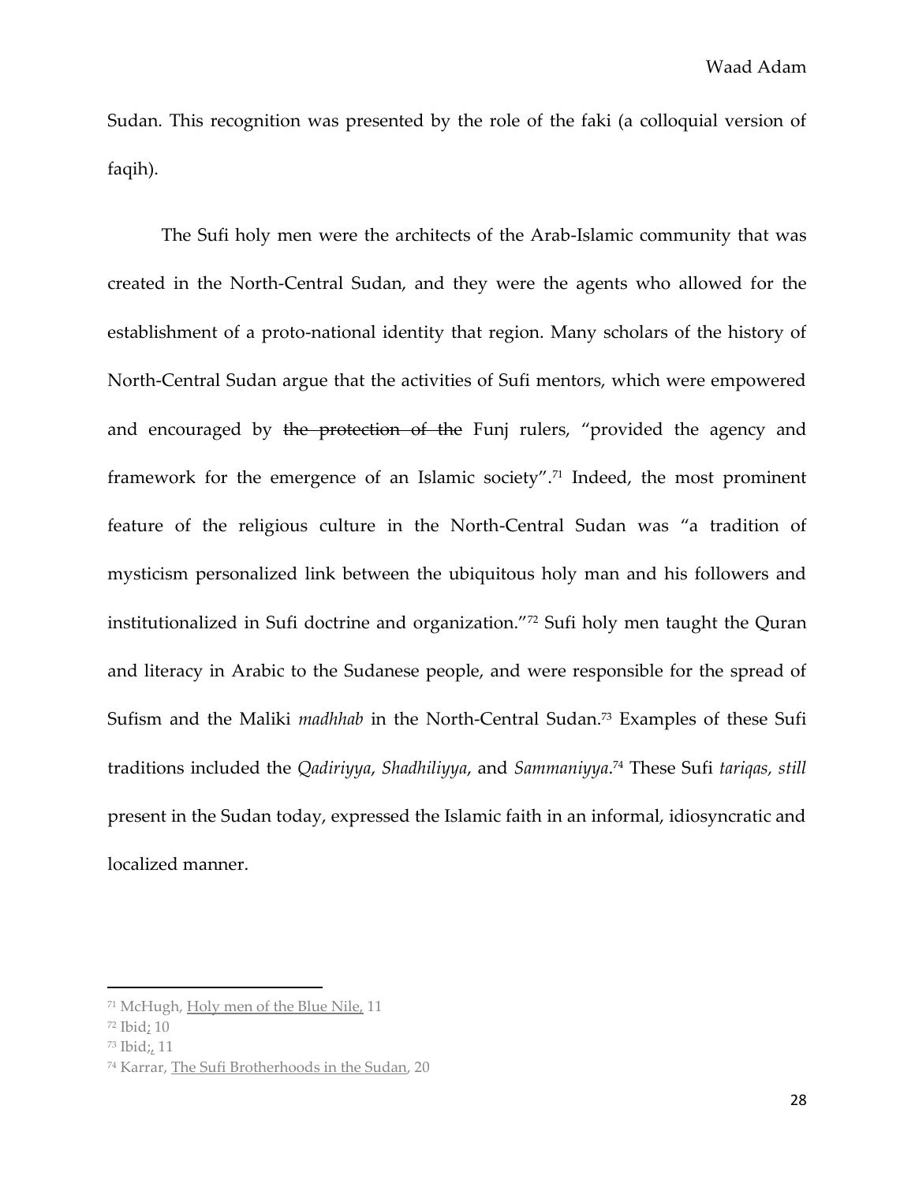Sudan. This recognition was presented by the role of the faki (a colloquial version of faqih).

The Sufi holy men were the architects of the Arab-Islamic community that was created in the North-Central Sudan, and they were the agents who allowed for the establishment of a proto-national identity that region. Many scholars of the history of North-Central Sudan argue that the activities of Sufi mentors, which were empowered and encouraged by ~~the protection of the~~ Funj rulers, "provided the agency and framework for the emergence of an Islamic society".[71] Indeed, the most prominent feature of the religious culture in the North-Central Sudan was "a tradition of mysticism personalized link between the ubiquitous holy man and his followers and institutionalized in Sufi doctrine and organization."[72] Sufi holy men taught the Quran and literacy in Arabic to the Sudanese people, and were responsible for the spread of Sufism and the Maliki *madhhab* in the North-Central Sudan.[73] Examples of these Sufi traditions included the *Qadiriyya*, *Shadhiliyya*, and *Sammaniyya*.[74] These Sufi *tariqas, still* present in the Sudan today, expressed the Islamic faith in an informal, idiosyncratic and localized manner.

---

[71] McHugh, Holy men of the Blue Nile, 11

[72] Ibid; 10

[73] Ibid;, 11

[74] Karrar, The Sufi Brotherhoods in the Sudan, 20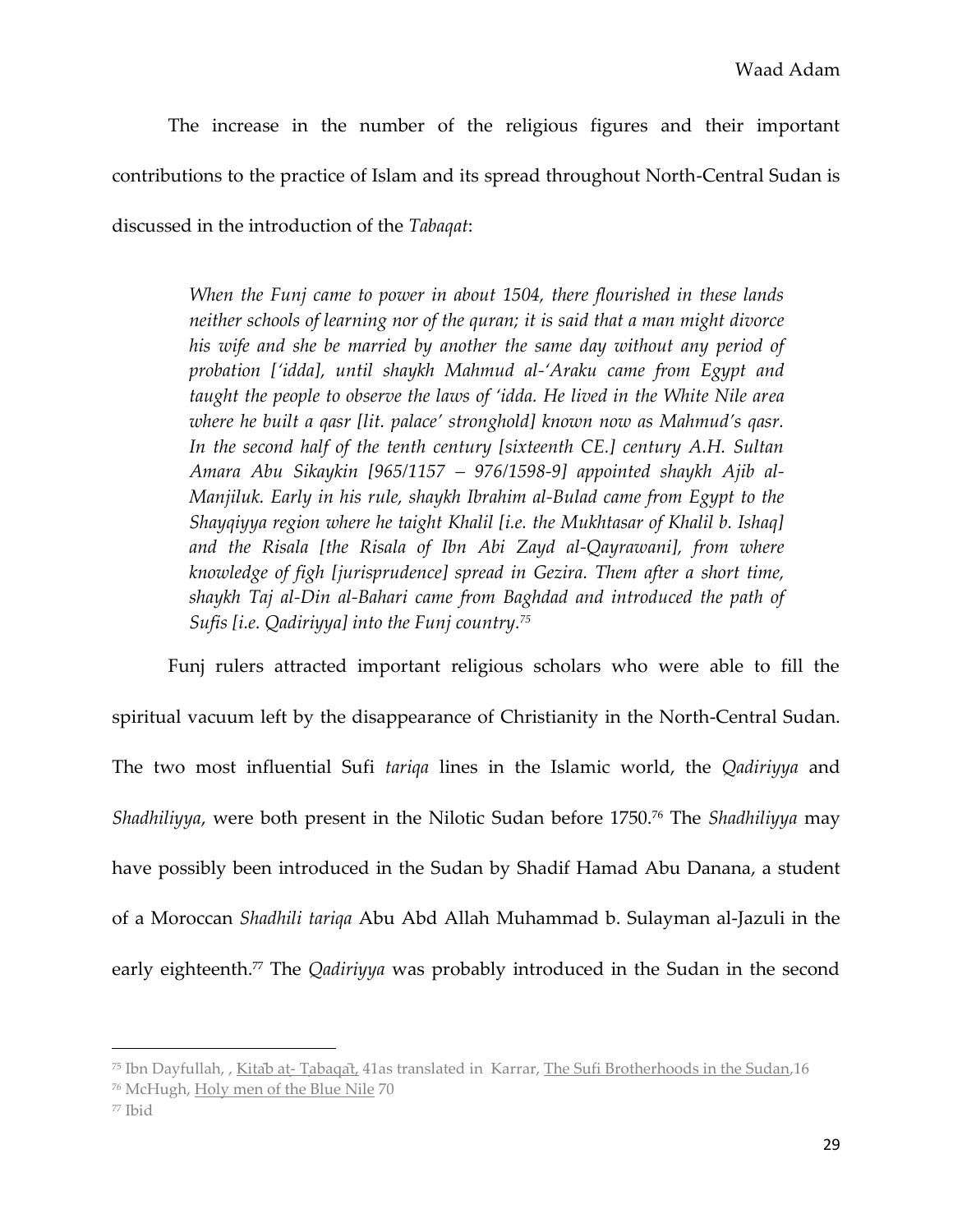The increase in the number of the religious figures and their important contributions to the practice of Islam and its spread throughout North-Central Sudan is discussed in the introduction of the *Tabaqat*:

> *When the Funj came to power in about 1504, there flourished in these lands neither schools of learning nor of the quran; it is said that a man might divorce his wife and she be married by another the same day without any period of probation ['idda], until shaykh Mahmud al-'Araku came from Egypt and taught the people to observe the laws of 'idda. He lived in the White Nile area where he built a qasr [lit. palace' stronghold] known now as Mahmud's qasr. In the second half of the tenth century [sixteenth CE.] century A.H. Sultan Amara Abu Sikaykin [965/1157 – 976/1598-9] appointed shaykh Ajib al-Manjiluk. Early in his rule, shaykh Ibrahim al-Bulad came from Egypt to the Shayqiyya region where he taight Khalil [i.e. the Mukhtasar of Khalil b. Ishaq] and the Risala [the Risala of Ibn Abi Zayd al-Qayrawani], from where knowledge of figh [jurisprudence] spread in Gezira. Them after a short time, shaykh Taj al-Din al-Bahari came from Baghdad and introduced the path of Sufis [i.e. Qadiriyya] into the Funj country.*[75]

Funj rulers attracted important religious scholars who were able to fill the spiritual vacuum left by the disappearance of Christianity in the North-Central Sudan. The two most influential Sufi *tariqa* lines in the Islamic world, the *Qadiriyya* and *Shadhiliyya*, were both present in the Nilotic Sudan before 1750.[76] The *Shadhiliyya* may have possibly been introduced in the Sudan by Shadif Hamad Abu Danana, a student of a Moroccan *Shadhili tariqa* Abu Abd Allah Muhammad b. Sulayman al-Jazuli in the early eighteenth.[77] The *Qadiriyya* was probably introduced in the Sudan in the second

---

[75] Ibn Dayfullah, , Kitāb aṭ- Ṭabaqāt, 41as translated in Karrar, The Sufi Brotherhoods in the Sudan,16

[76] McHugh, Holy men of the Blue Nile 70

[77] Ibid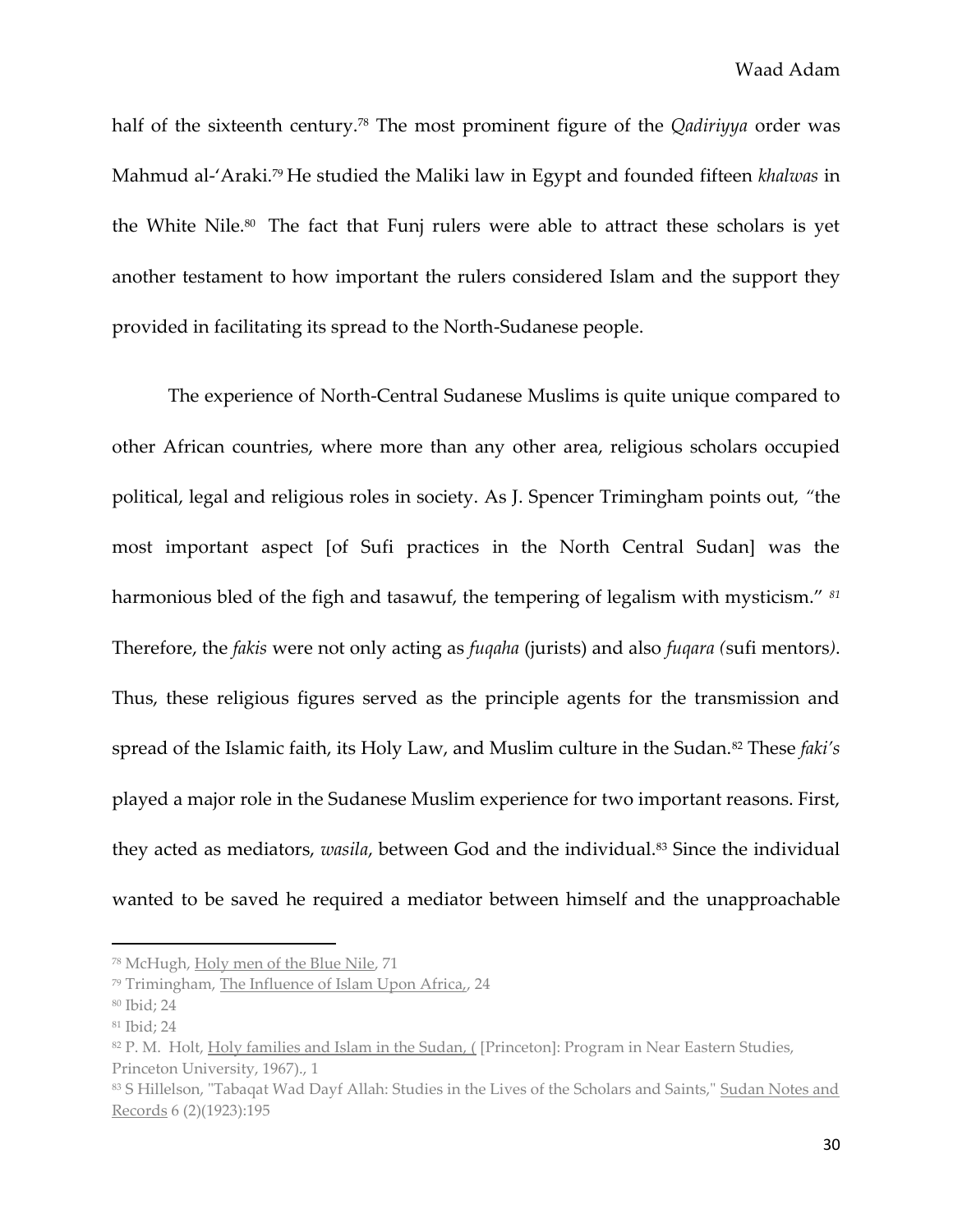half of the sixteenth century.[78] The most prominent figure of the *Qadiriyya* order was Mahmud al-'Araki.[79] He studied the Maliki law in Egypt and founded fifteen *khalwas* in the White Nile.[80] The fact that Funj rulers were able to attract these scholars is yet another testament to how important the rulers considered Islam and the support they provided in facilitating its spread to the North-Sudanese people.

The experience of North-Central Sudanese Muslims is quite unique compared to other African countries, where more than any other area, religious scholars occupied political, legal and religious roles in society. As J. Spencer Trimingham points out, "the most important aspect [of Sufi practices in the North Central Sudan] was the harmonious bled of the figh and tasawuf, the tempering of legalism with mysticism." [81] Therefore, the *fakis* were not only acting as *fuqaha* (jurists) and also *fuqara (*sufi mentors*)*. Thus, these religious figures served as the principle agents for the transmission and spread of the Islamic faith, its Holy Law, and Muslim culture in the Sudan.[82] These *faki's* played a major role in the Sudanese Muslim experience for two important reasons. First, they acted as mediators, *wasila*, between God and the individual.[83] Since the individual wanted to be saved he required a mediator between himself and the unapproachable

---

[78] McHugh, Holy men of the Blue Nile, 71

[79] Trimingham, The Influence of Islam Upon Africa,, 24

[80] Ibid; 24

[81] Ibid; 24

[82] P. M. Holt, Holy families and Islam in the Sudan, ( [Princeton]: Program in Near Eastern Studies, Princeton University, 1967)., 1

[83] S Hillelson, "Tabaqat Wad Dayf Allah: Studies in the Lives of the Scholars and Saints," Sudan Notes and Records 6 (2)(1923):195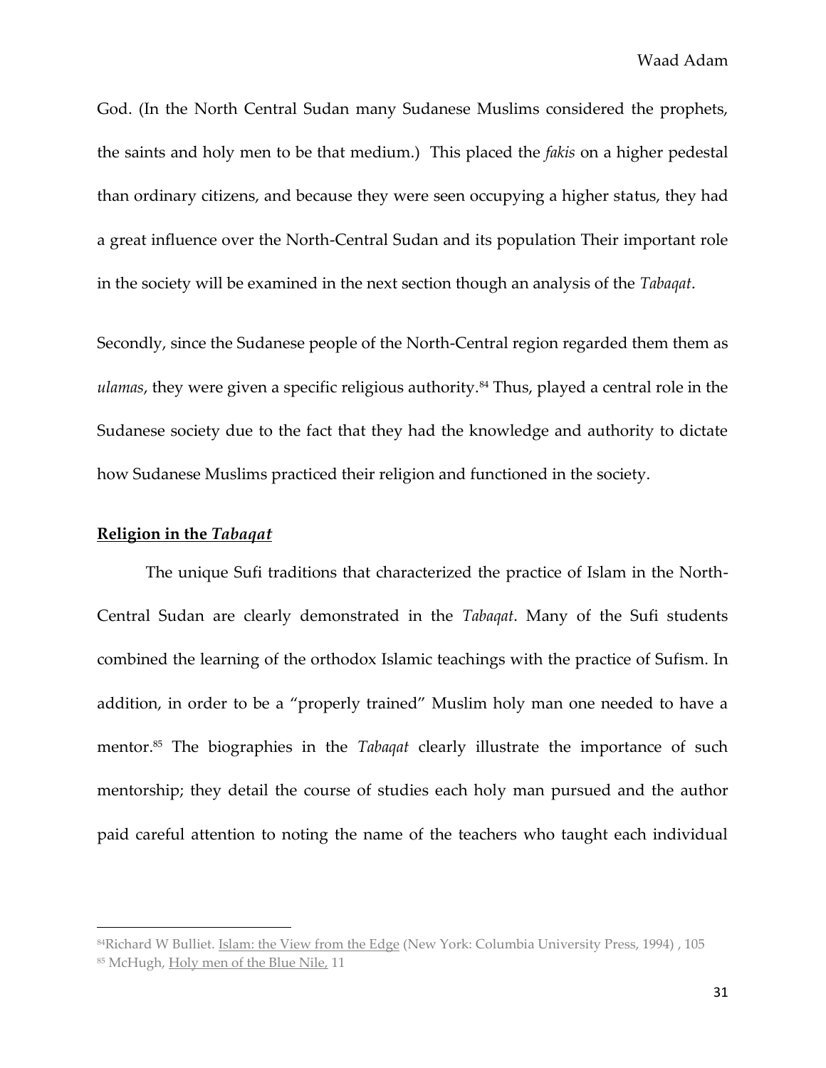God. (In the North Central Sudan many Sudanese Muslims considered the prophets, the saints and holy men to be that medium.) This placed the *fakis* on a higher pedestal than ordinary citizens, and because they were seen occupying a higher status, they had a great influence over the North-Central Sudan and its population Their important role in the society will be examined in the next section though an analysis of the *Tabaqat*.

Secondly, since the Sudanese people of the North-Central region regarded them them as *ulamas*, they were given a specific religious authority.[84] Thus, played a central role in the Sudanese society due to the fact that they had the knowledge and authority to dictate how Sudanese Muslims practiced their religion and functioned in the society.

## **Religion in the *Tabaqat***

The unique Sufi traditions that characterized the practice of Islam in the North-Central Sudan are clearly demonstrated in the *Tabaqat*. Many of the Sufi students combined the learning of the orthodox Islamic teachings with the practice of Sufism. In addition, in order to be a "properly trained" Muslim holy man one needed to have a mentor.[85] The biographies in the *Tabaqat* clearly illustrate the importance of such mentorship; they detail the course of studies each holy man pursued and the author paid careful attention to noting the name of the teachers who taught each individual

---

[84] Richard W Bulliet. Islam: the View from the Edge (New York: Columbia University Press, 1994) , 105

[85] McHugh, Holy men of the Blue Nile, 11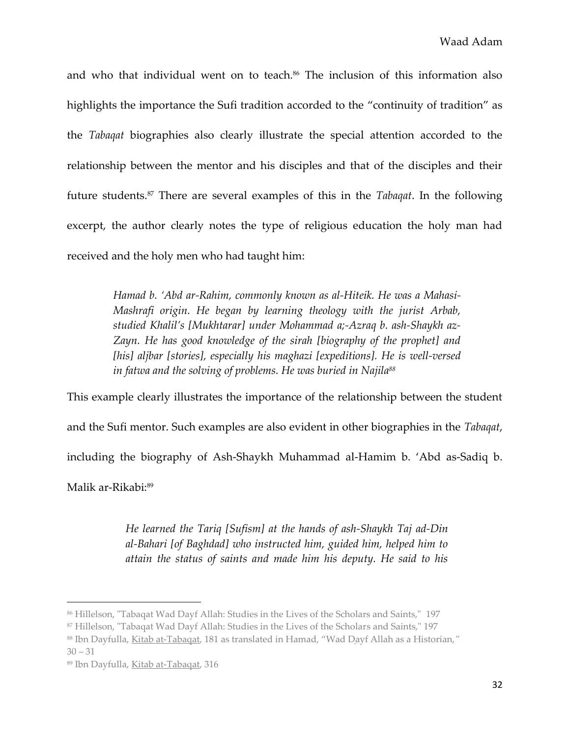and who that individual went on to teach.[86] The inclusion of this information also highlights the importance the Sufi tradition accorded to the "continuity of tradition" as the *Tabaqat* biographies also clearly illustrate the special attention accorded to the relationship between the mentor and his disciples and that of the disciples and their future students.[87] There are several examples of this in the *Tabaqat*. In the following excerpt, the author clearly notes the type of religious education the holy man had received and the holy men who had taught him:

> *Hamad b. 'Abd ar-Rahim, commonly known as al-Hiteik. He was a Mahasi-Mashrafi origin. He began by learning theology with the jurist Arbab, studied Khalil's [Mukhtarar] under Mohammad a;-Azraq b. ash-Shaykh az-Zayn. He has good knowledge of the sirah [biography of the prophet] and [his] aljbar [stories], especially his maghazi [expeditions]. He is well-versed in fatwa and the solving of problems. He was buried in Najila*[88]

This example clearly illustrates the importance of the relationship between the student and the Sufi mentor. Such examples are also evident in other biographies in the *Tabaqat*, including the biography of Ash-Shaykh Muhammad al-Hamim b. 'Abd as-Sadiq b. Malik ar-Rikabi:[89]

> *He learned the Tariq [Sufism] at the hands of ash-Shaykh Taj ad-Din al-Bahari [of Baghdad] who instructed him, guided him, helped him to attain the status of saints and made him his deputy. He said to his*

---

[86] Hillelson, "Tabaqat Wad Dayf Allah: Studies in the Lives of the Scholars and Saints," 197

[87] Hillelson, "Tabaqat Wad Dayf Allah: Studies in the Lives of the Scholars and Saints," 197

[88] Ibn Dayfulla, Kitab at-Tabaqat, 181 as translated in Hamad, "Wad Ḍayf Allah as a Historian," 30 – 31

[89] Ibn Dayfulla, Kitab at-Tabaqat, 316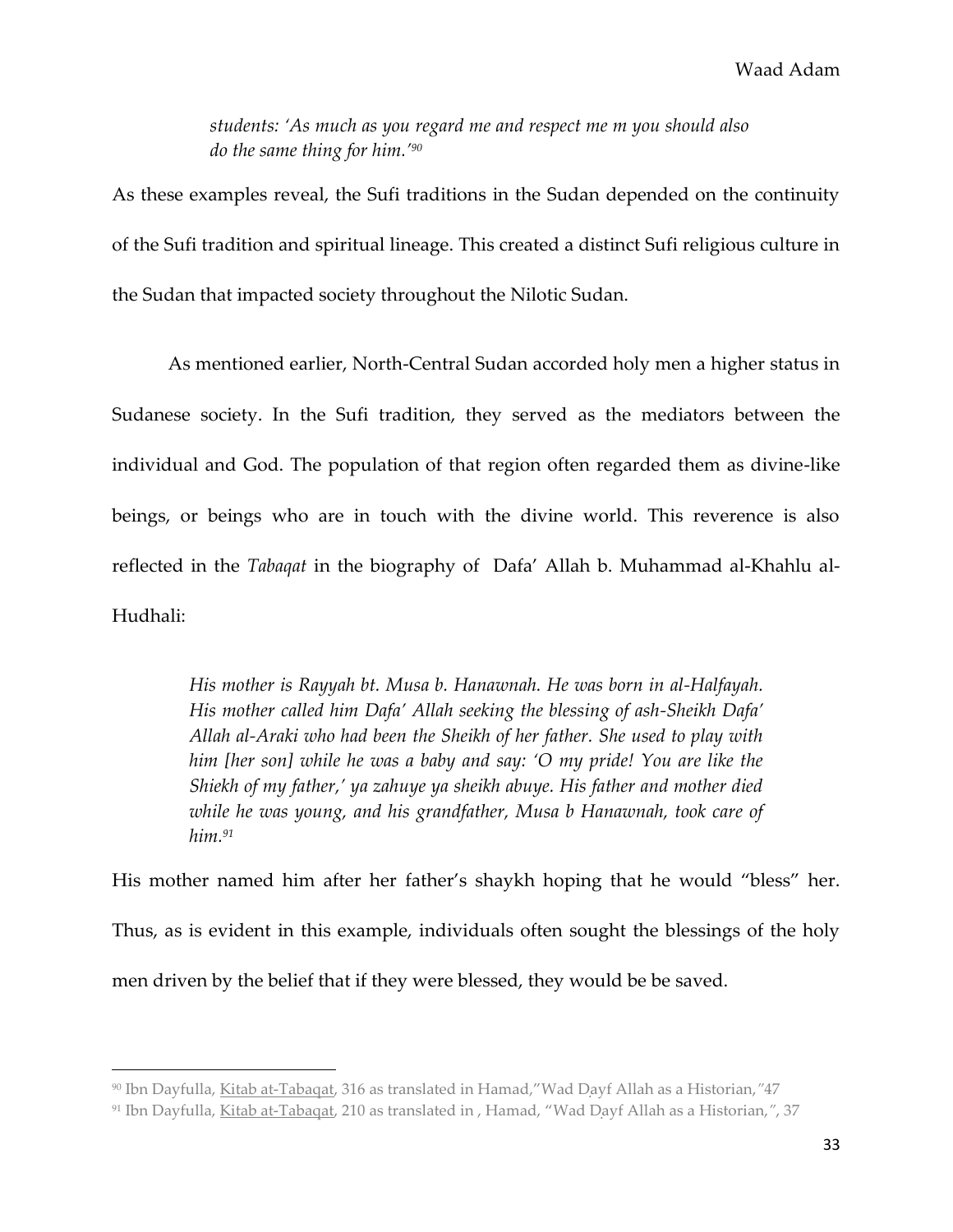*students: 'As much as you regard me and respect me m you should also do the same thing for him.'*[90]

As these examples reveal, the Sufi traditions in the Sudan depended on the continuity of the Sufi tradition and spiritual lineage. This created a distinct Sufi religious culture in the Sudan that impacted society throughout the Nilotic Sudan.

As mentioned earlier, North-Central Sudan accorded holy men a higher status in Sudanese society. In the Sufi tradition, they served as the mediators between the individual and God. The population of that region often regarded them as divine-like beings, or beings who are in touch with the divine world. This reverence is also reflected in the *Tabaqat* in the biography of Dafa' Allah b. Muhammad al-Khahlu al-Hudhali:

> *His mother is Rayyah bt. Musa b. Hanawnah. He was born in al-Halfayah. His mother called him Dafa' Allah seeking the blessing of ash-Sheikh Dafa' Allah al-Araki who had been the Sheikh of her father. She used to play with him [her son] while he was a baby and say: 'O my pride! You are like the Shiekh of my father,' ya zahuye ya sheikh abuye. His father and mother died while he was young, and his grandfather, Musa b Hanawnah, took care of him.*[91]

His mother named him after her father's shaykh hoping that he would "bless" her. Thus, as is evident in this example, individuals often sought the blessings of the holy men driven by the belief that if they were blessed, they would be be saved.

---

[90] Ibn Dayfulla, Kitab at-Tabaqat, 316 as translated in Hamad,"Wad Ḍayf Allah as a Historian,"47

[91] Ibn Dayfulla, Kitab at-Tabaqat, 210 as translated in , Hamad, "Wad Ḍayf Allah as a Historian,", 37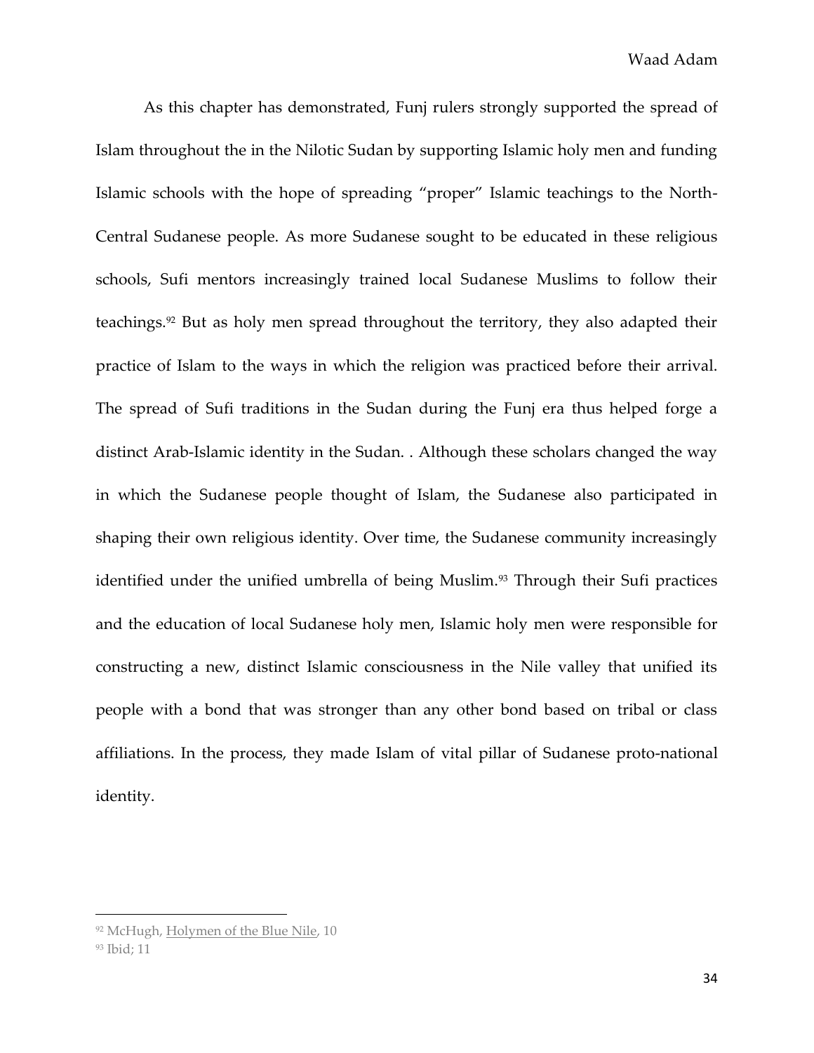As this chapter has demonstrated, Funj rulers strongly supported the spread of Islam throughout the in the Nilotic Sudan by supporting Islamic holy men and funding Islamic schools with the hope of spreading "proper" Islamic teachings to the North-Central Sudanese people. As more Sudanese sought to be educated in these religious schools, Sufi mentors increasingly trained local Sudanese Muslims to follow their teachings.[92] But as holy men spread throughout the territory, they also adapted their practice of Islam to the ways in which the religion was practiced before their arrival. The spread of Sufi traditions in the Sudan during the Funj era thus helped forge a distinct Arab-Islamic identity in the Sudan. . Although these scholars changed the way in which the Sudanese people thought of Islam, the Sudanese also participated in shaping their own religious identity. Over time, the Sudanese community increasingly identified under the unified umbrella of being Muslim.[93] Through their Sufi practices and the education of local Sudanese holy men, Islamic holy men were responsible for constructing a new, distinct Islamic consciousness in the Nile valley that unified its people with a bond that was stronger than any other bond based on tribal or class affiliations. In the process, they made Islam of vital pillar of Sudanese proto-national identity.

---

[92] McHugh, Holymen of the Blue Nile, 10

[93] Ibid; 11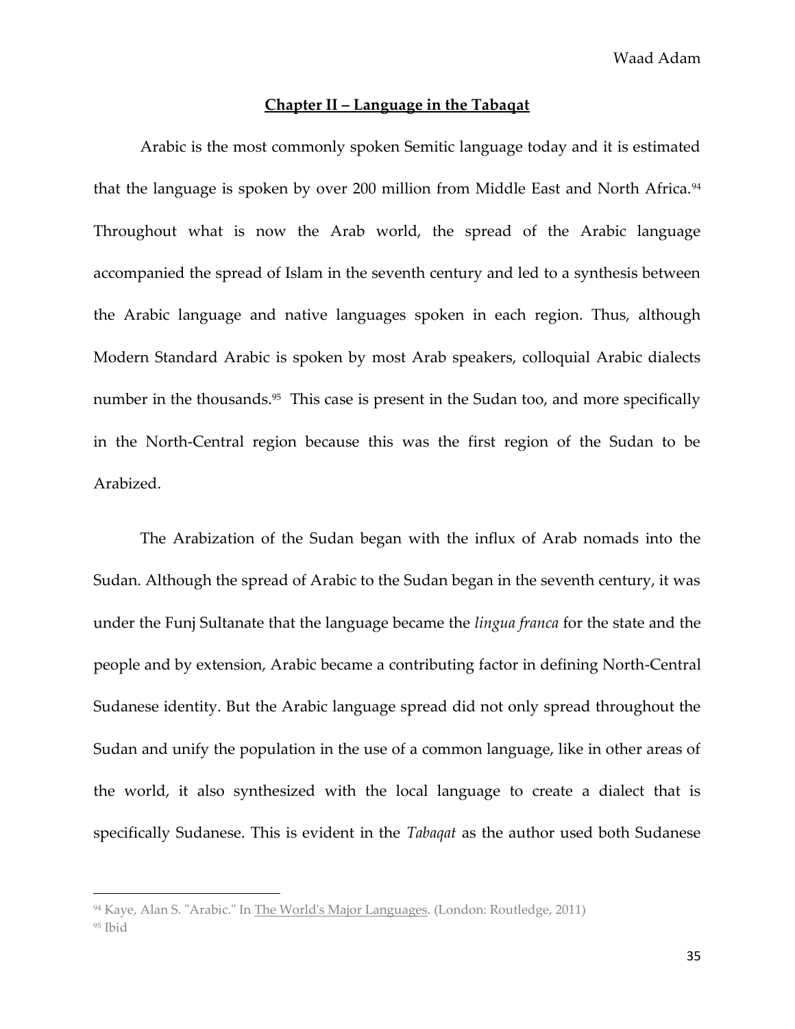## Chapter II – Language in the Tabaqat

Arabic is the most commonly spoken Semitic language today and it is estimated that the language is spoken by over 200 million from Middle East and North Africa.[94] Throughout what is now the Arab world, the spread of the Arabic language accompanied the spread of Islam in the seventh century and led to a synthesis between the Arabic language and native languages spoken in each region. Thus, although Modern Standard Arabic is spoken by most Arab speakers, colloquial Arabic dialects number in the thousands.[95] This case is present in the Sudan too, and more specifically in the North-Central region because this was the first region of the Sudan to be Arabized.

The Arabization of the Sudan began with the influx of Arab nomads into the Sudan. Although the spread of Arabic to the Sudan began in the seventh century, it was under the Funj Sultanate that the language became the *lingua franca* for the state and the people and by extension, Arabic became a contributing factor in defining North-Central Sudanese identity. But the Arabic language spread did not only spread throughout the Sudan and unify the population in the use of a common language, like in other areas of the world, it also synthesized with the local language to create a dialect that is specifically Sudanese. This is evident in the *Tabaqat* as the author used both Sudanese

---

[94] Kaye, Alan S. "Arabic." In The World's Major Languages. (London: Routledge, 2011)

[95] Ibid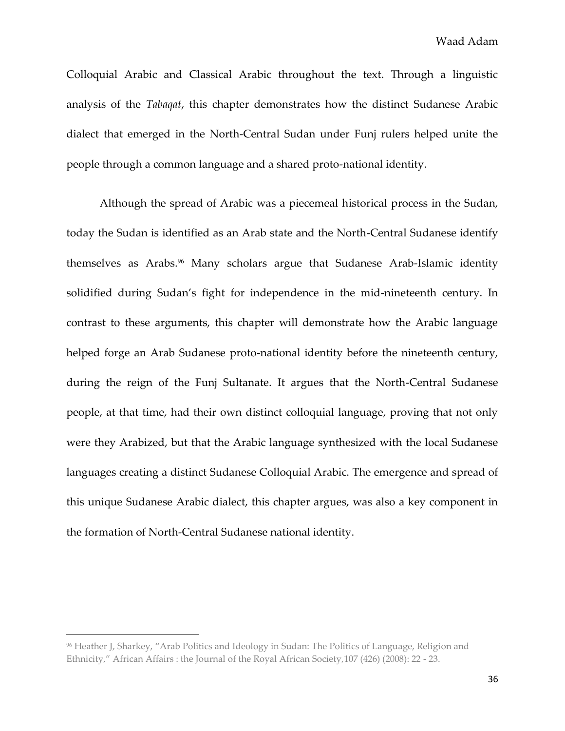Colloquial Arabic and Classical Arabic throughout the text. Through a linguistic analysis of the *Tabaqat*, this chapter demonstrates how the distinct Sudanese Arabic dialect that emerged in the North-Central Sudan under Funj rulers helped unite the people through a common language and a shared proto-national identity.

Although the spread of Arabic was a piecemeal historical process in the Sudan, today the Sudan is identified as an Arab state and the North-Central Sudanese identify themselves as Arabs.[96] Many scholars argue that Sudanese Arab-Islamic identity solidified during Sudan's fight for independence in the mid-nineteenth century. In contrast to these arguments, this chapter will demonstrate how the Arabic language helped forge an Arab Sudanese proto-national identity before the nineteenth century, during the reign of the Funj Sultanate. It argues that the North-Central Sudanese people, at that time, had their own distinct colloquial language, proving that not only were they Arabized, but that the Arabic language synthesized with the local Sudanese languages creating a distinct Sudanese Colloquial Arabic. The emergence and spread of this unique Sudanese Arabic dialect, this chapter argues, was also a key component in the formation of North-Central Sudanese national identity.

---

[96] Heather J, Sharkey, "Arab Politics and Ideology in Sudan: The Politics of Language, Religion and Ethnicity," African Affairs : the Journal of the Royal African Society,107 (426) (2008): 22 - 23.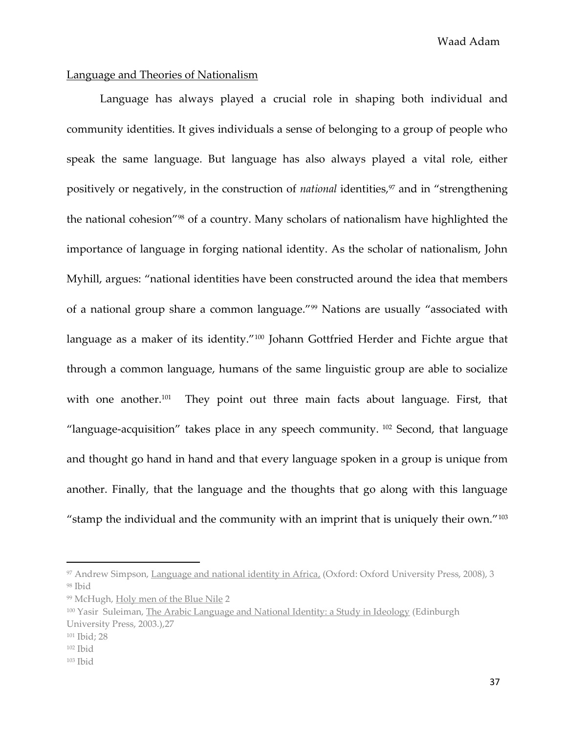## Language and Theories of Nationalism

Language has always played a crucial role in shaping both individual and community identities. It gives individuals a sense of belonging to a group of people who speak the same language. But language has also always played a vital role, either positively or negatively, in the construction of *national* identities,[97] and in "strengthening the national cohesion"[98] of a country. Many scholars of nationalism have highlighted the importance of language in forging national identity. As the scholar of nationalism, John Myhill, argues: "national identities have been constructed around the idea that members of a national group share a common language."[99] Nations are usually "associated with language as a maker of its identity."[100] Johann Gottfried Herder and Fichte argue that through a common language, humans of the same linguistic group are able to socialize with one another.[101] They point out three main facts about language. First, that "language-acquisition" takes place in any speech community.[102] Second, that language and thought go hand in hand and that every language spoken in a group is unique from another. Finally, that the language and the thoughts that go along with this language "stamp the individual and the community with an imprint that is uniquely their own."[103]

---

[97] Andrew Simpson, Language and national identity in Africa, (Oxford: Oxford University Press, 2008), 3

[98] Ibid

[99] McHugh, Holy men of the Blue Nile 2

[100] Yasir Suleiman, The Arabic Language and National Identity: a Study in Ideology (Edinburgh University Press, 2003.),27

[101] Ibid; 28

[102] Ibid

[103] Ibid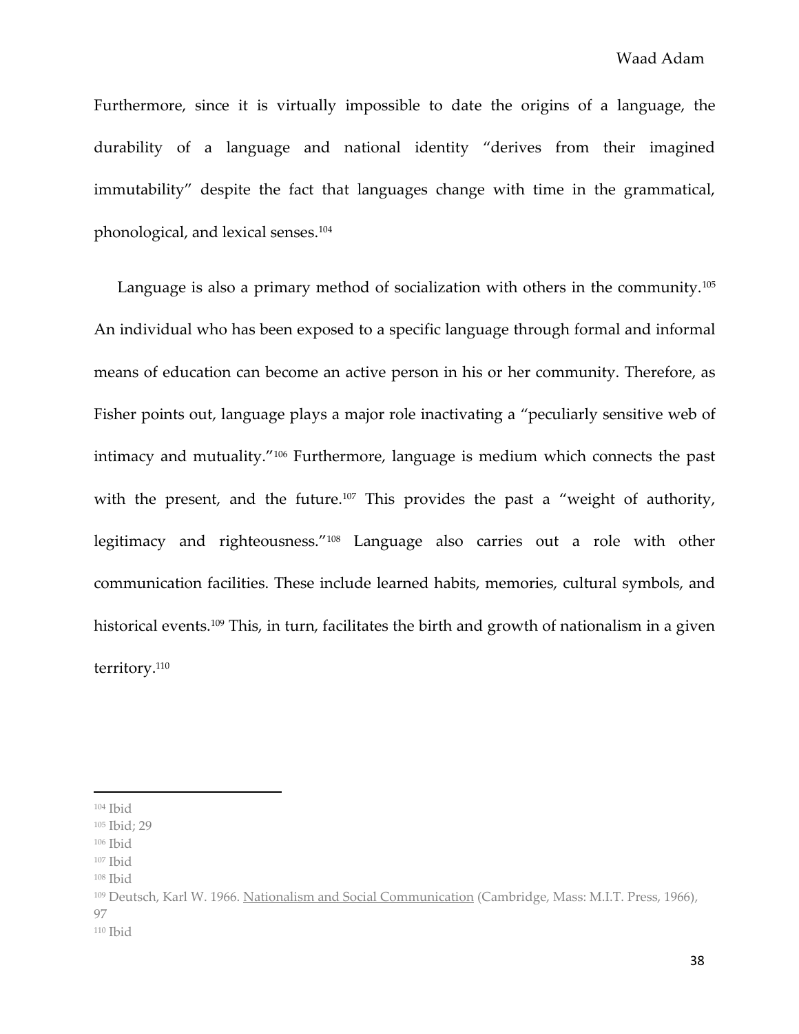Furthermore, since it is virtually impossible to date the origins of a language, the durability of a language and national identity "derives from their imagined immutability" despite the fact that languages change with time in the grammatical, phonological, and lexical senses.[104]

Language is also a primary method of socialization with others in the community.[105] An individual who has been exposed to a specific language through formal and informal means of education can become an active person in his or her community. Therefore, as Fisher points out, language plays a major role inactivating a "peculiarly sensitive web of intimacy and mutuality."[106] Furthermore, language is medium which connects the past with the present, and the future.[107] This provides the past a "weight of authority, legitimacy and righteousness."[108] Language also carries out a role with other communication facilities. These include learned habits, memories, cultural symbols, and historical events.[109] This, in turn, facilitates the birth and growth of nationalism in a given territory.[110]

---

[104] Ibid

[105] Ibid; 29

[106] Ibid

[107] Ibid

[108] Ibid

[109] Deutsch, Karl W. 1966. Nationalism and Social Communication (Cambridge, Mass: M.I.T. Press, 1966), 97

[110] Ibid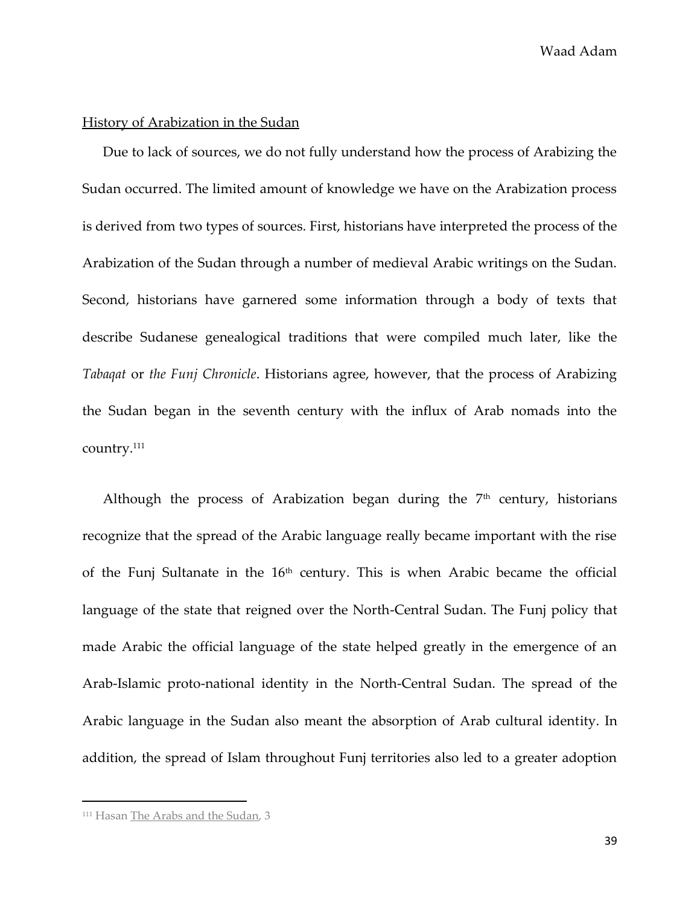History of Arabization in the Sudan

Due to lack of sources, we do not fully understand how the process of Arabizing the Sudan occurred. The limited amount of knowledge we have on the Arabization process is derived from two types of sources. First, historians have interpreted the process of the Arabization of the Sudan through a number of medieval Arabic writings on the Sudan. Second, historians have garnered some information through a body of texts that describe Sudanese genealogical traditions that were compiled much later, like the *Tabaqat* or *the Funj Chronicle*. Historians agree, however, that the process of Arabizing the Sudan began in the seventh century with the influx of Arab nomads into the country.[111]

Although the process of Arabization began during the 7th century, historians recognize that the spread of the Arabic language really became important with the rise of the Funj Sultanate in the 16th century. This is when Arabic became the official language of the state that reigned over the North-Central Sudan. The Funj policy that made Arabic the official language of the state helped greatly in the emergence of an Arab-Islamic proto-national identity in the North-Central Sudan. The spread of the Arabic language in the Sudan also meant the absorption of Arab cultural identity. In addition, the spread of Islam throughout Funj territories also led to a greater adoption

[111] Hasan The Arabs and the Sudan, 3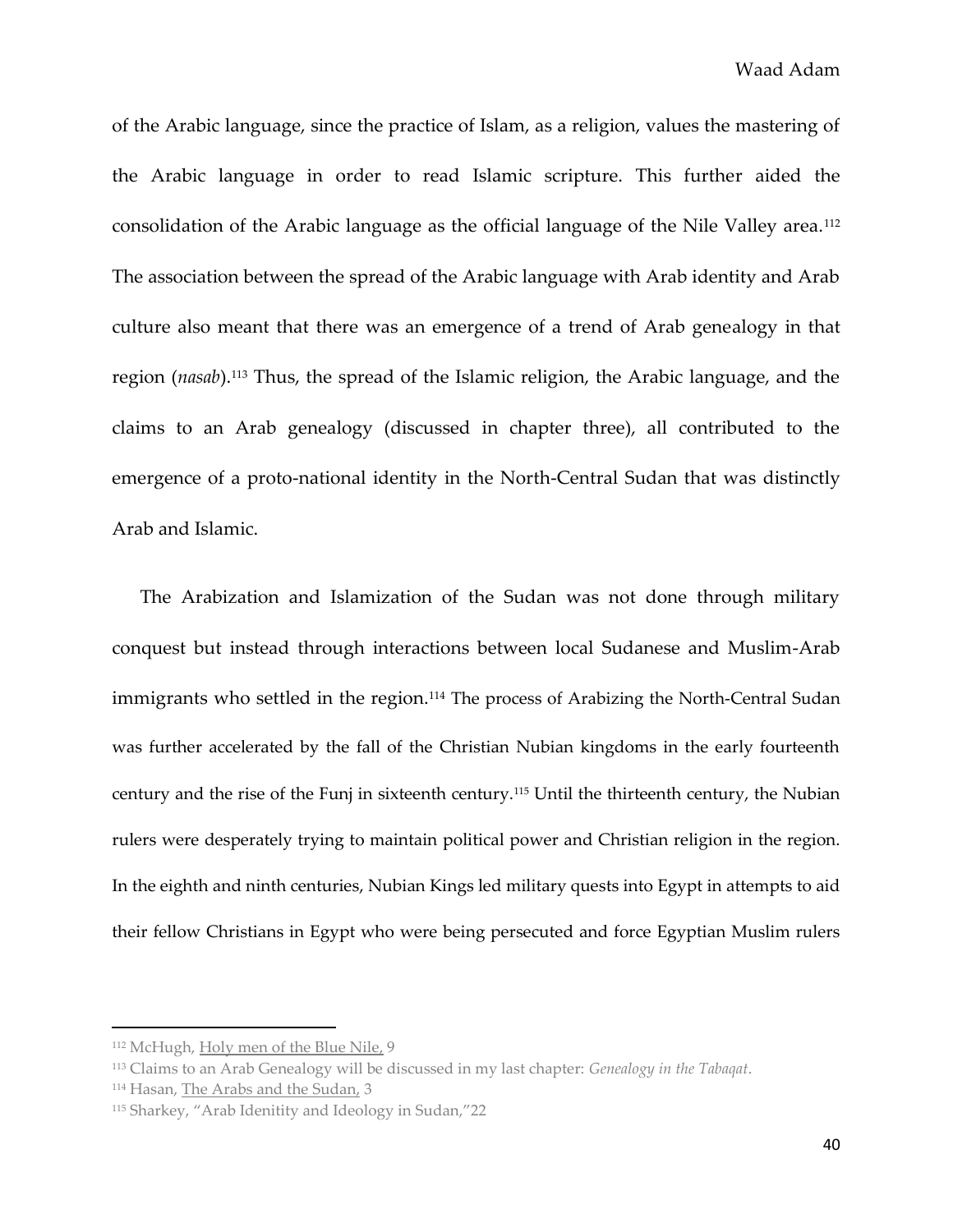of the Arabic language, since the practice of Islam, as a religion, values the mastering of the Arabic language in order to read Islamic scripture. This further aided the consolidation of the Arabic language as the official language of the Nile Valley area.[112] The association between the spread of the Arabic language with Arab identity and Arab culture also meant that there was an emergence of a trend of Arab genealogy in that region (*nasab*).[113] Thus, the spread of the Islamic religion, the Arabic language, and the claims to an Arab genealogy (discussed in chapter three), all contributed to the emergence of a proto-national identity in the North-Central Sudan that was distinctly Arab and Islamic.

The Arabization and Islamization of the Sudan was not done through military conquest but instead through interactions between local Sudanese and Muslim-Arab immigrants who settled in the region.[114] The process of Arabizing the North-Central Sudan was further accelerated by the fall of the Christian Nubian kingdoms in the early fourteenth century and the rise of the Funj in sixteenth century.[115] Until the thirteenth century, the Nubian rulers were desperately trying to maintain political power and Christian religion in the region. In the eighth and ninth centuries, Nubian Kings led military quests into Egypt in attempts to aid their fellow Christians in Egypt who were being persecuted and force Egyptian Muslim rulers

---

[112] McHugh, Holy men of the Blue Nile, 9

[113] Claims to an Arab Genealogy will be discussed in my last chapter: *Genealogy in the Tabaqat*.

[114] Hasan, The Arabs and the Sudan, 3

[115] Sharkey, "Arab Idenitity and Ideology in Sudan,"22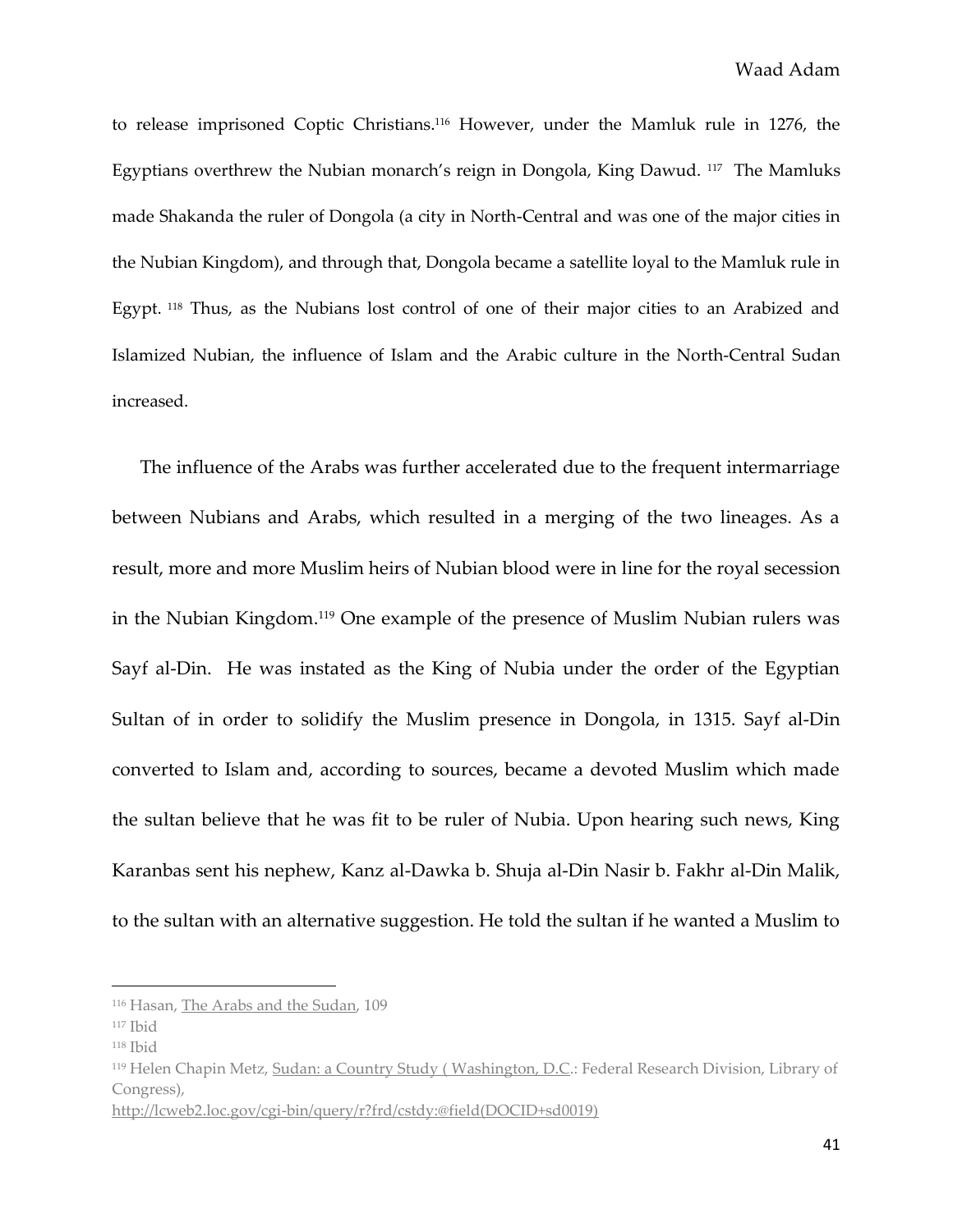to release imprisoned Coptic Christians.[116] However, under the Mamluk rule in 1276, the Egyptians overthrew the Nubian monarch's reign in Dongola, King Dawud. [117] The Mamluks made Shakanda the ruler of Dongola (a city in North-Central and was one of the major cities in the Nubian Kingdom), and through that, Dongola became a satellite loyal to the Mamluk rule in Egypt. [118] Thus, as the Nubians lost control of one of their major cities to an Arabized and Islamized Nubian, the influence of Islam and the Arabic culture in the North-Central Sudan increased.

The influence of the Arabs was further accelerated due to the frequent intermarriage between Nubians and Arabs, which resulted in a merging of the two lineages. As a result, more and more Muslim heirs of Nubian blood were in line for the royal secession in the Nubian Kingdom.[119] One example of the presence of Muslim Nubian rulers was Sayf al-Din. He was instated as the King of Nubia under the order of the Egyptian Sultan of in order to solidify the Muslim presence in Dongola, in 1315. Sayf al-Din converted to Islam and, according to sources, became a devoted Muslim which made the sultan believe that he was fit to be ruler of Nubia. Upon hearing such news, King Karanbas sent his nephew, Kanz al-Dawka b. Shuja al-Din Nasir b. Fakhr al-Din Malik, to the sultan with an alternative suggestion. He told the sultan if he wanted a Muslim to

---

[116] Hasan, The Arabs and the Sudan, 109

[117] Ibid

[118] Ibid

[119] Helen Chapin Metz, Sudan: a Country Study ( Washington, D.C.: Federal Research Division, Library of Congress),
http://lcweb2.loc.gov/cgi-bin/query/r?frd/cstdy:@field(DOCID+sd0019)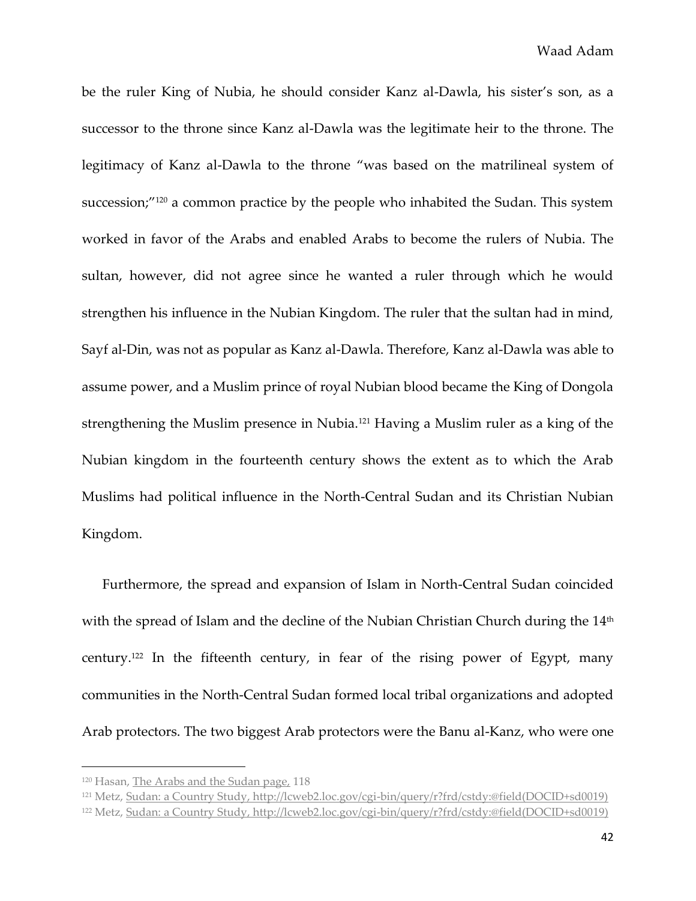be the ruler King of Nubia, he should consider Kanz al-Dawla, his sister's son, as a successor to the throne since Kanz al-Dawla was the legitimate heir to the throne. The legitimacy of Kanz al-Dawla to the throne "was based on the matrilineal system of succession;"[120] a common practice by the people who inhabited the Sudan. This system worked in favor of the Arabs and enabled Arabs to become the rulers of Nubia. The sultan, however, did not agree since he wanted a ruler through which he would strengthen his influence in the Nubian Kingdom. The ruler that the sultan had in mind, Sayf al-Din, was not as popular as Kanz al-Dawla. Therefore, Kanz al-Dawla was able to assume power, and a Muslim prince of royal Nubian blood became the King of Dongola strengthening the Muslim presence in Nubia.[121] Having a Muslim ruler as a king of the Nubian kingdom in the fourteenth century shows the extent as to which the Arab Muslims had political influence in the North-Central Sudan and its Christian Nubian Kingdom.

Furthermore, the spread and expansion of Islam in North-Central Sudan coincided with the spread of Islam and the decline of the Nubian Christian Church during the 14th century.[122] In the fifteenth century, in fear of the rising power of Egypt, many communities in the North-Central Sudan formed local tribal organizations and adopted Arab protectors. The two biggest Arab protectors were the Banu al-Kanz, who were one

---

[120] Hasan, The Arabs and the Sudan page, 118

[121] Metz, Sudan: a Country Study, http://lcweb2.loc.gov/cgi-bin/query/r?frd/cstdy:@field(DOCID+sd0019)

[122] Metz, Sudan: a Country Study, http://lcweb2.loc.gov/cgi-bin/query/r?frd/cstdy:@field(DOCID+sd0019)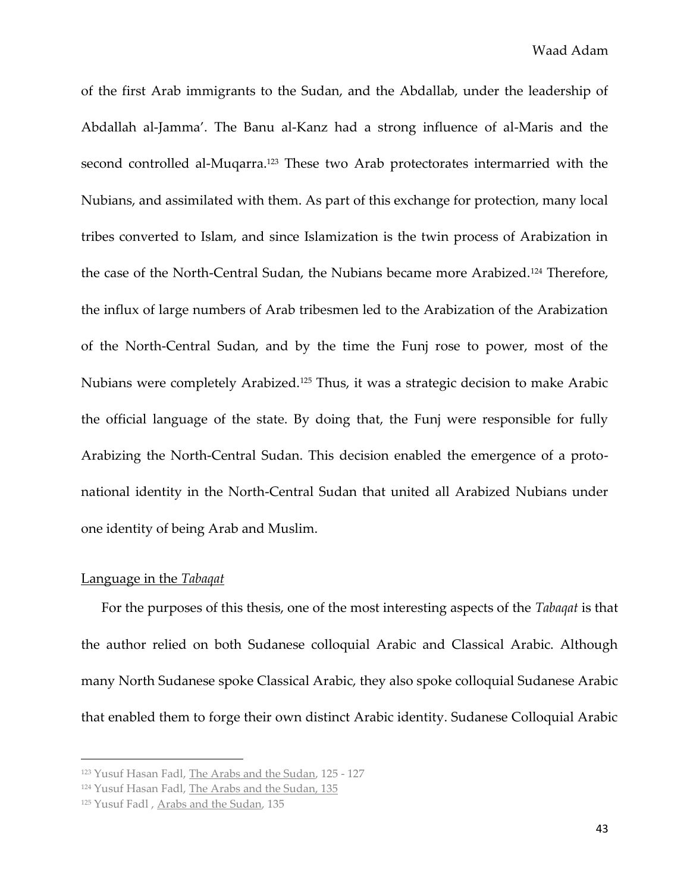of the first Arab immigrants to the Sudan, and the Abdallab, under the leadership of Abdallah al-Jamma'. The Banu al-Kanz had a strong influence of al-Maris and the second controlled al-Muqarra.[123] These two Arab protectorates intermarried with the Nubians, and assimilated with them. As part of this exchange for protection, many local tribes converted to Islam, and since Islamization is the twin process of Arabization in the case of the North-Central Sudan, the Nubians became more Arabized.[124] Therefore, the influx of large numbers of Arab tribesmen led to the Arabization of the Arabization of the North-Central Sudan, and by the time the Funj rose to power, most of the Nubians were completely Arabized.[125] Thus, it was a strategic decision to make Arabic the official language of the state. By doing that, the Funj were responsible for fully Arabizing the North-Central Sudan. This decision enabled the emergence of a proto-national identity in the North-Central Sudan that united all Arabized Nubians under one identity of being Arab and Muslim.

## Language in the *Tabaqat*

For the purposes of this thesis, one of the most interesting aspects of the *Tabaqat* is that the author relied on both Sudanese colloquial Arabic and Classical Arabic. Although many North Sudanese spoke Classical Arabic, they also spoke colloquial Sudanese Arabic that enabled them to forge their own distinct Arabic identity. Sudanese Colloquial Arabic

---

[123] Yusuf Hasan Fadl, The Arabs and the Sudan, 125 - 127

[124] Yusuf Hasan Fadl, The Arabs and the Sudan, 135

[125] Yusuf Fadl , Arabs and the Sudan, 135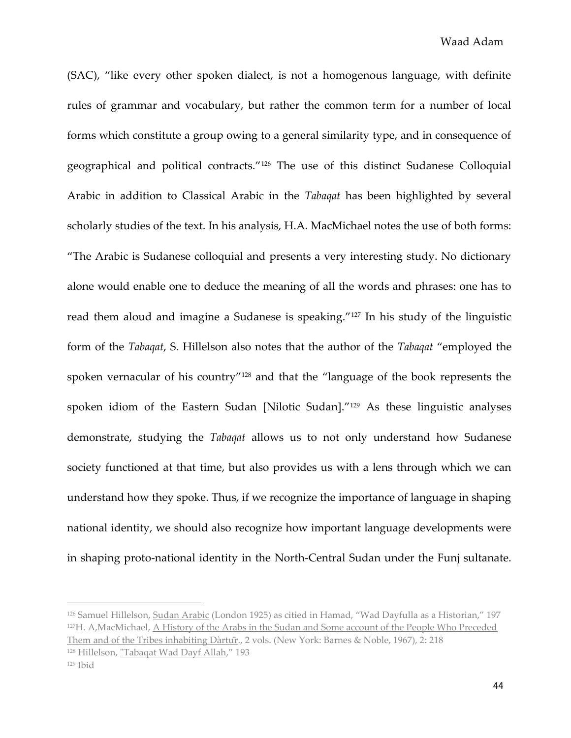(SAC), "like every other spoken dialect, is not a homogenous language, with definite rules of grammar and vocabulary, but rather the common term for a number of local forms which constitute a group owing to a general similarity type, and in consequence of geographical and political contracts."[126] The use of this distinct Sudanese Colloquial Arabic in addition to Classical Arabic in the *Tabaqat* has been highlighted by several scholarly studies of the text. In his analysis, H.A. MacMichael notes the use of both forms: "The Arabic is Sudanese colloquial and presents a very interesting study. No dictionary alone would enable one to deduce the meaning of all the words and phrases: one has to read them aloud and imagine a Sudanese is speaking."[127] In his study of the linguistic form of the *Tabaqat*, S. Hillelson also notes that the author of the *Tabaqat* "employed the spoken vernacular of his country"[128] and that the "language of the book represents the spoken idiom of the Eastern Sudan [Nilotic Sudan]."[129] As these linguistic analyses demonstrate, studying the *Tabaqat* allows us to not only understand how Sudanese society functioned at that time, but also provides us with a lens through which we can understand how they spoke. Thus, if we recognize the importance of language in shaping national identity, we should also recognize how important language developments were in shaping proto-national identity in the North-Central Sudan under the Funj sultanate.

---

[126] Samuel Hillelson, Sudan Arabic (London 1925) as citied in Hamad, "Wad Dayfulla as a Historian," 197

[127] H. A,MacMichael, A History of the Arabs in the Sudan and Some account of the People Who Preceded Them and of the Tribes inhabiting Dàrtūr., 2 vols. (New York: Barnes & Noble, 1967), 2: 218

[128] Hillelson, "Tabaqat Wad Dayf Allah," 193

[129] Ibid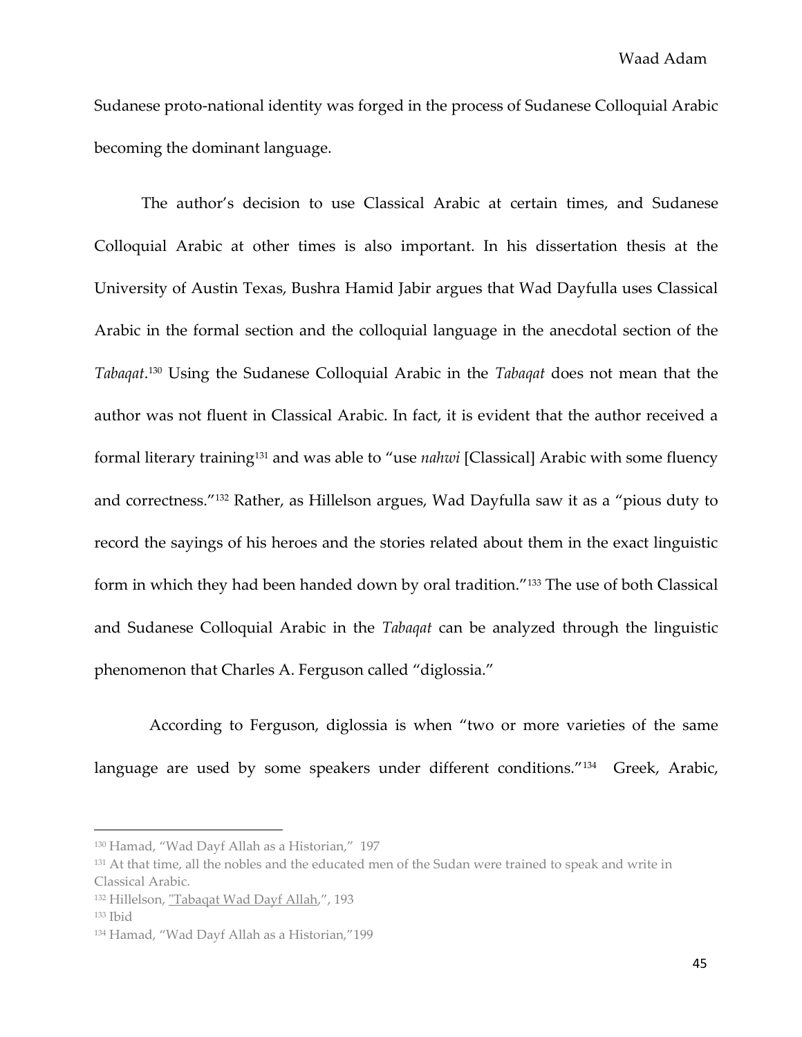Sudanese proto-national identity was forged in the process of Sudanese Colloquial Arabic becoming the dominant language.

The author's decision to use Classical Arabic at certain times, and Sudanese Colloquial Arabic at other times is also important. In his dissertation thesis at the University of Austin Texas, Bushra Hamid Jabir argues that Wad Dayfulla uses Classical Arabic in the formal section and the colloquial language in the anecdotal section of the *Tabaqat*.[130] Using the Sudanese Colloquial Arabic in the *Tabaqat* does not mean that the author was not fluent in Classical Arabic. In fact, it is evident that the author received a formal literary training[131] and was able to "use *nahwi* [Classical] Arabic with some fluency and correctness."[132] Rather, as Hillelson argues, Wad Dayfulla saw it as a "pious duty to record the sayings of his heroes and the stories related about them in the exact linguistic form in which they had been handed down by oral tradition."[133] The use of both Classical and Sudanese Colloquial Arabic in the *Tabaqat* can be analyzed through the linguistic phenomenon that Charles A. Ferguson called "diglossia."

According to Ferguson, diglossia is when "two or more varieties of the same language are used by some speakers under different conditions."[134] Greek, Arabic,

---

[130] Hamad, "Wad Dayf Allah as a Historian," 197

[131] At that time, all the nobles and the educated men of the Sudan were trained to speak and write in Classical Arabic.

[132] Hillelson, "Tabaqat Wad Dayf Allah,", 193

[133] Ibid

[134] Hamad, "Wad Dayf Allah as a Historian,"199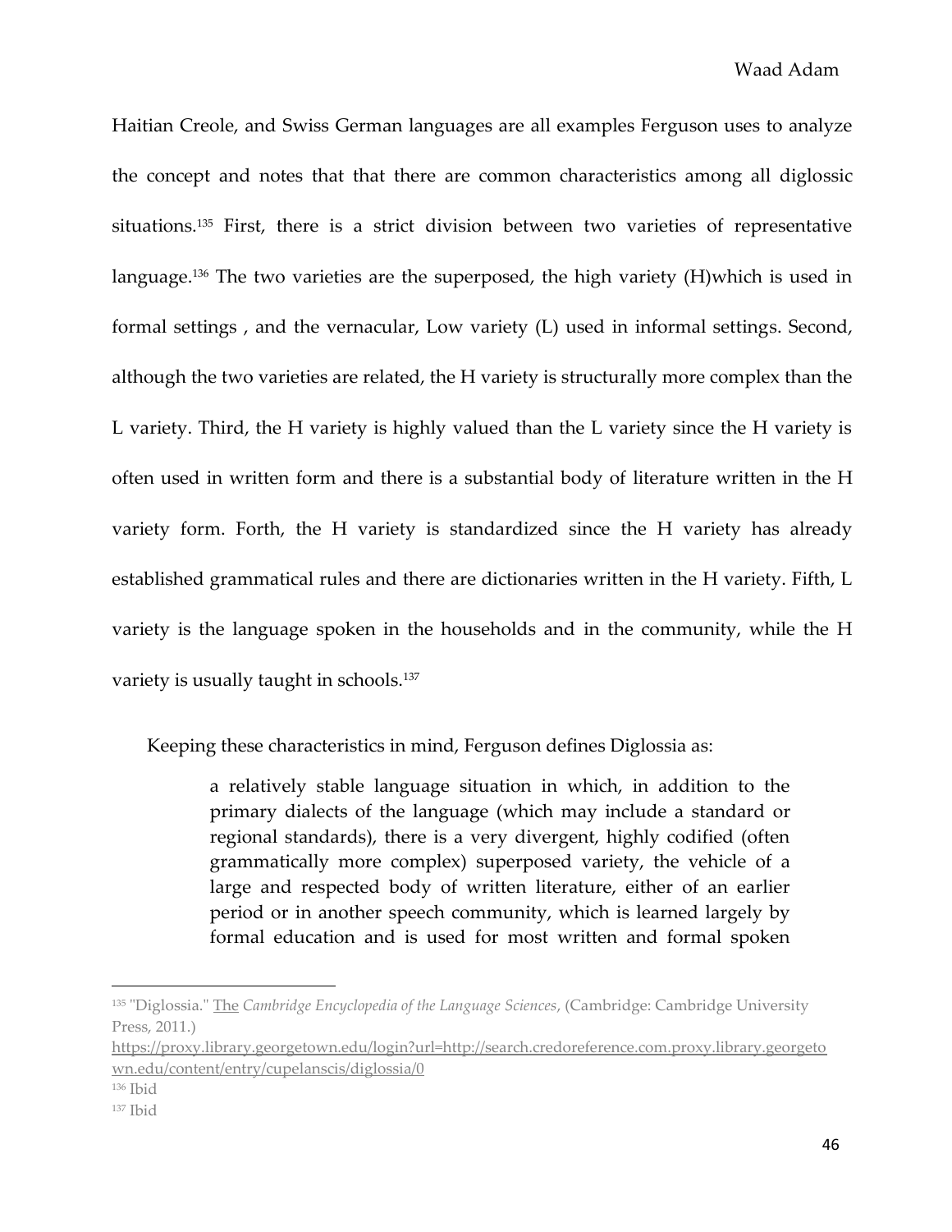Haitian Creole, and Swiss German languages are all examples Ferguson uses to analyze the concept and notes that that there are common characteristics among all diglossic situations.[135] First, there is a strict division between two varieties of representative language.[136] The two varieties are the superposed, the high variety (H)which is used in formal settings , and the vernacular, Low variety (L) used in informal settings. Second, although the two varieties are related, the H variety is structurally more complex than the L variety. Third, the H variety is highly valued than the L variety since the H variety is often used in written form and there is a substantial body of literature written in the H variety form. Forth, the H variety is standardized since the H variety has already established grammatical rules and there are dictionaries written in the H variety. Fifth, L variety is the language spoken in the households and in the community, while the H variety is usually taught in schools.[137]

Keeping these characteristics in mind, Ferguson defines Diglossia as:

> a relatively stable language situation in which, in addition to the primary dialects of the language (which may include a standard or regional standards), there is a very divergent, highly codified (often grammatically more complex) superposed variety, the vehicle of a large and respected body of written literature, either of an earlier period or in another speech community, which is learned largely by formal education and is used for most written and formal spoken

---

[135] "Diglossia." The *Cambridge Encyclopedia of the Language Sciences*, (Cambridge: Cambridge University Press, 2011.) https://proxy.library.georgetown.edu/login?url=http://search.credoreference.com.proxy.library.georgetown.edu/content/entry/cupelanscis/diglossia/0

[136] Ibid

[137] Ibid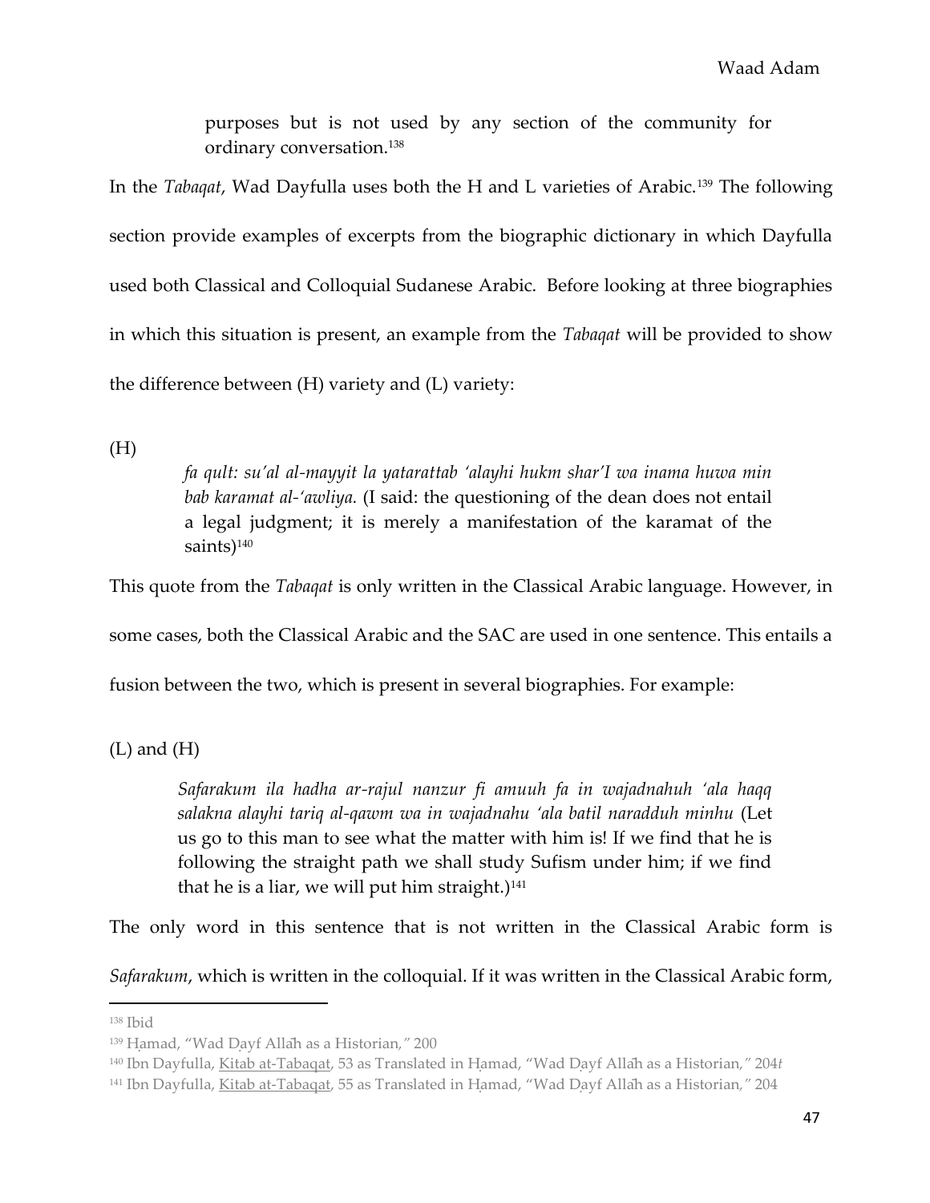purposes but is not used by any section of the community for ordinary conversation.[138]

In the *Tabaqat*, Wad Dayfulla uses both the H and L varieties of Arabic.[139] The following section provide examples of excerpts from the biographic dictionary in which Dayfulla used both Classical and Colloquial Sudanese Arabic. Before looking at three biographies in which this situation is present, an example from the *Tabaqat* will be provided to show the difference between (H) variety and (L) variety:

(H)

> *fa qult: su'al al-mayyit la yatarattab 'alayhi hukm shar'I wa inama huwa min bab karamat al-'awliya.* (I said: the questioning of the dean does not entail a legal judgment; it is merely a manifestation of the karamat of the saints)[140]

This quote from the *Tabaqat* is only written in the Classical Arabic language. However, in some cases, both the Classical Arabic and the SAC are used in one sentence. This entails a fusion between the two, which is present in several biographies. For example:

(L) and (H)

> *Safarakum ila hadha ar-rajul nanzur fi amuuh fa in wajadnahuh 'ala haqq salakna alayhi tariq al-qawm wa in wajadnahu 'ala batil naradduh minhu* (Let us go to this man to see what the matter with him is! If we find that he is following the straight path we shall study Sufism under him; if we find that he is a liar, we will put him straight.)[141]

The only word in this sentence that is not written in the Classical Arabic form is *Safarakum*, which is written in the colloquial. If it was written in the Classical Arabic form,

---

[138] Ibid

[139] Ḥamad, "Wad Ḍayf Allāh as a Historian," 200

[140] Ibn Dayfulla, Kitab at-Tabaqat, 53 as Translated in Ḥamad, "Wad Ḍayf Allāh as a Historian," 204*t*

[141] Ibn Dayfulla, Kitab at-Tabaqat, 55 as Translated in Ḥamad, "Wad Ḍayf Allāh as a Historian," 204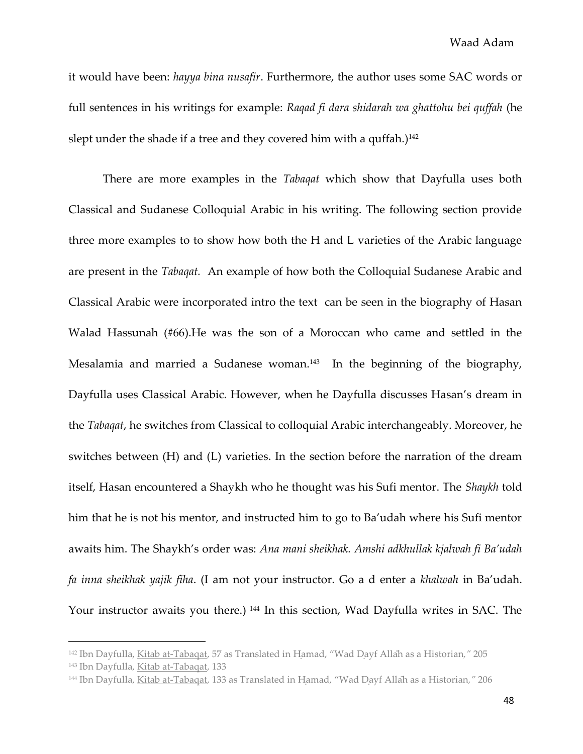it would have been: *hayya bina nusafir*. Furthermore, the author uses some SAC words or full sentences in his writings for example: *Raqad fi dara shidarah wa ghattohu bei quffah* (he slept under the shade if a tree and they covered him with a quffah.)[142]

There are more examples in the *Tabaqat* which show that Dayfulla uses both Classical and Sudanese Colloquial Arabic in his writing. The following section provide three more examples to to show how both the H and L varieties of the Arabic language are present in the *Tabaqat.* An example of how both the Colloquial Sudanese Arabic and Classical Arabic were incorporated intro the text can be seen in the biography of Hasan Walad Hassunah (#66).He was the son of a Moroccan who came and settled in the Mesalamia and married a Sudanese woman.[143] In the beginning of the biography, Dayfulla uses Classical Arabic. However, when he Dayfulla discusses Hasan's dream in the *Tabaqat*, he switches from Classical to colloquial Arabic interchangeably. Moreover, he switches between (H) and (L) varieties. In the section before the narration of the dream itself, Hasan encountered a Shaykh who he thought was his Sufi mentor. The *Shaykh* told him that he is not his mentor, and instructed him to go to Ba'udah where his Sufi mentor awaits him. The Shaykh's order was: *Ana mani sheikhak. Amshi adkhullak kjalwah fi Ba'udah fa inna sheikhak yajik fiha*. (I am not your instructor. Go a d enter a *khalwah* in Ba'udah. Your instructor awaits you there.) [144] In this section, Wad Dayfulla writes in SAC. The

---

[142] Ibn Dayfulla, Kitab at-Tabaqat, 57 as Translated in Ḥamad, "Wad Ḍayf Allāh as a Historian," 205

[143] Ibn Dayfulla, Kitab at-Tabaqat, 133

[144] Ibn Dayfulla, Kitab at-Tabaqat, 133 as Translated in Ḥamad, "Wad Ḍayf Allāh as a Historian," 206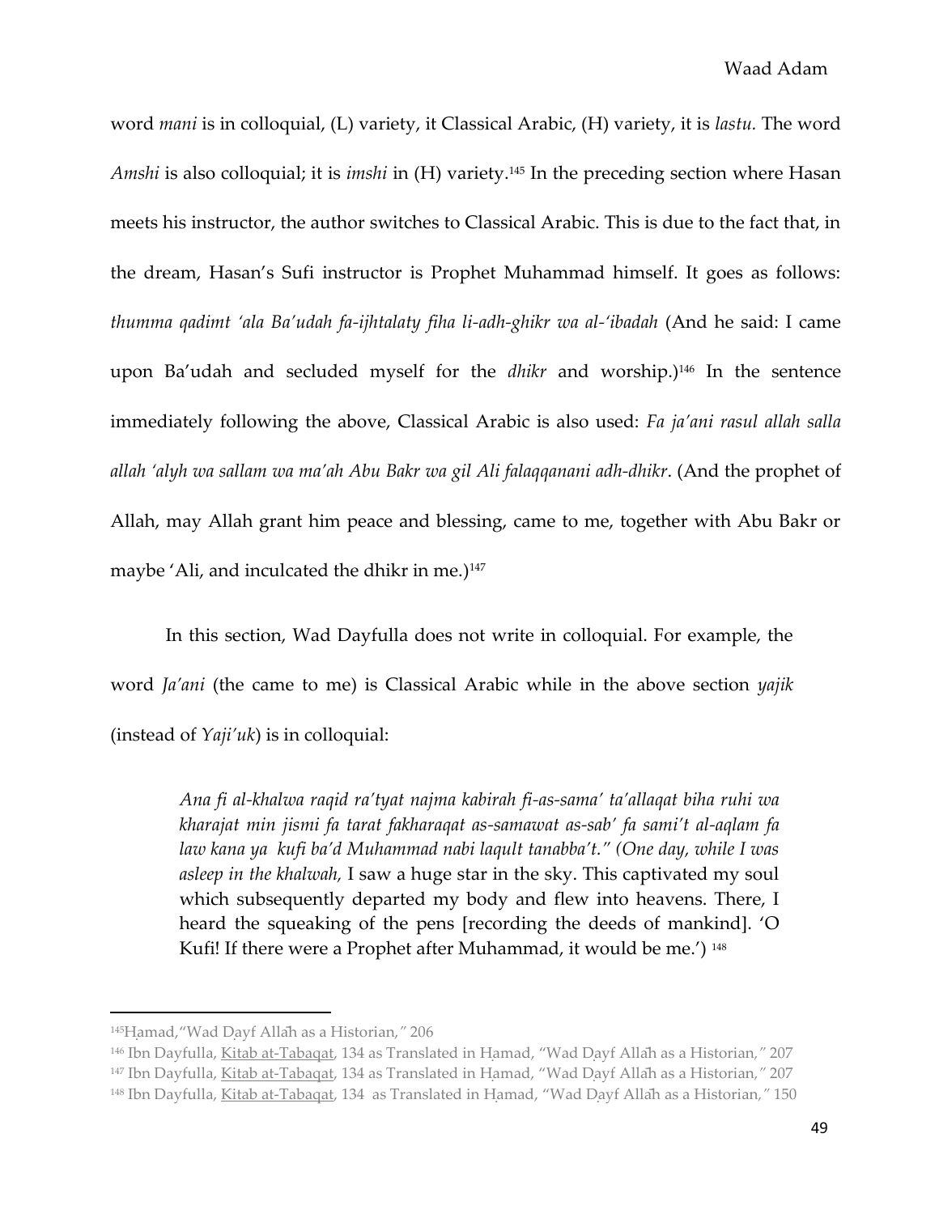word *mani* is in colloquial, (L) variety, it Classical Arabic, (H) variety, it is *lastu.* The word *Amshi* is also colloquial; it is *imshi* in (H) variety.[145] In the preceding section where Hasan meets his instructor, the author switches to Classical Arabic. This is due to the fact that, in the dream, Hasan's Sufi instructor is Prophet Muhammad himself. It goes as follows: *thumma qadimt 'ala Ba'udah fa-ijhtalaty fiha li-adh-ghikr wa al-'ibadah* (And he said: I came upon Ba'udah and secluded myself for the *dhikr* and worship.)[146] In the sentence immediately following the above, Classical Arabic is also used: *Fa ja'ani rasul allah salla allah 'alyh wa sallam wa ma'ah Abu Bakr wa gil Ali falaqqanani adh-dhikr*. (And the prophet of Allah, may Allah grant him peace and blessing, came to me, together with Abu Bakr or maybe 'Ali, and inculcated the dhikr in me.)[147]

In this section, Wad Dayfulla does not write in colloquial. For example, the word *Ja'ani* (the came to me) is Classical Arabic while in the above section *yajik* (instead of *Yaji'uk*) is in colloquial:

> *Ana fi al-khalwa raqid ra'tyat najma kabirah fi-as-sama' ta'allaqat biha ruhi wa kharajat min jismi fa tarat fakharaqat as-samawat as-sab' fa sami't al-aqlam fa law kana ya kufi ba'd Muhammad nabi laqult tanabba't." (One day, while I was asleep in the khalwah,* I saw a huge star in the sky. This captivated my soul which subsequently departed my body and flew into heavens. There, I heard the squeaking of the pens [recording the deeds of mankind]. 'O Kufi! If there were a Prophet after Muhammad, it would be me.') [148]

---

[145] Ḥamad, "Wad Ḍayf Allāh as a Historian," 206

[146] Ibn Dayfulla, Kitab at-Tabaqat, 134 as Translated in Ḥamad, "Wad Ḍayf Allāh as a Historian," 207

[147] Ibn Dayfulla, Kitab at-Tabaqat, 134 as Translated in Ḥamad, "Wad Ḍayf Allāh as a Historian," 207

[148] Ibn Dayfulla, Kitab at-Tabaqat, 134 as Translated in Ḥamad, "Wad Ḍayf Allāh as a Historian," 150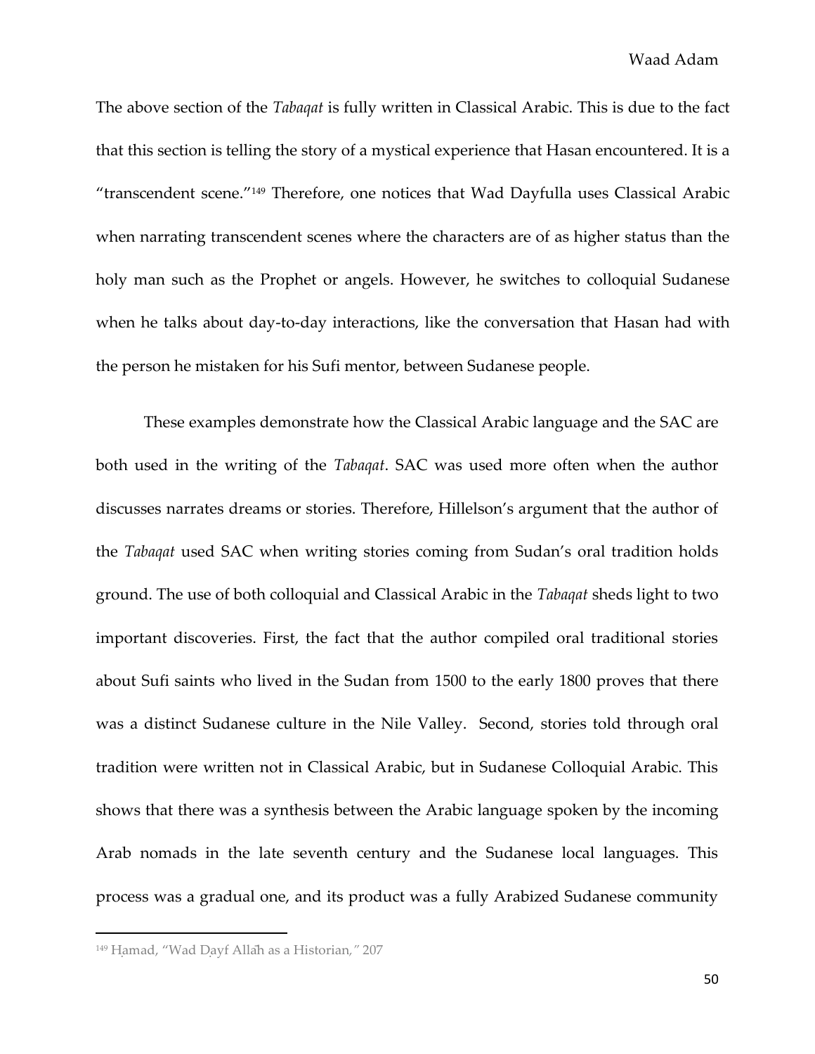The above section of the *Tabaqat* is fully written in Classical Arabic. This is due to the fact that this section is telling the story of a mystical experience that Hasan encountered. It is a "transcendent scene."[149] Therefore, one notices that Wad Dayfulla uses Classical Arabic when narrating transcendent scenes where the characters are of as higher status than the holy man such as the Prophet or angels. However, he switches to colloquial Sudanese when he talks about day-to-day interactions, like the conversation that Hasan had with the person he mistaken for his Sufi mentor, between Sudanese people.

These examples demonstrate how the Classical Arabic language and the SAC are both used in the writing of the *Tabaqat*. SAC was used more often when the author discusses narrates dreams or stories. Therefore, Hillelson's argument that the author of the *Tabaqat* used SAC when writing stories coming from Sudan's oral tradition holds ground. The use of both colloquial and Classical Arabic in the *Tabaqat* sheds light to two important discoveries. First, the fact that the author compiled oral traditional stories about Sufi saints who lived in the Sudan from 1500 to the early 1800 proves that there was a distinct Sudanese culture in the Nile Valley. Second, stories told through oral tradition were written not in Classical Arabic, but in Sudanese Colloquial Arabic. This shows that there was a synthesis between the Arabic language spoken by the incoming Arab nomads in the late seventh century and the Sudanese local languages. This process was a gradual one, and its product was a fully Arabized Sudanese community

---

[149] Ḥamad, "Wad Ḍayf Allāh as a Historian," 207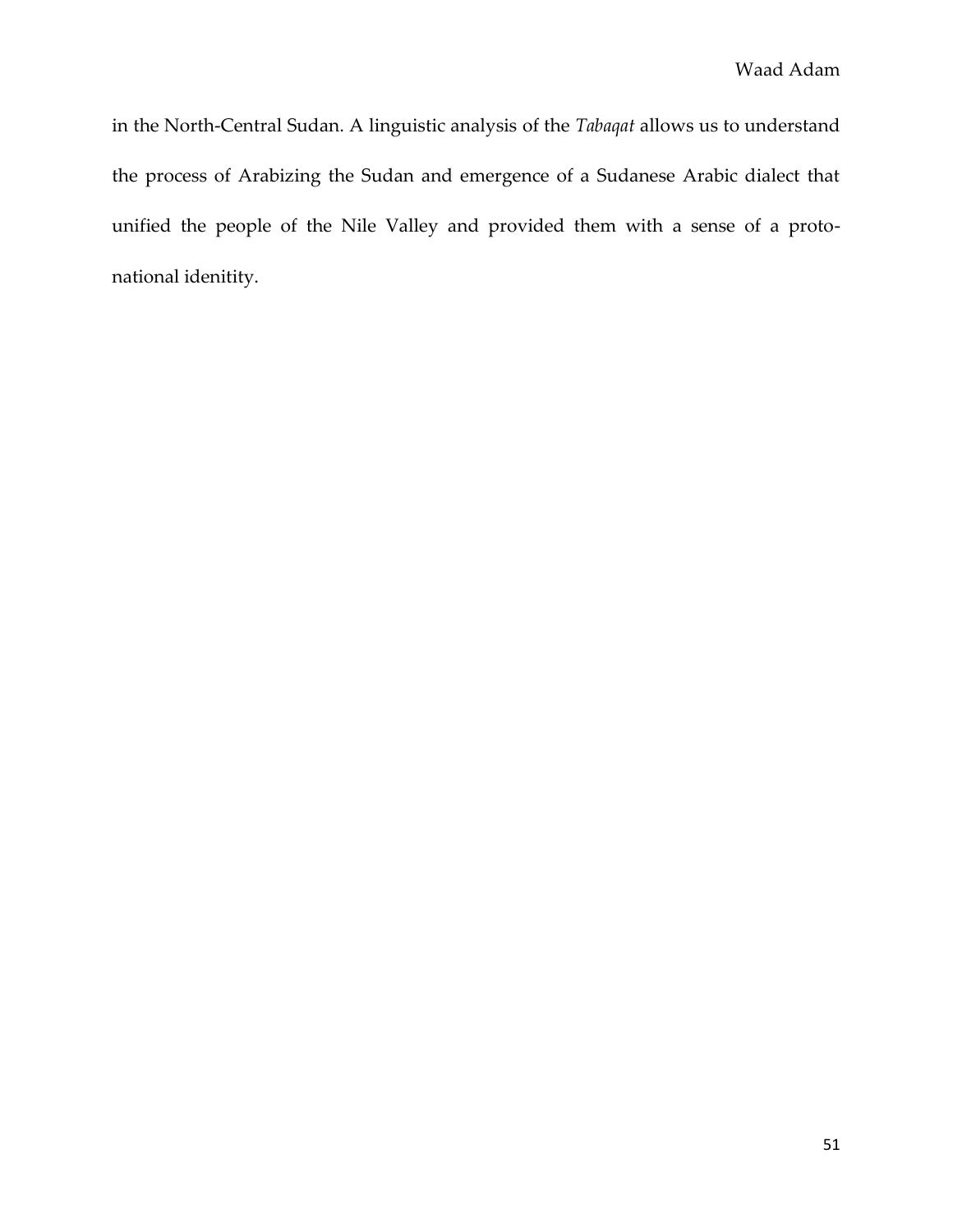in the North-Central Sudan. A linguistic analysis of the *Tabaqat* allows us to understand the process of Arabizing the Sudan and emergence of a Sudanese Arabic dialect that unified the people of the Nile Valley and provided them with a sense of a proto-national idenitity.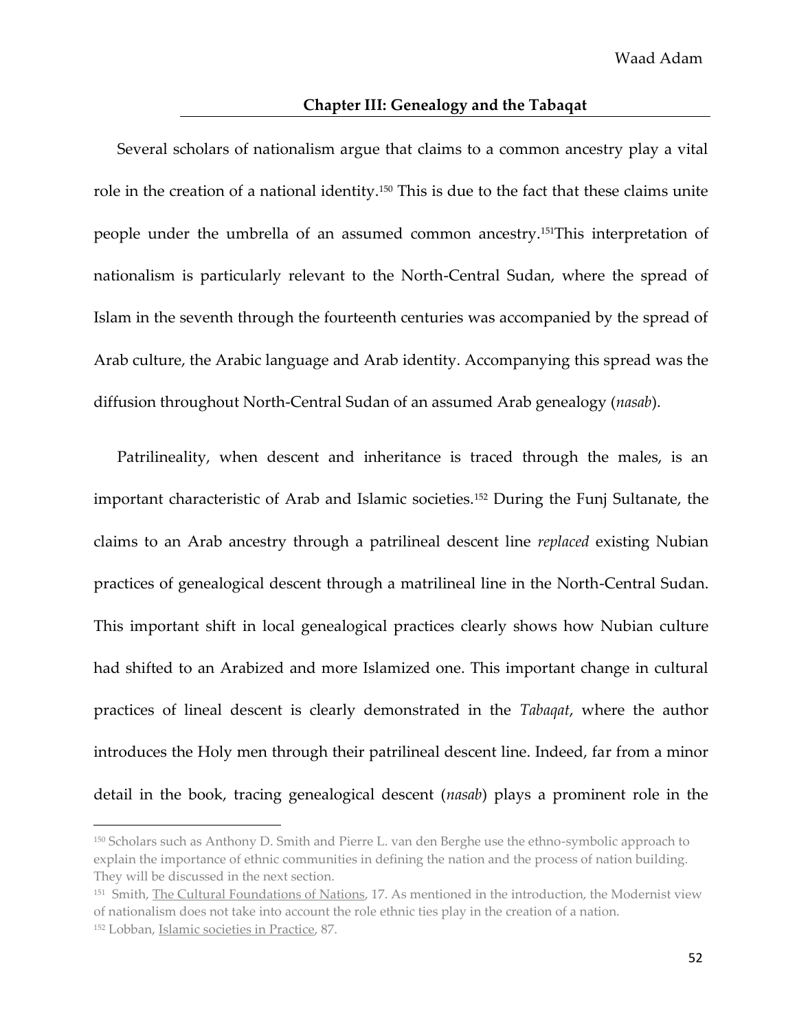## Chapter III: Genealogy and the Tabaqat

Several scholars of nationalism argue that claims to a common ancestry play a vital role in the creation of a national identity.[150] This is due to the fact that these claims unite people under the umbrella of an assumed common ancestry.[151]This interpretation of nationalism is particularly relevant to the North-Central Sudan, where the spread of Islam in the seventh through the fourteenth centuries was accompanied by the spread of Arab culture, the Arabic language and Arab identity. Accompanying this spread was the diffusion throughout North-Central Sudan of an assumed Arab genealogy (*nasab*).

Patrilineality, when descent and inheritance is traced through the males, is an important characteristic of Arab and Islamic societies.[152] During the Funj Sultanate, the claims to an Arab ancestry through a patrilineal descent line *replaced* existing Nubian practices of genealogical descent through a matrilineal line in the North-Central Sudan. This important shift in local genealogical practices clearly shows how Nubian culture had shifted to an Arabized and more Islamized one. This important change in cultural practices of lineal descent is clearly demonstrated in the *Tabaqat*, where the author introduces the Holy men through their patrilineal descent line. Indeed, far from a minor detail in the book, tracing genealogical descent (*nasab*) plays a prominent role in the

---

[150] Scholars such as Anthony D. Smith and Pierre L. van den Berghe use the ethno-symbolic approach to explain the importance of ethnic communities in defining the nation and the process of nation building. They will be discussed in the next section.

[151] Smith, The Cultural Foundations of Nations, 17. As mentioned in the introduction, the Modernist view of nationalism does not take into account the role ethnic ties play in the creation of a nation.

[152] Lobban, Islamic societies in Practice, 87.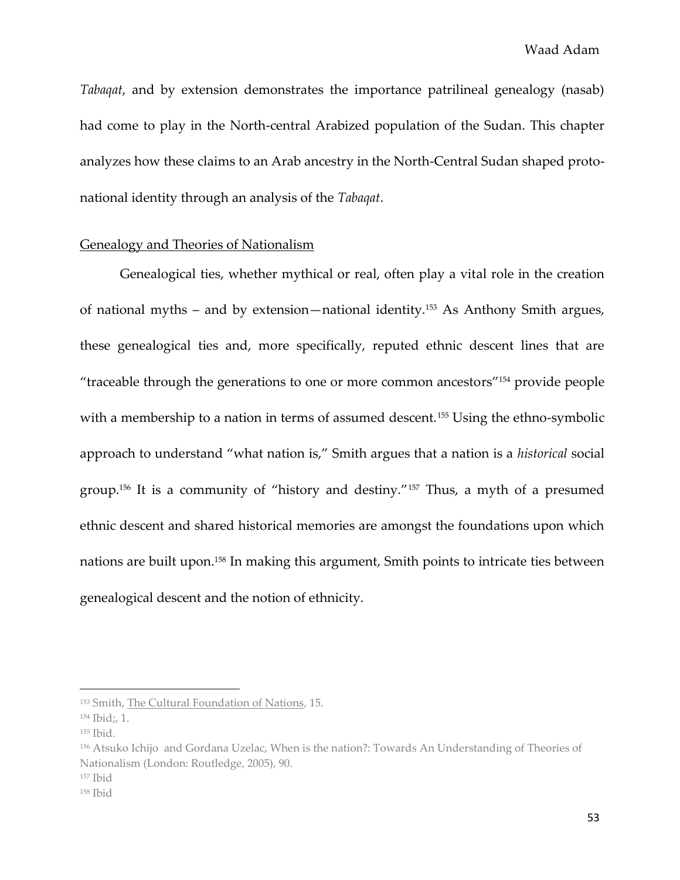*Tabaqat*, and by extension demonstrates the importance patrilineal genealogy (nasab) had come to play in the North-central Arabized population of the Sudan. This chapter analyzes how these claims to an Arab ancestry in the North-Central Sudan shaped proto-national identity through an analysis of the *Tabaqat*.

## Genealogy and Theories of Nationalism

Genealogical ties, whether mythical or real, often play a vital role in the creation of national myths – and by extension—national identity.[153] As Anthony Smith argues, these genealogical ties and, more specifically, reputed ethnic descent lines that are "traceable through the generations to one or more common ancestors"[154] provide people with a membership to a nation in terms of assumed descent.[155] Using the ethno-symbolic approach to understand "what nation is," Smith argues that a nation is a *historical* social group.[156] It is a community of "history and destiny."[157] Thus, a myth of a presumed ethnic descent and shared historical memories are amongst the foundations upon which nations are built upon.[158] In making this argument, Smith points to intricate ties between genealogical descent and the notion of ethnicity.

---

[153] Smith, The Cultural Foundation of Nations, 15.

[154] Ibid;, 1.

[155] Ibid.

[156] Atsuko Ichijo and Gordana Uzelac, When is the nation?: Towards An Understanding of Theories of Nationalism (London: Routledge, 2005), 90.

[157] Ibid

[158] Ibid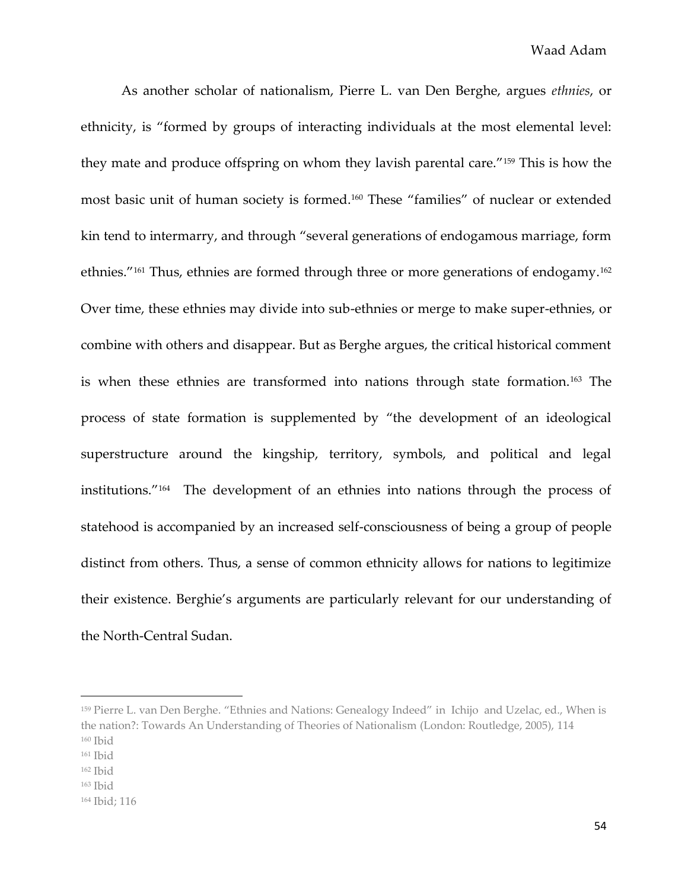As another scholar of nationalism, Pierre L. van Den Berghe, argues *ethnies*, or ethnicity, is "formed by groups of interacting individuals at the most elemental level: they mate and produce offspring on whom they lavish parental care."[159] This is how the most basic unit of human society is formed.[160] These "families" of nuclear or extended kin tend to intermarry, and through "several generations of endogamous marriage, form ethnies."[161] Thus, ethnies are formed through three or more generations of endogamy.[162] Over time, these ethnies may divide into sub-ethnies or merge to make super-ethnies, or combine with others and disappear. But as Berghe argues, the critical historical comment is when these ethnies are transformed into nations through state formation.[163] The process of state formation is supplemented by "the development of an ideological superstructure around the kingship, territory, symbols, and political and legal institutions."[164] The development of an ethnies into nations through the process of statehood is accompanied by an increased self-consciousness of being a group of people distinct from others. Thus, a sense of common ethnicity allows for nations to legitimize their existence. Berghie's arguments are particularly relevant for our understanding of the North-Central Sudan.

---

[159] Pierre L. van Den Berghe. "Ethnies and Nations: Genealogy Indeed" in Ichijo and Uzelac, ed., When is the nation?: Towards An Understanding of Theories of Nationalism (London: Routledge, 2005), 114

[160] Ibid

[161] Ibid

[162] Ibid

[163] Ibid

[164] Ibid; 116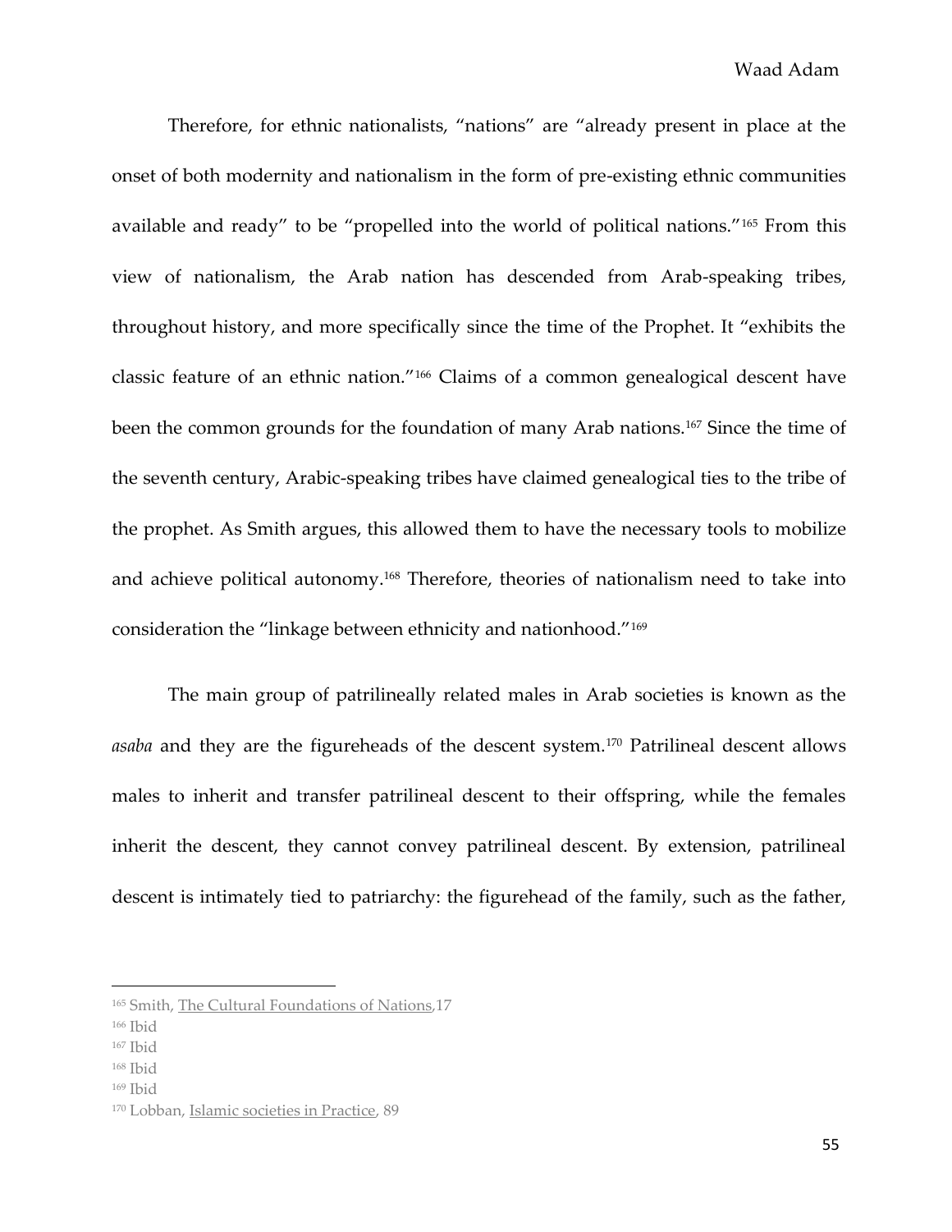Therefore, for ethnic nationalists, "nations" are "already present in place at the onset of both modernity and nationalism in the form of pre-existing ethnic communities available and ready" to be "propelled into the world of political nations."[165] From this view of nationalism, the Arab nation has descended from Arab-speaking tribes, throughout history, and more specifically since the time of the Prophet. It "exhibits the classic feature of an ethnic nation."[166] Claims of a common genealogical descent have been the common grounds for the foundation of many Arab nations.[167] Since the time of the seventh century, Arabic-speaking tribes have claimed genealogical ties to the tribe of the prophet. As Smith argues, this allowed them to have the necessary tools to mobilize and achieve political autonomy.[168] Therefore, theories of nationalism need to take into consideration the "linkage between ethnicity and nationhood."[169]

The main group of patrilineally related males in Arab societies is known as the *asaba* and they are the figureheads of the descent system.[170] Patrilineal descent allows males to inherit and transfer patrilineal descent to their offspring, while the females inherit the descent, they cannot convey patrilineal descent. By extension, patrilineal descent is intimately tied to patriarchy: the figurehead of the family, such as the father,

---

[165] Smith, The Cultural Foundations of Nations,17

[166] Ibid

[167] Ibid

[168] Ibid

[169] Ibid

[170] Lobban, Islamic societies in Practice, 89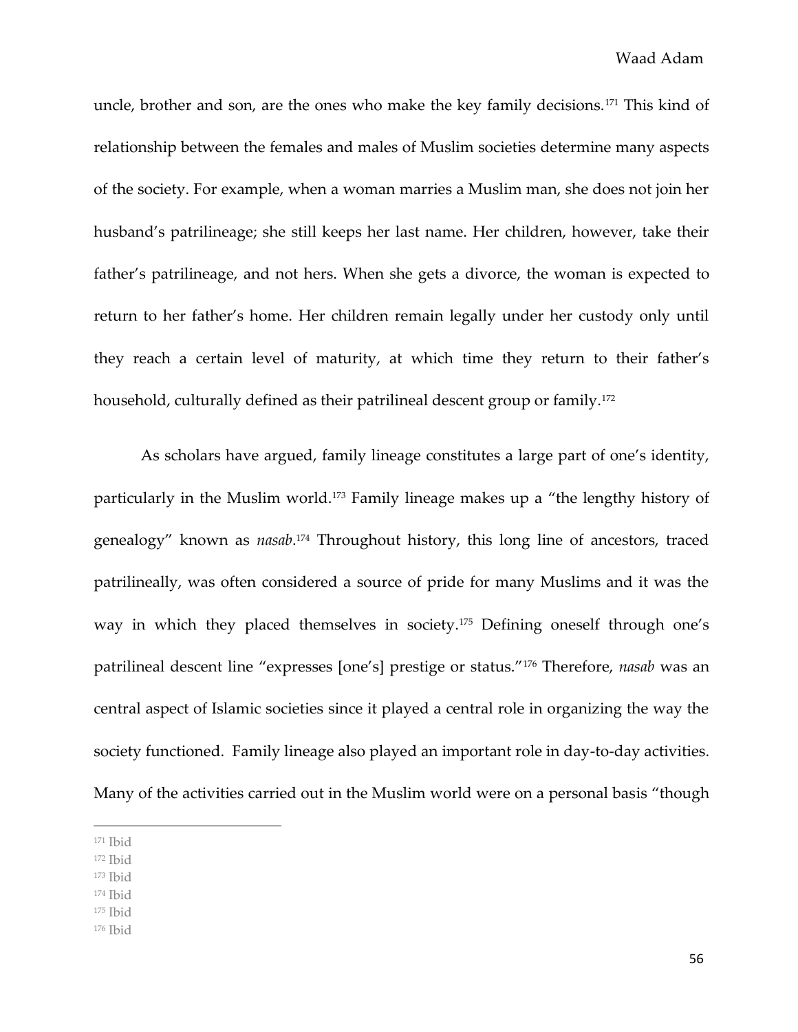uncle, brother and son, are the ones who make the key family decisions.[171] This kind of relationship between the females and males of Muslim societies determine many aspects of the society. For example, when a woman marries a Muslim man, she does not join her husband's patrilineage; she still keeps her last name. Her children, however, take their father's patrilineage, and not hers. When she gets a divorce, the woman is expected to return to her father's home. Her children remain legally under her custody only until they reach a certain level of maturity, at which time they return to their father's household, culturally defined as their patrilineal descent group or family.[172]

As scholars have argued, family lineage constitutes a large part of one's identity, particularly in the Muslim world.[173] Family lineage makes up a "the lengthy history of genealogy" known as *nasab*.[174] Throughout history, this long line of ancestors, traced patrilineally, was often considered a source of pride for many Muslims and it was the way in which they placed themselves in society.[175] Defining oneself through one's patrilineal descent line "expresses [one's] prestige or status."[176] Therefore, *nasab* was an central aspect of Islamic societies since it played a central role in organizing the way the society functioned. Family lineage also played an important role in day-to-day activities. Many of the activities carried out in the Muslim world were on a personal basis "though

---

[171] Ibid

[172] Ibid

[173] Ibid

[174] Ibid

[175] Ibid

[176] Ibid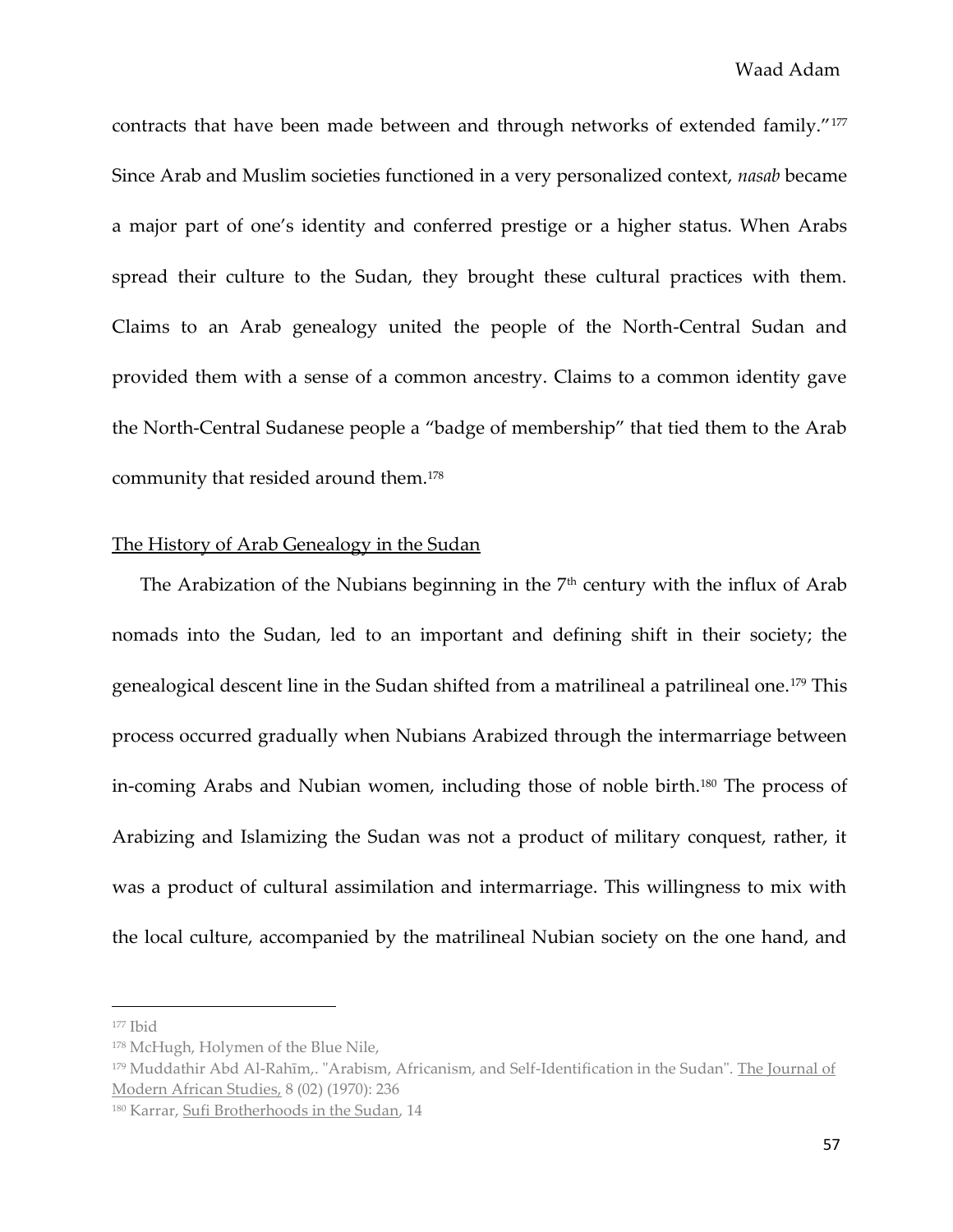contracts that have been made between and through networks of extended family."[177] Since Arab and Muslim societies functioned in a very personalized context, *nasab* became a major part of one's identity and conferred prestige or a higher status. When Arabs spread their culture to the Sudan, they brought these cultural practices with them. Claims to an Arab genealogy united the people of the North-Central Sudan and provided them with a sense of a common ancestry. Claims to a common identity gave the North-Central Sudanese people a "badge of membership" that tied them to the Arab community that resided around them.[178]

## The History of Arab Genealogy in the Sudan

The Arabization of the Nubians beginning in the 7th century with the influx of Arab nomads into the Sudan, led to an important and defining shift in their society; the genealogical descent line in the Sudan shifted from a matrilineal a patrilineal one.[179] This process occurred gradually when Nubians Arabized through the intermarriage between in-coming Arabs and Nubian women, including those of noble birth.[180] The process of Arabizing and Islamizing the Sudan was not a product of military conquest, rather, it was a product of cultural assimilation and intermarriage. This willingness to mix with the local culture, accompanied by the matrilineal Nubian society on the one hand, and

---

[177] Ibid

[178] McHugh, Holymen of the Blue Nile,

[179] Muddathir Abd Al-Rahīm,. "Arabism, Africanism, and Self-Identification in the Sudan". The Journal of Modern African Studies, 8 (02) (1970): 236

[180] Karrar, Sufi Brotherhoods in the Sudan, 14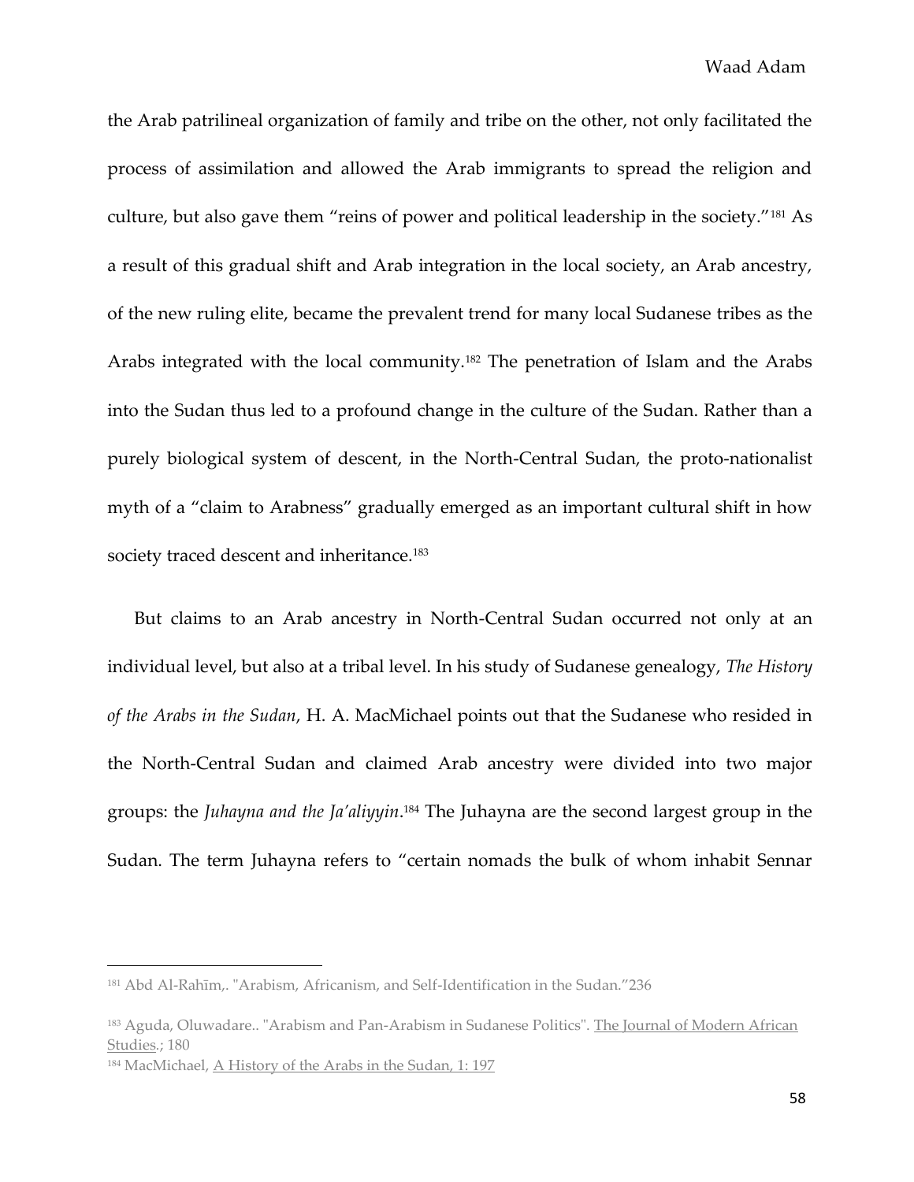the Arab patrilineal organization of family and tribe on the other, not only facilitated the process of assimilation and allowed the Arab immigrants to spread the religion and culture, but also gave them "reins of power and political leadership in the society."[181] As a result of this gradual shift and Arab integration in the local society, an Arab ancestry, of the new ruling elite, became the prevalent trend for many local Sudanese tribes as the Arabs integrated with the local community.[182] The penetration of Islam and the Arabs into the Sudan thus led to a profound change in the culture of the Sudan. Rather than a purely biological system of descent, in the North-Central Sudan, the proto-nationalist myth of a "claim to Arabness" gradually emerged as an important cultural shift in how society traced descent and inheritance.[183]

But claims to an Arab ancestry in North-Central Sudan occurred not only at an individual level, but also at a tribal level. In his study of Sudanese genealogy, *The History of the Arabs in the Sudan*, H. A. MacMichael points out that the Sudanese who resided in the North-Central Sudan and claimed Arab ancestry were divided into two major groups: the *Juhayna and the Ja'aliyyin*.[184] The Juhayna are the second largest group in the Sudan. The term Juhayna refers to "certain nomads the bulk of whom inhabit Sennar

---

[181] Abd Al-Rahīm,. "Arabism, Africanism, and Self-Identification in the Sudan."236

[183] Aguda, Oluwadare.. "Arabism and Pan-Arabism in Sudanese Politics". The Journal of Modern African Studies.; 180

[184] MacMichael, A History of the Arabs in the Sudan, 1: 197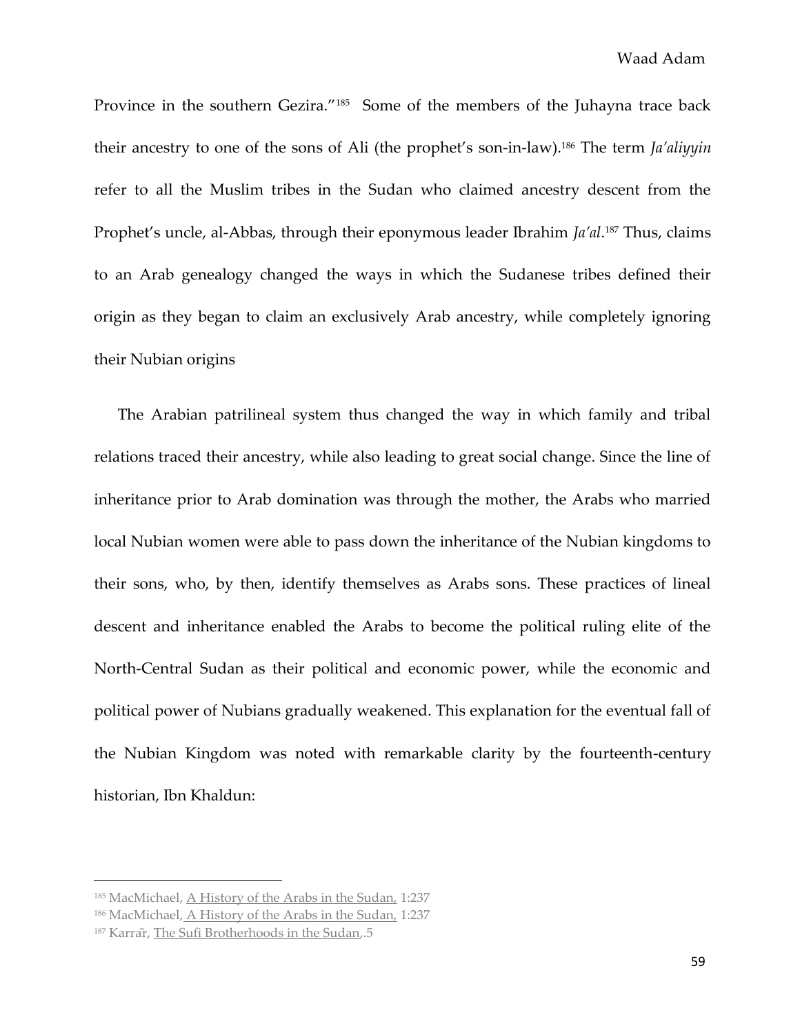Province in the southern Gezira."[185] Some of the members of the Juhayna trace back their ancestry to one of the sons of Ali (the prophet's son-in-law).[186] The term *Ja'aliyyin* refer to all the Muslim tribes in the Sudan who claimed ancestry descent from the Prophet's uncle, al-Abbas, through their eponymous leader Ibrahim *Ja'al*.[187] Thus, claims to an Arab genealogy changed the ways in which the Sudanese tribes defined their origin as they began to claim an exclusively Arab ancestry, while completely ignoring their Nubian origins

The Arabian patrilineal system thus changed the way in which family and tribal relations traced their ancestry, while also leading to great social change. Since the line of inheritance prior to Arab domination was through the mother, the Arabs who married local Nubian women were able to pass down the inheritance of the Nubian kingdoms to their sons, who, by then, identify themselves as Arabs sons. These practices of lineal descent and inheritance enabled the Arabs to become the political ruling elite of the North-Central Sudan as their political and economic power, while the economic and political power of Nubians gradually weakened. This explanation for the eventual fall of the Nubian Kingdom was noted with remarkable clarity by the fourteenth-century historian, Ibn Khaldun:

---

[185] MacMichael, A History of the Arabs in the Sudan, 1:237

[186] MacMichael, A History of the Arabs in the Sudan, 1:237

[187] Karrār, The Sufi Brotherhoods in the Sudan,.5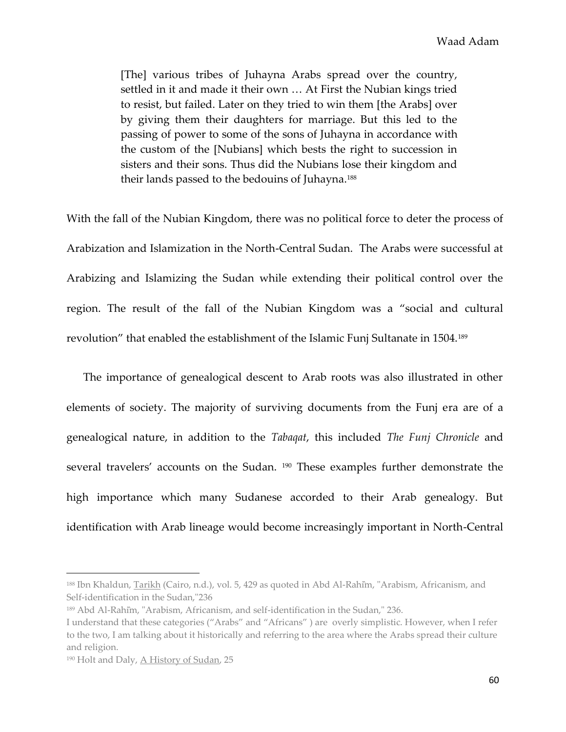> [The] various tribes of Juhayna Arabs spread over the country, settled in it and made it their own … At First the Nubian kings tried to resist, but failed. Later on they tried to win them [the Arabs] over by giving them their daughters for marriage. But this led to the passing of power to some of the sons of Juhayna in accordance with the custom of the [Nubians] which bests the right to succession in sisters and their sons. Thus did the Nubians lose their kingdom and their lands passed to the bedouins of Juhayna.[188]

With the fall of the Nubian Kingdom, there was no political force to deter the process of Arabization and Islamization in the North-Central Sudan. The Arabs were successful at Arabizing and Islamizing the Sudan while extending their political control over the region. The result of the fall of the Nubian Kingdom was a "social and cultural revolution" that enabled the establishment of the Islamic Funj Sultanate in 1504.[189]

The importance of genealogical descent to Arab roots was also illustrated in other elements of society. The majority of surviving documents from the Funj era are of a genealogical nature, in addition to the *Tabaqat*, this included *The Funj Chronicle* and several travelers' accounts on the Sudan. [190] These examples further demonstrate the high importance which many Sudanese accorded to their Arab genealogy. But identification with Arab lineage would become increasingly important in North-Central

---

[188] Ibn Khaldun, Tarikh (Cairo, n.d.), vol. 5, 429 as quoted in Abd Al-Rahīm, "Arabism, Africanism, and Self-identification in the Sudan,"236

[189] Abd Al-Rahīm, "Arabism, Africanism, and self-identification in the Sudan," 236.

I understand that these categories ("Arabs" and "Africans" ) are overly simplistic. However, when I refer to the two, I am talking about it historically and referring to the area where the Arabs spread their culture and religion.

[190] Holt and Daly, A History of Sudan, 25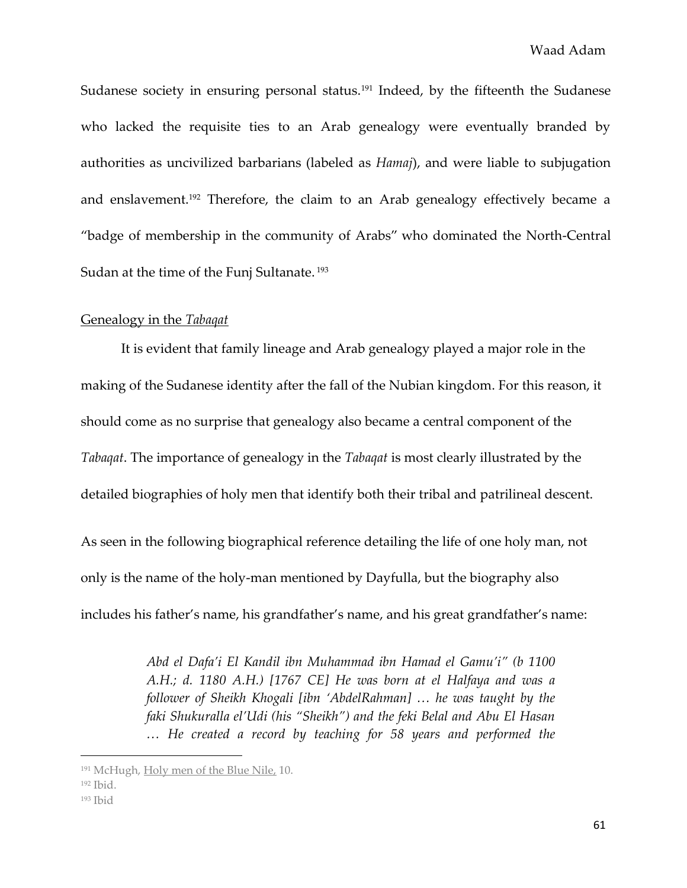Sudanese society in ensuring personal status.[191] Indeed, by the fifteenth the Sudanese who lacked the requisite ties to an Arab genealogy were eventually branded by authorities as uncivilized barbarians (labeled as *Hamaj*), and were liable to subjugation and enslavement.[192] Therefore, the claim to an Arab genealogy effectively became a "badge of membership in the community of Arabs" who dominated the North-Central Sudan at the time of the Funj Sultanate.[193]

Genealogy in the *Tabaqat*

It is evident that family lineage and Arab genealogy played a major role in the making of the Sudanese identity after the fall of the Nubian kingdom. For this reason, it should come as no surprise that genealogy also became a central component of the *Tabaqat*. The importance of genealogy in the *Tabaqat* is most clearly illustrated by the detailed biographies of holy men that identify both their tribal and patrilineal descent.

As seen in the following biographical reference detailing the life of one holy man, not only is the name of the holy-man mentioned by Dayfulla, but the biography also includes his father's name, his grandfather's name, and his great grandfather's name:

> *Abd el Dafa'i El Kandil ibn Muhammad ibn Hamad el Gamu'i" (b 1100 A.H.; d. 1180 A.H.) [1767 CE] He was born at el Halfaya and was a follower of Sheikh Khogali [ibn 'AbdelRahman] … he was taught by the faki Shukuralla el'Udi (his "Sheikh") and the feki Belal and Abu El Hasan … He created a record by teaching for 58 years and performed the*

---

[191] McHugh, Holy men of the Blue Nile, 10.

[192] Ibid.

[193] Ibid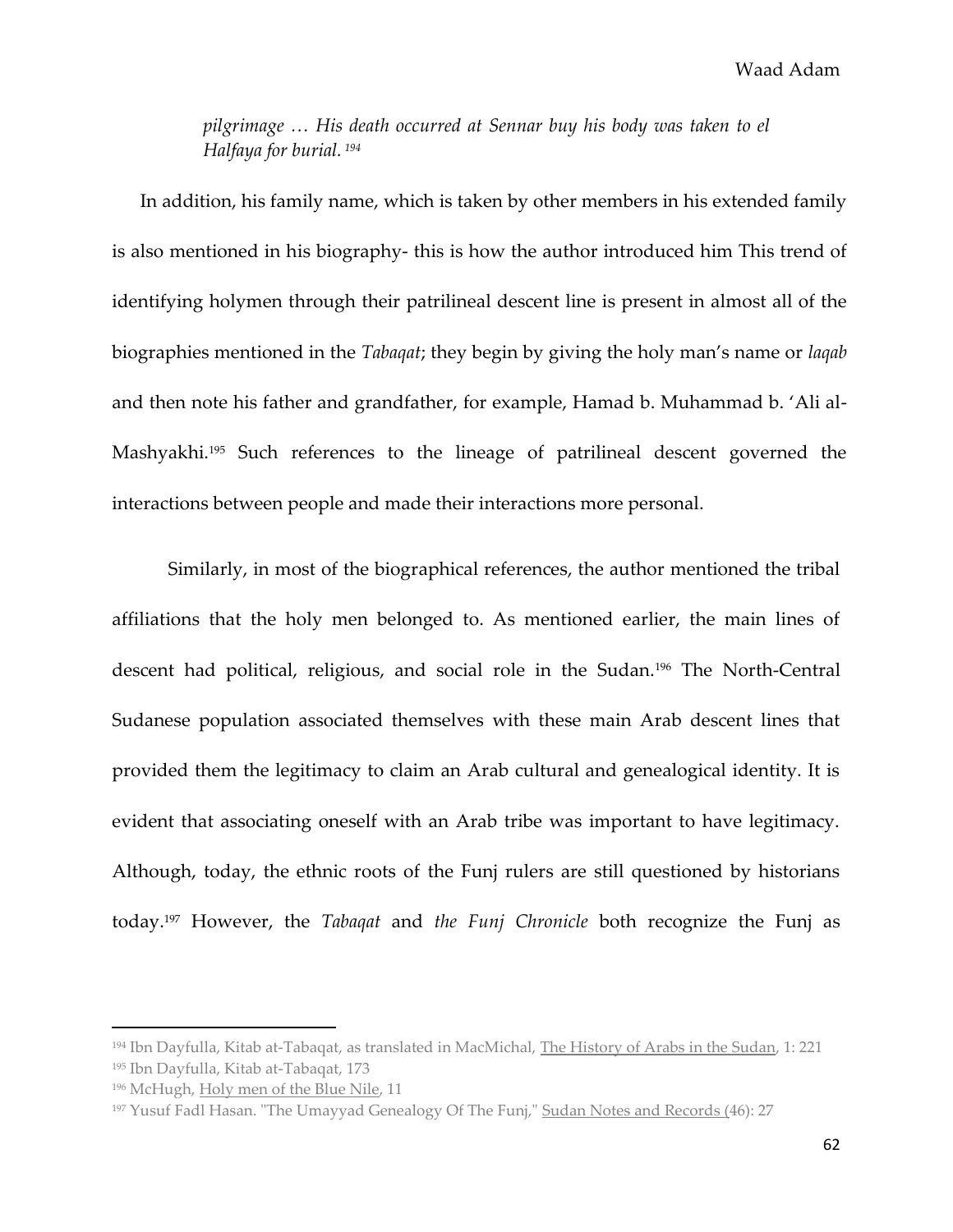*pilgrimage … His death occurred at Sennar buy his body was taken to el Halfaya for burial.* [194]

In addition, his family name, which is taken by other members in his extended family is also mentioned in his biography- this is how the author introduced him This trend of identifying holymen through their patrilineal descent line is present in almost all of the biographies mentioned in the *Tabaqat*; they begin by giving the holy man's name or *laqab* and then note his father and grandfather, for example, Hamad b. Muhammad b. 'Ali al-Mashyakhi.[195] Such references to the lineage of patrilineal descent governed the interactions between people and made their interactions more personal.

Similarly, in most of the biographical references, the author mentioned the tribal affiliations that the holy men belonged to. As mentioned earlier, the main lines of descent had political, religious, and social role in the Sudan.[196] The North-Central Sudanese population associated themselves with these main Arab descent lines that provided them the legitimacy to claim an Arab cultural and genealogical identity. It is evident that associating oneself with an Arab tribe was important to have legitimacy. Although, today, the ethnic roots of the Funj rulers are still questioned by historians today.[197] However, the *Tabaqat* and *the Funj Chronicle* both recognize the Funj as

---

[194] Ibn Dayfulla, Kitab at-Tabaqat, as translated in MacMichal, The History of Arabs in the Sudan, 1: 221

[195] Ibn Dayfulla, Kitab at-Tabaqat, 173

[196] McHugh, Holy men of the Blue Nile, 11

[197] Yusuf Fadl Hasan. "The Umayyad Genealogy Of The Funj," Sudan Notes and Records (46): 27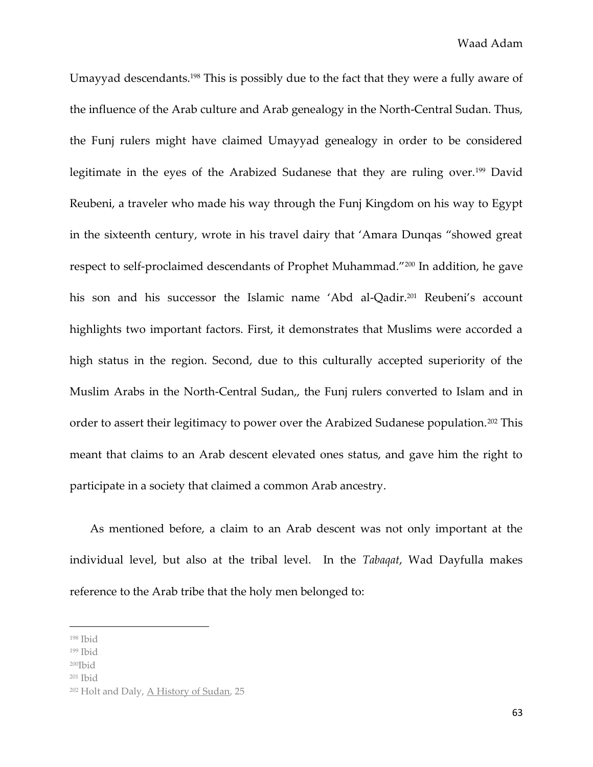Umayyad descendants.[198] This is possibly due to the fact that they were a fully aware of the influence of the Arab culture and Arab genealogy in the North-Central Sudan. Thus, the Funj rulers might have claimed Umayyad genealogy in order to be considered legitimate in the eyes of the Arabized Sudanese that they are ruling over.[199] David Reubeni, a traveler who made his way through the Funj Kingdom on his way to Egypt in the sixteenth century, wrote in his travel dairy that 'Amara Dunqas "showed great respect to self-proclaimed descendants of Prophet Muhammad."[200] In addition, he gave his son and his successor the Islamic name 'Abd al-Qadir.[201] Reubeni's account highlights two important factors. First, it demonstrates that Muslims were accorded a high status in the region. Second, due to this culturally accepted superiority of the Muslim Arabs in the North-Central Sudan,, the Funj rulers converted to Islam and in order to assert their legitimacy to power over the Arabized Sudanese population.[202] This meant that claims to an Arab descent elevated ones status, and gave him the right to participate in a society that claimed a common Arab ancestry.

As mentioned before, a claim to an Arab descent was not only important at the individual level, but also at the tribal level. In the *Tabaqat*, Wad Dayfulla makes reference to the Arab tribe that the holy men belonged to:

---

[198] Ibid

[199] Ibid

[200] Ibid

[201] Ibid

[202] Holt and Daly, A History of Sudan, 25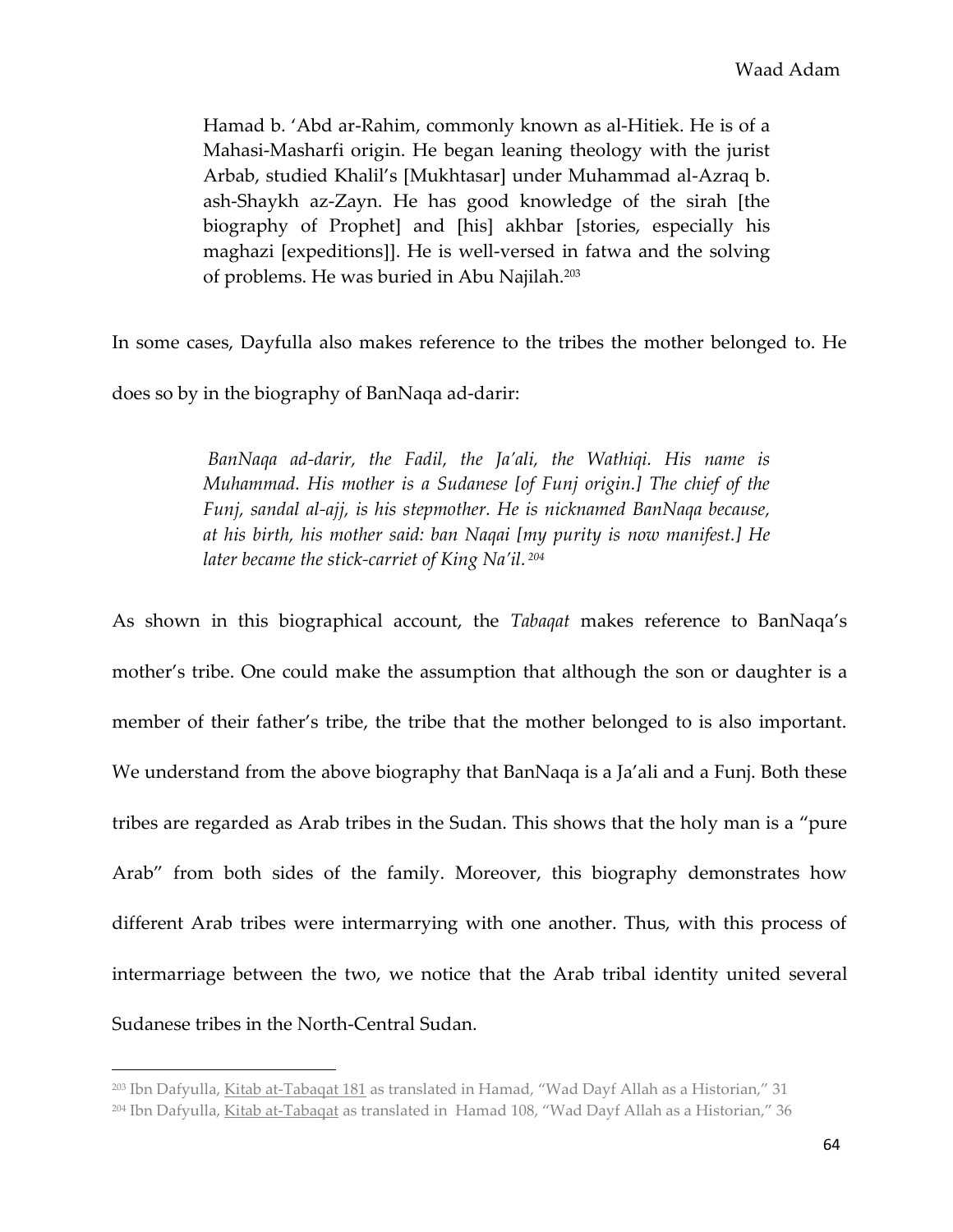> Hamad b. 'Abd ar-Rahim, commonly known as al-Hitiek. He is of a Mahasi-Masharfi origin. He began leaning theology with the jurist Arbab, studied Khalil's [Mukhtasar] under Muhammad al-Azraq b. ash-Shaykh az-Zayn. He has good knowledge of the sirah [the biography of Prophet] and [his] akhbar [stories, especially his maghazi [expeditions]]. He is well-versed in fatwa and the solving of problems. He was buried in Abu Najilah.[203]

In some cases, Dayfulla also makes reference to the tribes the mother belonged to. He does so by in the biography of BanNaqa ad-darir:

> *BanNaqa ad-darir, the Fadil, the Ja'ali, the Wathiqi. His name is Muhammad. His mother is a Sudanese [of Funj origin.] The chief of the Funj, sandal al-ajj, is his stepmother. He is nicknamed BanNaqa because, at his birth, his mother said: ban Naqai [my purity is now manifest.] He later became the stick-carriet of King Na'il.*[204]

As shown in this biographical account, the *Tabaqat* makes reference to BanNaqa's mother's tribe. One could make the assumption that although the son or daughter is a member of their father's tribe, the tribe that the mother belonged to is also important. We understand from the above biography that BanNaqa is a Ja'ali and a Funj. Both these tribes are regarded as Arab tribes in the Sudan. This shows that the holy man is a "pure Arab" from both sides of the family. Moreover, this biography demonstrates how different Arab tribes were intermarrying with one another. Thus, with this process of intermarriage between the two, we notice that the Arab tribal identity united several Sudanese tribes in the North-Central Sudan.

---

[203] Ibn Dafyulla, Kitab at-Tabaqat 181 as translated in Hamad, "Wad Dayf Allah as a Historian," 31

[204] Ibn Dafyulla, Kitab at-Tabaqat as translated in Hamad 108, "Wad Dayf Allah as a Historian," 36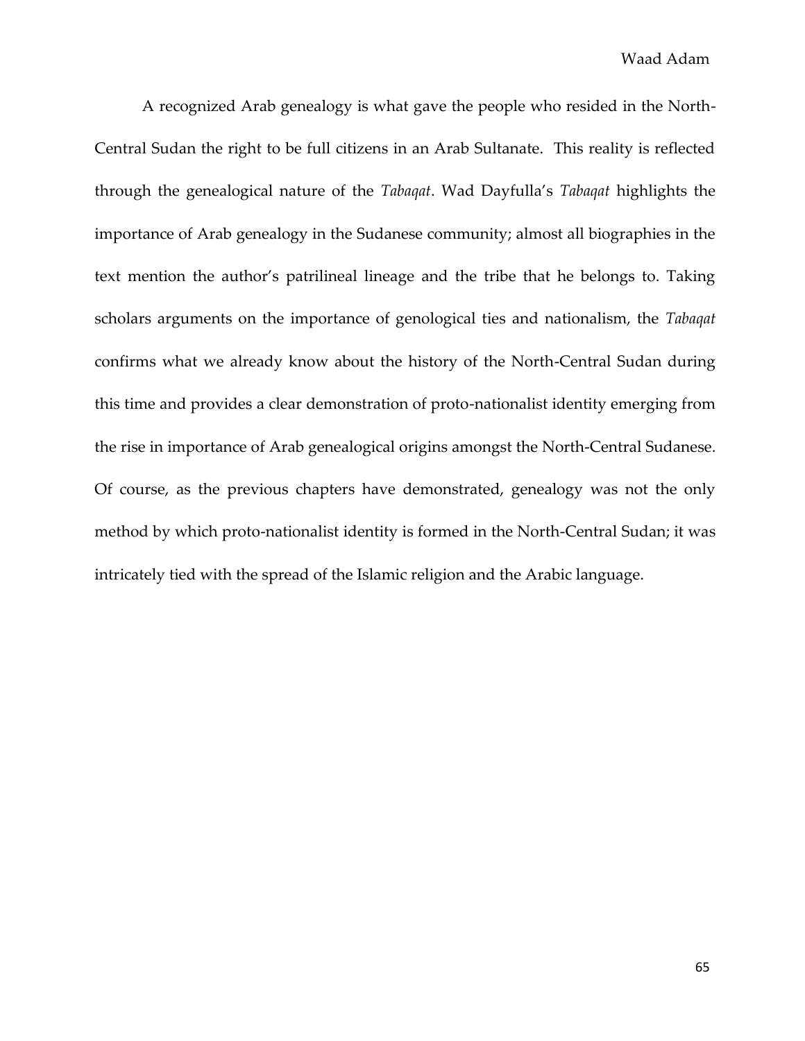A recognized Arab genealogy is what gave the people who resided in the North-Central Sudan the right to be full citizens in an Arab Sultanate. This reality is reflected through the genealogical nature of the *Tabaqat*. Wad Dayfulla's *Tabaqat* highlights the importance of Arab genealogy in the Sudanese community; almost all biographies in the text mention the author's patrilineal lineage and the tribe that he belongs to. Taking scholars arguments on the importance of genological ties and nationalism, the *Tabaqat* confirms what we already know about the history of the North-Central Sudan during this time and provides a clear demonstration of proto-nationalist identity emerging from the rise in importance of Arab genealogical origins amongst the North-Central Sudanese. Of course, as the previous chapters have demonstrated, genealogy was not the only method by which proto-nationalist identity is formed in the North-Central Sudan; it was intricately tied with the spread of the Islamic religion and the Arabic language.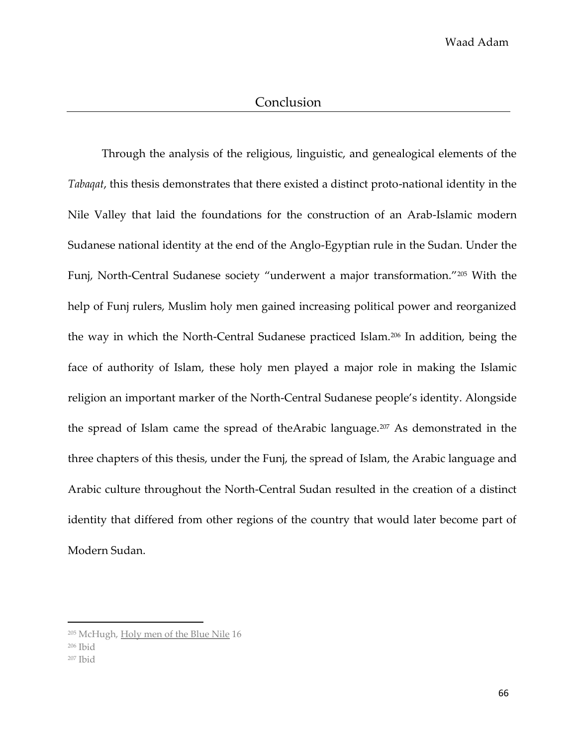# Conclusion

Through the analysis of the religious, linguistic, and genealogical elements of the *Tabaqat*, this thesis demonstrates that there existed a distinct proto-national identity in the Nile Valley that laid the foundations for the construction of an Arab-Islamic modern Sudanese national identity at the end of the Anglo-Egyptian rule in the Sudan. Under the Funj, North-Central Sudanese society "underwent a major transformation."[205] With the help of Funj rulers, Muslim holy men gained increasing political power and reorganized the way in which the North-Central Sudanese practiced Islam.[206] In addition, being the face of authority of Islam, these holy men played a major role in making the Islamic religion an important marker of the North-Central Sudanese people's identity. Alongside the spread of Islam came the spread of theArabic language.[207] As demonstrated in the three chapters of this thesis, under the Funj, the spread of Islam, the Arabic language and Arabic culture throughout the North-Central Sudan resulted in the creation of a distinct identity that differed from other regions of the country that would later become part of Modern Sudan.

---

[205] McHugh, Holy men of the Blue Nile 16

[206] Ibid

[207] Ibid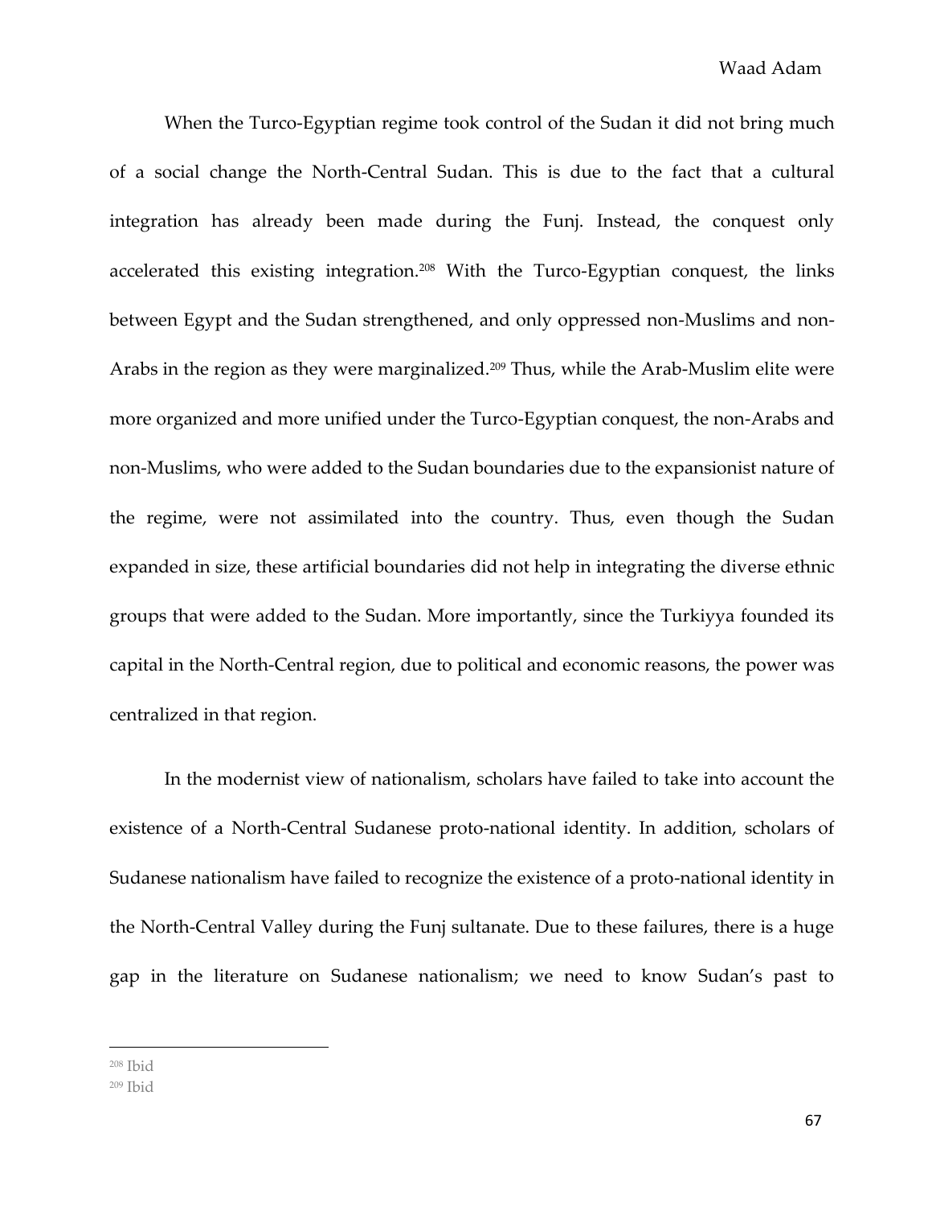When the Turco-Egyptian regime took control of the Sudan it did not bring much of a social change the North-Central Sudan. This is due to the fact that a cultural integration has already been made during the Funj. Instead, the conquest only accelerated this existing integration.[208] With the Turco-Egyptian conquest, the links between Egypt and the Sudan strengthened, and only oppressed non-Muslims and non-Arabs in the region as they were marginalized.[209] Thus, while the Arab-Muslim elite were more organized and more unified under the Turco-Egyptian conquest, the non-Arabs and non-Muslims, who were added to the Sudan boundaries due to the expansionist nature of the regime, were not assimilated into the country. Thus, even though the Sudan expanded in size, these artificial boundaries did not help in integrating the diverse ethnic groups that were added to the Sudan. More importantly, since the Turkiyya founded its capital in the North-Central region, due to political and economic reasons, the power was centralized in that region.

In the modernist view of nationalism, scholars have failed to take into account the existence of a North-Central Sudanese proto-national identity. In addition, scholars of Sudanese nationalism have failed to recognize the existence of a proto-national identity in the North-Central Valley during the Funj sultanate. Due to these failures, there is a huge gap in the literature on Sudanese nationalism; we need to know Sudan's past to

[208] Ibid

[209] Ibid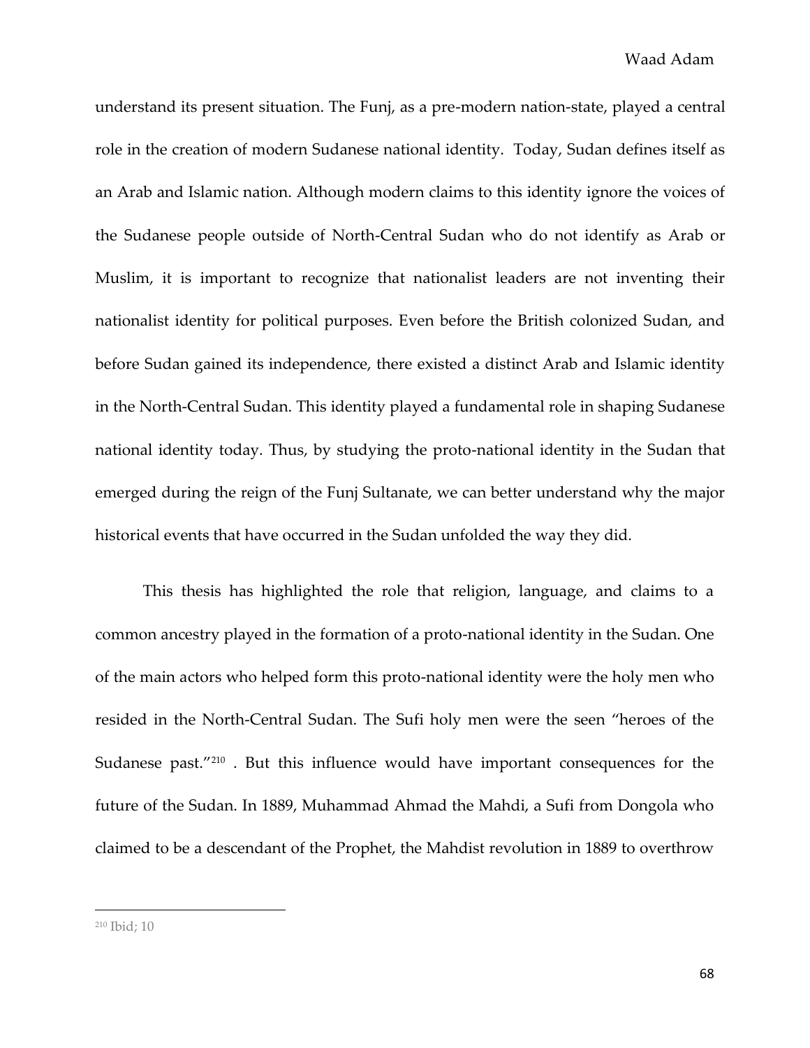understand its present situation. The Funj, as a pre-modern nation-state, played a central role in the creation of modern Sudanese national identity. Today, Sudan defines itself as an Arab and Islamic nation. Although modern claims to this identity ignore the voices of the Sudanese people outside of North-Central Sudan who do not identify as Arab or Muslim, it is important to recognize that nationalist leaders are not inventing their nationalist identity for political purposes. Even before the British colonized Sudan, and before Sudan gained its independence, there existed a distinct Arab and Islamic identity in the North-Central Sudan. This identity played a fundamental role in shaping Sudanese national identity today. Thus, by studying the proto-national identity in the Sudan that emerged during the reign of the Funj Sultanate, we can better understand why the major historical events that have occurred in the Sudan unfolded the way they did.

This thesis has highlighted the role that religion, language, and claims to a common ancestry played in the formation of a proto-national identity in the Sudan. One of the main actors who helped form this proto-national identity were the holy men who resided in the North-Central Sudan. The Sufi holy men were the seen "heroes of the Sudanese past."[210] . But this influence would have important consequences for the future of the Sudan. In 1889, Muhammad Ahmad the Mahdi, a Sufi from Dongola who claimed to be a descendant of the Prophet, the Mahdist revolution in 1889 to overthrow

[210] Ibid; 10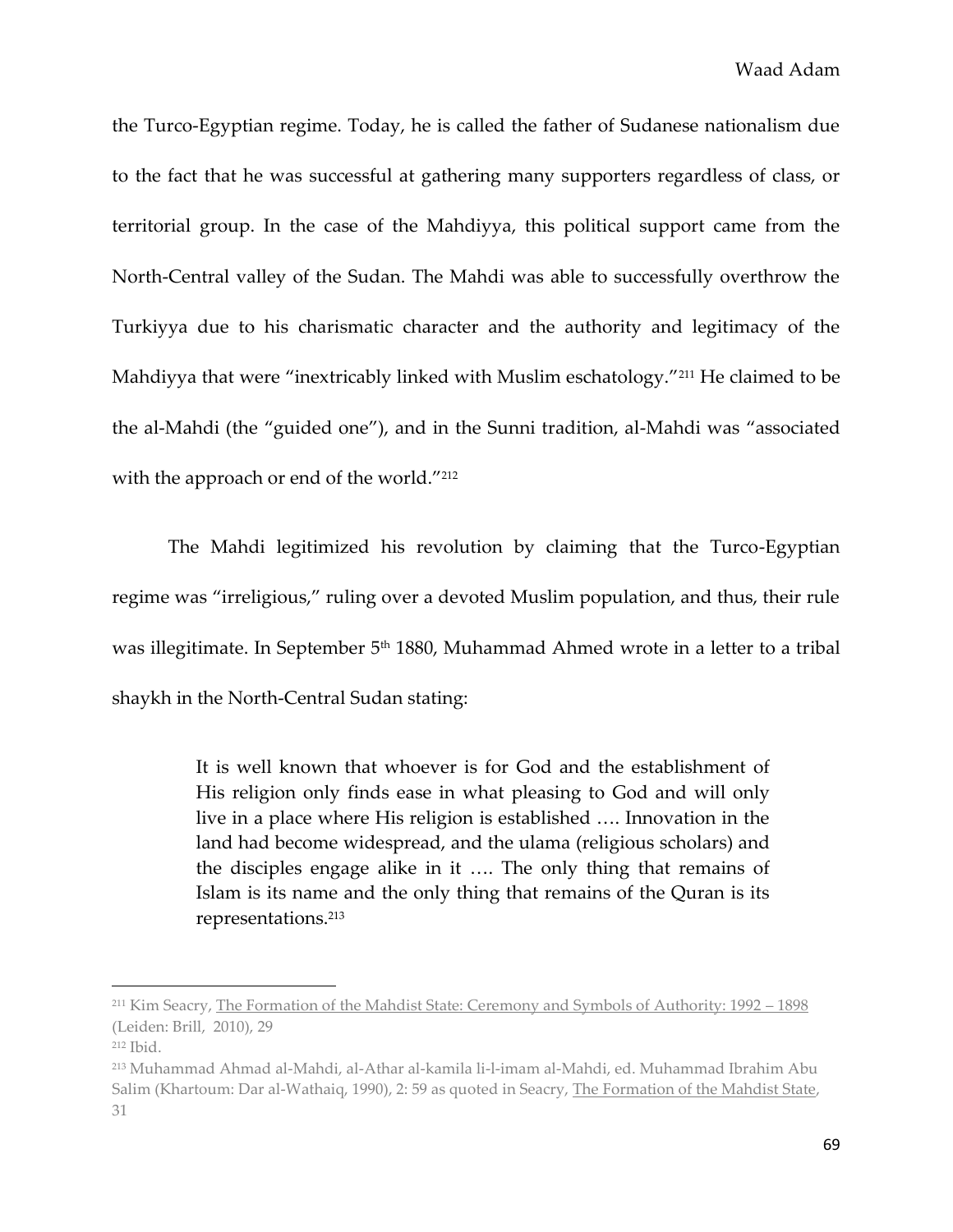the Turco-Egyptian regime. Today, he is called the father of Sudanese nationalism due to the fact that he was successful at gathering many supporters regardless of class, or territorial group. In the case of the Mahdiyya, this political support came from the North-Central valley of the Sudan. The Mahdi was able to successfully overthrow the Turkiyya due to his charismatic character and the authority and legitimacy of the Mahdiyya that were "inextricably linked with Muslim eschatology."[211] He claimed to be the al-Mahdi (the "guided one"), and in the Sunni tradition, al-Mahdi was "associated with the approach or end of the world."[212]

The Mahdi legitimized his revolution by claiming that the Turco-Egyptian regime was "irreligious," ruling over a devoted Muslim population, and thus, their rule was illegitimate. In September 5th 1880, Muhammad Ahmed wrote in a letter to a tribal shaykh in the North-Central Sudan stating:

> It is well known that whoever is for God and the establishment of His religion only finds ease in what pleasing to God and will only live in a place where His religion is established …. Innovation in the land had become widespread, and the ulama (religious scholars) and the disciples engage alike in it …. The only thing that remains of Islam is its name and the only thing that remains of the Quran is its representations.[213]

---

[211] Kim Seacry, The Formation of the Mahdist State: Ceremony and Symbols of Authority: 1992 – 1898 (Leiden: Brill, 2010), 29

[212] Ibid.

[213] Muhammad Ahmad al-Mahdi, al-Athar al-kamila li-l-imam al-Mahdi, ed. Muhammad Ibrahim Abu Salim (Khartoum: Dar al-Wathaiq, 1990), 2: 59 as quoted in Seacry, The Formation of the Mahdist State, 31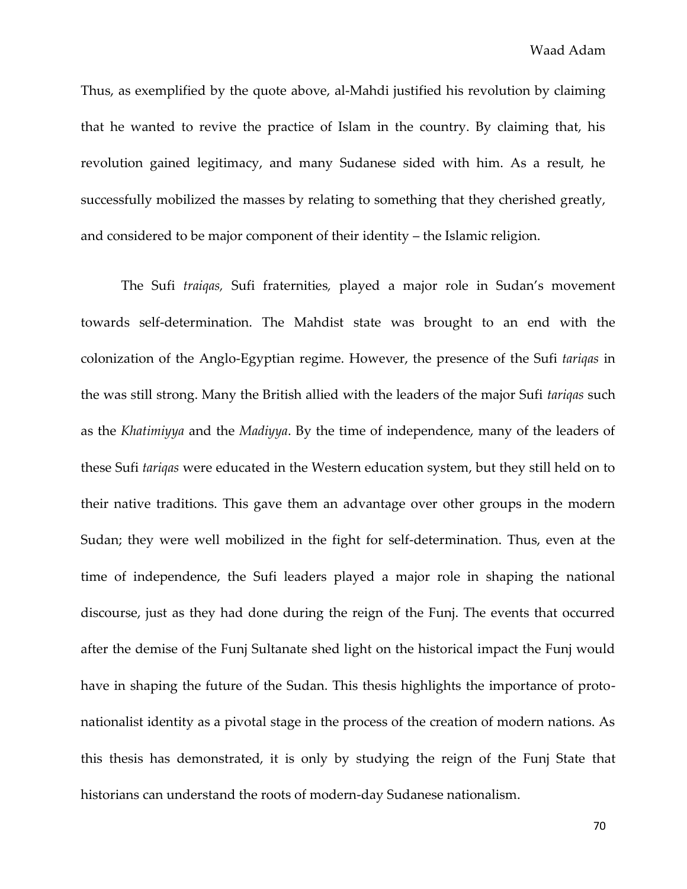Thus, as exemplified by the quote above, al-Mahdi justified his revolution by claiming that he wanted to revive the practice of Islam in the country. By claiming that, his revolution gained legitimacy, and many Sudanese sided with him. As a result, he successfully mobilized the masses by relating to something that they cherished greatly, and considered to be major component of their identity – the Islamic religion.

The Sufi *traiqas,* Sufi fraternities*,* played a major role in Sudan's movement towards self-determination. The Mahdist state was brought to an end with the colonization of the Anglo-Egyptian regime. However, the presence of the Sufi *tariqas* in the was still strong. Many the British allied with the leaders of the major Sufi *tariqas* such as the *Khatimiyya* and the *Madiyya*. By the time of independence, many of the leaders of these Sufi *tariqas* were educated in the Western education system, but they still held on to their native traditions. This gave them an advantage over other groups in the modern Sudan; they were well mobilized in the fight for self-determination. Thus, even at the time of independence, the Sufi leaders played a major role in shaping the national discourse, just as they had done during the reign of the Funj. The events that occurred after the demise of the Funj Sultanate shed light on the historical impact the Funj would have in shaping the future of the Sudan. This thesis highlights the importance of proto-nationalist identity as a pivotal stage in the process of the creation of modern nations. As this thesis has demonstrated, it is only by studying the reign of the Funj State that historians can understand the roots of modern-day Sudanese nationalism.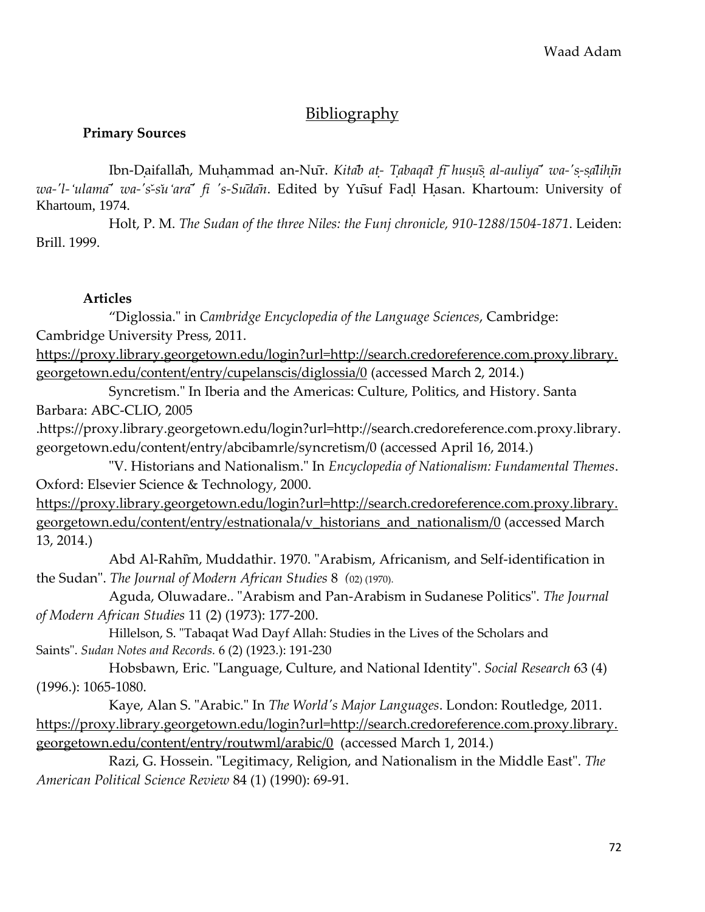## Bibliography

**Primary Sources**

Ibn-Ḍaifallāh, Muḥammad an-Nūr. *Kitāb aṭ- Ṭabaqāt fī huṣūṣ al-auliyā̕ wa-'ṣ-ṣāliḥīn wa-'l-'ulamā̕ wa-'š-šu'arā̕ fi 's-Sūdān*. Edited by Yūsuf Faḍl Ḥasan. Khartoum: University of Khartoum, 1974.

Holt, P. M. *The Sudan of the three Niles: the Funj chronicle, 910-1288/1504-1871*. Leiden: Brill. 1999.

**Articles**

"Diglossia." in *Cambridge Encyclopedia of the Language Sciences*, Cambridge: Cambridge University Press, 2011. https://proxy.library.georgetown.edu/login?url=http://search.credoreference.com.proxy.library.georgetown.edu/content/entry/cupelanscis/diglossia/0 (accessed March 2, 2014.)

Syncretism." In Iberia and the Americas: Culture, Politics, and History. Santa Barbara: ABC-CLIO, 2005 .https://proxy.library.georgetown.edu/login?url=http://search.credoreference.com.proxy.library.georgetown.edu/content/entry/abcibamrle/syncretism/0 (accessed April 16, 2014.)

"V. Historians and Nationalism." In *Encyclopedia of Nationalism: Fundamental Themes*. Oxford: Elsevier Science & Technology, 2000. https://proxy.library.georgetown.edu/login?url=http://search.credoreference.com.proxy.library.georgetown.edu/content/entry/estnationala/v_historians_and_nationalism/0 (accessed March 13, 2014.)

Abd Al-Rahīm, Muddathir. 1970. "Arabism, Africanism, and Self-identification in the Sudan". *The Journal of Modern African Studies* 8 (02) (1970).

Aguda, Oluwadare.. "Arabism and Pan-Arabism in Sudanese Politics". *The Journal of Modern African Studies* 11 (2) (1973): 177-200.

Hillelson, S. "Tabaqat Wad Dayf Allah: Studies in the Lives of the Scholars and Saints". *Sudan Notes and Records.* 6 (2) (1923.): 191-230

Hobsbawn, Eric. "Language, Culture, and National Identity". *Social Research* 63 (4) (1996.): 1065-1080.

Kaye, Alan S. "Arabic." In *The World's Major Languages*. London: Routledge, 2011. https://proxy.library.georgetown.edu/login?url=http://search.credoreference.com.proxy.library.georgetown.edu/content/entry/routwml/arabic/0 (accessed March 1, 2014.)

Razi, G. Hossein. "Legitimacy, Religion, and Nationalism in the Middle East". *The American Political Science Review* 84 (1) (1990): 69-91.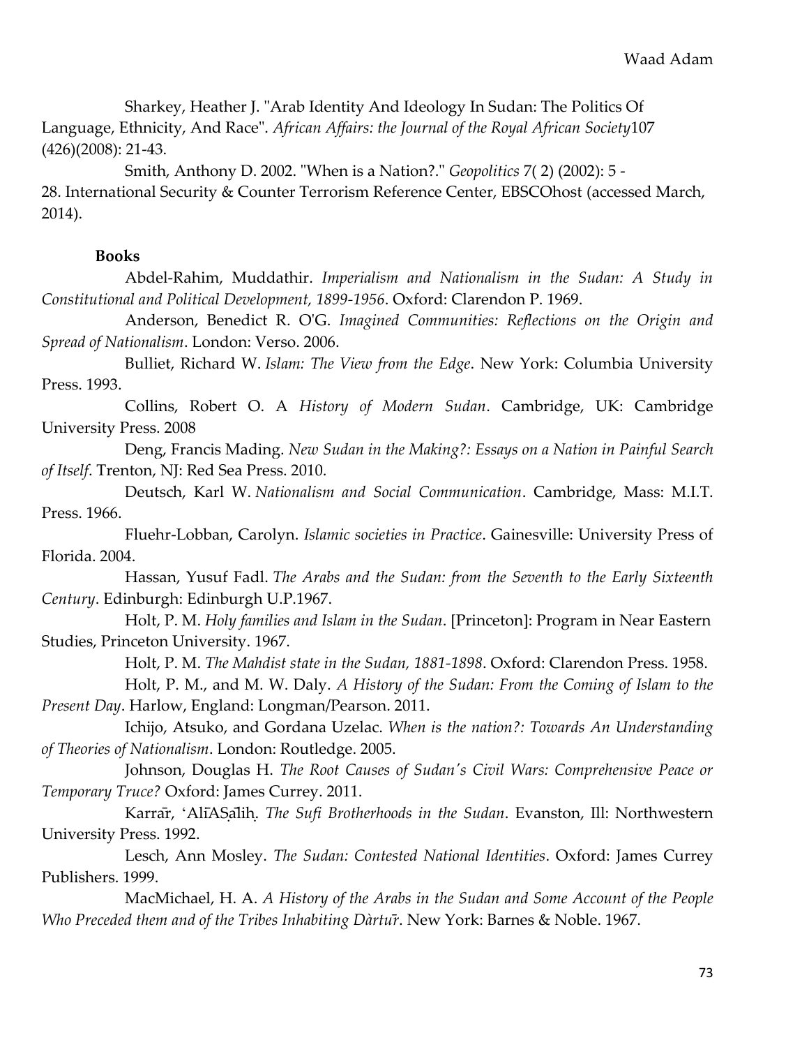Sharkey, Heather J. "Arab Identity And Ideology In Sudan: The Politics Of Language, Ethnicity, And Race". *African Affairs: the Journal of the Royal African Society*107 (426)(2008): 21-43.

Smith, Anthony D. 2002. "When is a Nation?." *Geopolitics* 7( 2) (2002): 5 - 28. International Security & Counter Terrorism Reference Center, EBSCOhost (accessed March, 2014).

**Books**

Abdel-Rahim, Muddathir. *Imperialism and Nationalism in the Sudan: A Study in Constitutional and Political Development, 1899-1956*. Oxford: Clarendon P. 1969.

Anderson, Benedict R. O'G. *Imagined Communities: Reflections on the Origin and Spread of Nationalism*. London: Verso. 2006.

Bulliet, Richard W. *Islam: The View from the Edge*. New York: Columbia University Press. 1993.

Collins, Robert O. A *History of Modern Sudan*. Cambridge, UK: Cambridge University Press. 2008

Deng, Francis Mading. *New Sudan in the Making?: Essays on a Nation in Painful Search of Itself*. Trenton, NJ: Red Sea Press. 2010.

Deutsch, Karl W. *Nationalism and Social Communication*. Cambridge, Mass: M.I.T. Press. 1966.

Fluehr-Lobban, Carolyn. *Islamic societies in Practice*. Gainesville: University Press of Florida. 2004.

Hassan, Yusuf Fadl. *The Arabs and the Sudan: from the Seventh to the Early Sixteenth Century*. Edinburgh: Edinburgh U.P.1967.

Holt, P. M. *Holy families and Islam in the Sudan*. [Princeton]: Program in Near Eastern Studies, Princeton University. 1967.

Holt, P. M. *The Mahdist state in the Sudan, 1881-1898*. Oxford: Clarendon Press. 1958.

Holt, P. M., and M. W. Daly. *A History of the Sudan: From the Coming of Islam to the Present Day*. Harlow, England: Longman/Pearson. 2011.

Ichijo, Atsuko, and Gordana Uzelac. *When is the nation?: Towards An Understanding of Theories of Nationalism*. London: Routledge. 2005.

Johnson, Douglas H. *The Root Causes of Sudan's Civil Wars: Comprehensive Peace or Temporary Truce?* Oxford: James Currey. 2011.

Karrār, ʻAlīAṢālih. *The Sufi Brotherhoods in the Sudan*. Evanston, Ill: Northwestern University Press. 1992.

Lesch, Ann Mosley. *The Sudan: Contested National Identities*. Oxford: James Currey Publishers. 1999.

MacMichael, H. A. *A History of the Arabs in the Sudan and Some Account of the People Who Preceded them and of the Tribes Inhabiting Dàrtūr*. New York: Barnes & Noble. 1967.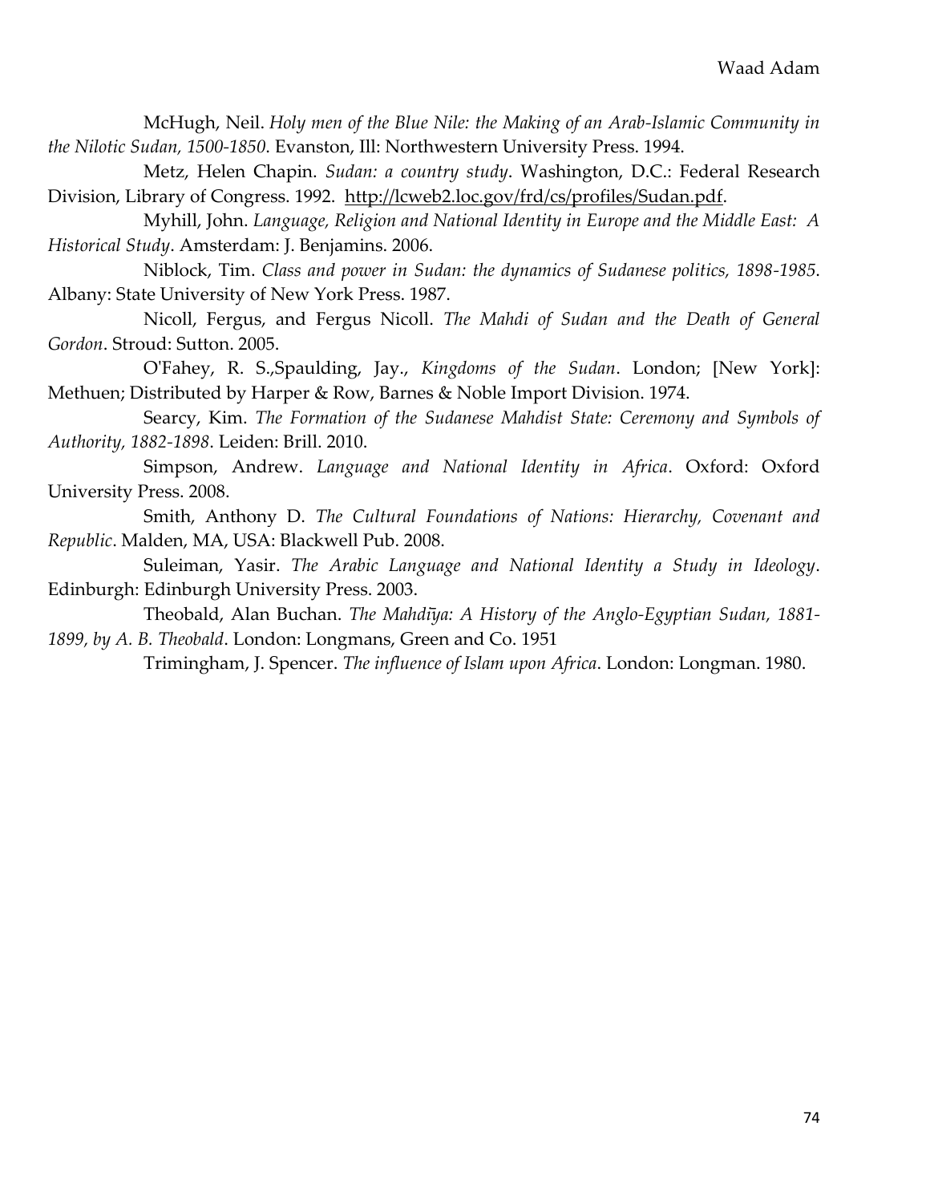McHugh, Neil. *Holy men of the Blue Nile: the Making of an Arab-Islamic Community in the Nilotic Sudan, 1500-1850*. Evanston, Ill: Northwestern University Press. 1994.

Metz, Helen Chapin. *Sudan: a country study*. Washington, D.C.: Federal Research Division, Library of Congress. 1992. http://lcweb2.loc.gov/frd/cs/profiles/Sudan.pdf.

Myhill, John. *Language, Religion and National Identity in Europe and the Middle East: A Historical Study*. Amsterdam: J. Benjamins. 2006.

Niblock, Tim. *Class and power in Sudan: the dynamics of Sudanese politics, 1898-1985*. Albany: State University of New York Press. 1987.

Nicoll, Fergus, and Fergus Nicoll. *The Mahdi of Sudan and the Death of General Gordon*. Stroud: Sutton. 2005.

O'Fahey, R. S.,Spaulding, Jay., *Kingdoms of the Sudan*. London; [New York]: Methuen; Distributed by Harper & Row, Barnes & Noble Import Division. 1974.

Searcy, Kim. *The Formation of the Sudanese Mahdist State: Ceremony and Symbols of Authority, 1882-1898*. Leiden: Brill. 2010.

Simpson, Andrew. *Language and National Identity in Africa*. Oxford: Oxford University Press. 2008.

Smith, Anthony D. *The Cultural Foundations of Nations: Hierarchy, Covenant and Republic*. Malden, MA, USA: Blackwell Pub. 2008.

Suleiman, Yasir. *The Arabic Language and National Identity a Study in Ideology*. Edinburgh: Edinburgh University Press. 2003.

Theobald, Alan Buchan. *The Mahdīya: A History of the Anglo-Egyptian Sudan, 1881-1899, by A. B. Theobald*. London: Longmans, Green and Co. 1951

Trimingham, J. Spencer. *The influence of Islam upon Africa*. London: Longman. 1980.